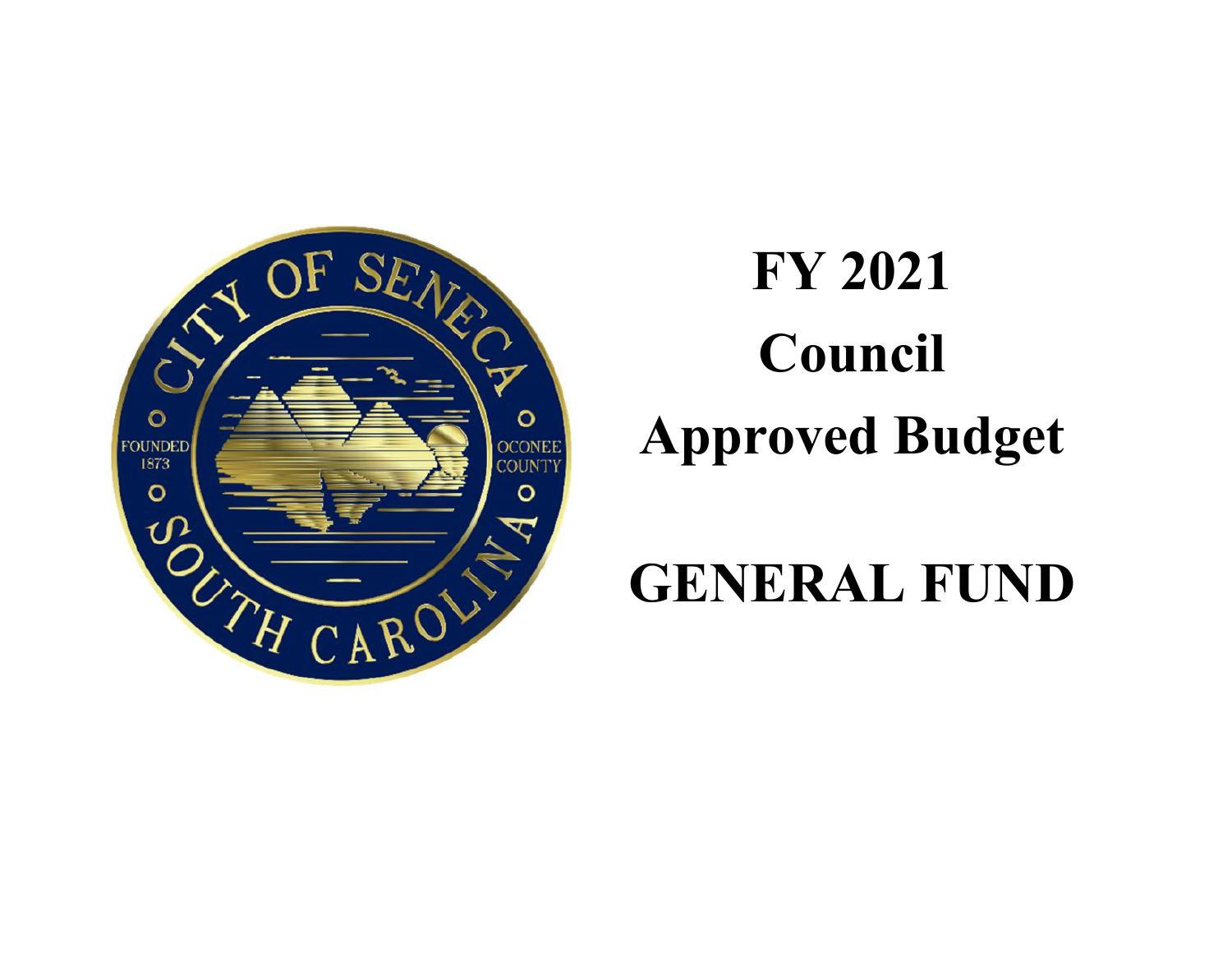# FY 2021

# Council

# Approved Budget

# GENERAL FUND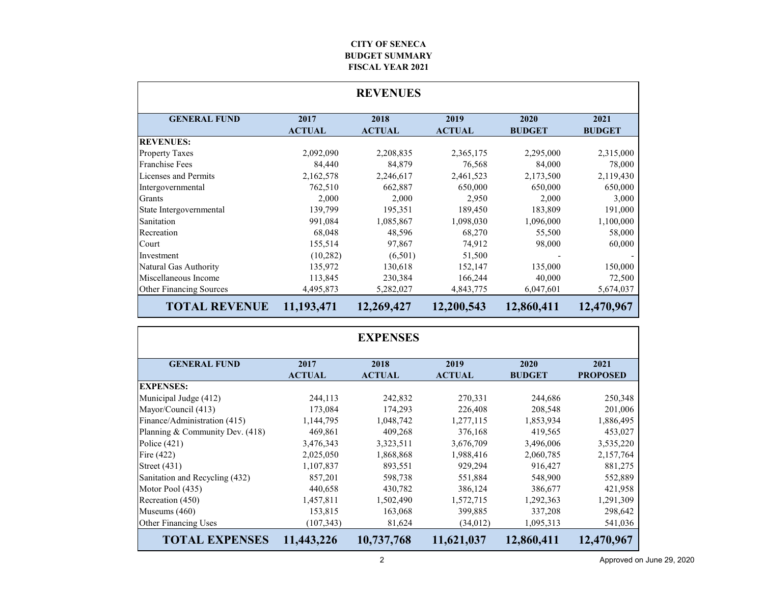**CITY OF SENECA**
**BUDGET SUMMARY**
**FISCAL YEAR 2021**

## REVENUES

| GENERAL FUND | 2017 ACTUAL | 2018 ACTUAL | 2019 ACTUAL | 2020 BUDGET | 2021 BUDGET |
|---|---|---|---|---|---|
| **REVENUES:** | | | | | |
| Property Taxes | 2,092,090 | 2,208,835 | 2,365,175 | 2,295,000 | 2,315,000 |
| Franchise Fees | 84,440 | 84,879 | 76,568 | 84,000 | 78,000 |
| Licenses and Permits | 2,162,578 | 2,246,617 | 2,461,523 | 2,173,500 | 2,119,430 |
| Intergovernmental | 762,510 | 662,887 | 650,000 | 650,000 | 650,000 |
| Grants | 2,000 | 2,000 | 2,950 | 2,000 | 3,000 |
| State Intergovernmental | 139,799 | 195,351 | 189,450 | 183,809 | 191,000 |
| Sanitation | 991,084 | 1,085,867 | 1,098,030 | 1,096,000 | 1,100,000 |
| Recreation | 68,048 | 48,596 | 68,270 | 55,500 | 58,000 |
| Court | 155,514 | 97,867 | 74,912 | 98,000 | 60,000 |
| Investment | (10,282) | (6,501) | 51,500 | - | - |
| Natural Gas Authority | 135,972 | 130,618 | 152,147 | 135,000 | 150,000 |
| Miscellaneous Income | 113,845 | 230,384 | 166,244 | 40,000 | 72,500 |
| Other Financing Sources | 4,495,873 | 5,282,027 | 4,843,775 | 6,047,601 | 5,674,037 |
| **TOTAL REVENUE** | **11,193,471** | **12,269,427** | **12,200,543** | **12,860,411** | **12,470,967** |

## EXPENSES

| GENERAL FUND | 2017 ACTUAL | 2018 ACTUAL | 2019 ACTUAL | 2020 BUDGET | 2021 PROPOSED |
|---|---|---|---|---|---|
| **EXPENSES:** | | | | | |
| Municipal Judge (412) | 244,113 | 242,832 | 270,331 | 244,686 | 250,348 |
| Mayor/Council (413) | 173,084 | 174,293 | 226,408 | 208,548 | 201,006 |
| Finance/Administration (415) | 1,144,795 | 1,048,742 | 1,277,115 | 1,853,934 | 1,886,495 |
| Planning & Community Dev. (418) | 469,861 | 409,268 | 376,168 | 419,565 | 453,027 |
| Police (421) | 3,476,343 | 3,323,511 | 3,676,709 | 3,496,006 | 3,535,220 |
| Fire (422) | 2,025,050 | 1,868,868 | 1,988,416 | 2,060,785 | 2,157,764 |
| Street (431) | 1,107,837 | 893,551 | 929,294 | 916,427 | 881,275 |
| Sanitation and Recycling (432) | 857,201 | 598,738 | 551,884 | 548,900 | 552,889 |
| Motor Pool (435) | 440,658 | 430,782 | 386,124 | 386,677 | 421,958 |
| Recreation (450) | 1,457,811 | 1,502,490 | 1,572,715 | 1,292,363 | 1,291,309 |
| Museums (460) | 153,815 | 163,068 | 399,885 | 337,208 | 298,642 |
| Other Financing Uses | (107,343) | 81,624 | (34,012) | 1,095,313 | 541,036 |
| **TOTAL EXPENSES** | **11,443,226** | **10,737,768** | **11,621,037** | **12,860,411** | **12,470,967** |

Approved on June 29, 2020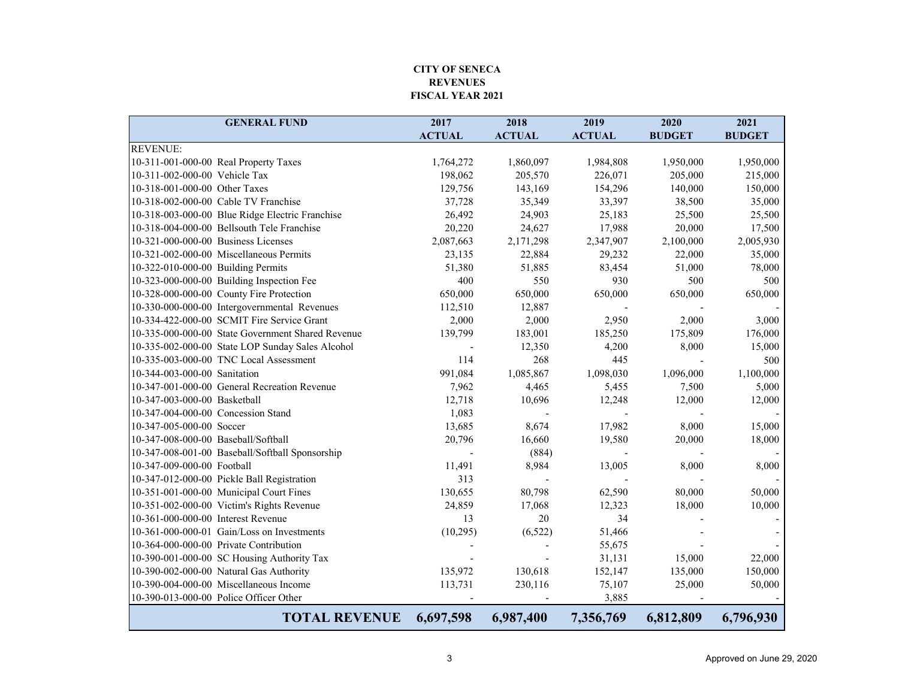**CITY OF SENECA**
**REVENUES**
**FISCAL YEAR 2021**

| GENERAL FUND | 2017 ACTUAL | 2018 ACTUAL | 2019 ACTUAL | 2020 BUDGET | 2021 BUDGET |
|---|---|---|---|---|---|
| REVENUE: | | | | | |
| 10-311-001-000-00 Real Property Taxes | 1,764,272 | 1,860,097 | 1,984,808 | 1,950,000 | 1,950,000 |
| 10-311-002-000-00 Vehicle Tax | 198,062 | 205,570 | 226,071 | 205,000 | 215,000 |
| 10-318-001-000-00 Other Taxes | 129,756 | 143,169 | 154,296 | 140,000 | 150,000 |
| 10-318-002-000-00 Cable TV Franchise | 37,728 | 35,349 | 33,397 | 38,500 | 35,000 |
| 10-318-003-000-00 Blue Ridge Electric Franchise | 26,492 | 24,903 | 25,183 | 25,500 | 25,500 |
| 10-318-004-000-00 Bellsouth Tele Franchise | 20,220 | 24,627 | 17,988 | 20,000 | 17,500 |
| 10-321-000-000-00 Business Licenses | 2,087,663 | 2,171,298 | 2,347,907 | 2,100,000 | 2,005,930 |
| 10-321-002-000-00 Miscellaneous Permits | 23,135 | 22,884 | 29,232 | 22,000 | 35,000 |
| 10-322-010-000-00 Building Permits | 51,380 | 51,885 | 83,454 | 51,000 | 78,000 |
| 10-323-000-000-00 Building Inspection Fee | 400 | 550 | 930 | 500 | 500 |
| 10-328-000-000-00 County Fire Protection | 650,000 | 650,000 | 650,000 | 650,000 | 650,000 |
| 10-330-000-000-00 Intergovernmental Revenues | 112,510 | 12,887 | - | - | - |
| 10-334-422-000-00 SCMIT Fire Service Grant | 2,000 | 2,000 | 2,950 | 2,000 | 3,000 |
| 10-335-000-000-00 State Government Shared Revenue | 139,799 | 183,001 | 185,250 | 175,809 | 176,000 |
| 10-335-002-000-00 State LOP Sunday Sales Alcohol | - | 12,350 | 4,200 | 8,000 | 15,000 |
| 10-335-003-000-00 TNC Local Assessment | 114 | 268 | 445 | - | 500 |
| 10-344-003-000-00 Sanitation | 991,084 | 1,085,867 | 1,098,030 | 1,096,000 | 1,100,000 |
| 10-347-001-000-00 General Recreation Revenue | 7,962 | 4,465 | 5,455 | 7,500 | 5,000 |
| 10-347-003-000-00 Basketball | 12,718 | 10,696 | 12,248 | 12,000 | 12,000 |
| 10-347-004-000-00 Concession Stand | 1,083 | - | - | - | - |
| 10-347-005-000-00 Soccer | 13,685 | 8,674 | 17,982 | 8,000 | 15,000 |
| 10-347-008-000-00 Baseball/Softball | 20,796 | 16,660 | 19,580 | 20,000 | 18,000 |
| 10-347-008-001-00 Baseball/Softball Sponsorship | - | (884) | - | - | - |
| 10-347-009-000-00 Football | 11,491 | 8,984 | 13,005 | 8,000 | 8,000 |
| 10-347-012-000-00 Pickle Ball Registration | 313 | - | - | - | - |
| 10-351-001-000-00 Municipal Court Fines | 130,655 | 80,798 | 62,590 | 80,000 | 50,000 |
| 10-351-002-000-00 Victim's Rights Revenue | 24,859 | 17,068 | 12,323 | 18,000 | 10,000 |
| 10-361-000-000-00 Interest Revenue | 13 | 20 | 34 | - | - |
| 10-361-000-000-01 Gain/Loss on Investments | (10,295) | (6,522) | 51,466 | - | - |
| 10-364-000-000-00 Private Contribution | - | - | 55,675 | - | - |
| 10-390-001-000-00 SC Housing Authority Tax | - | - | 31,131 | 15,000 | 22,000 |
| 10-390-002-000-00 Natural Gas Authority | 135,972 | 130,618 | 152,147 | 135,000 | 150,000 |
| 10-390-004-000-00 Miscellaneous Income | 113,731 | 230,116 | 75,107 | 25,000 | 50,000 |
| 10-390-013-000-00 Police Officer Other | - | - | 3,885 | - | - |
| **TOTAL REVENUE** | **6,697,598** | **6,987,400** | **7,356,769** | **6,812,809** | **6,796,930** |

Approved on June 29, 2020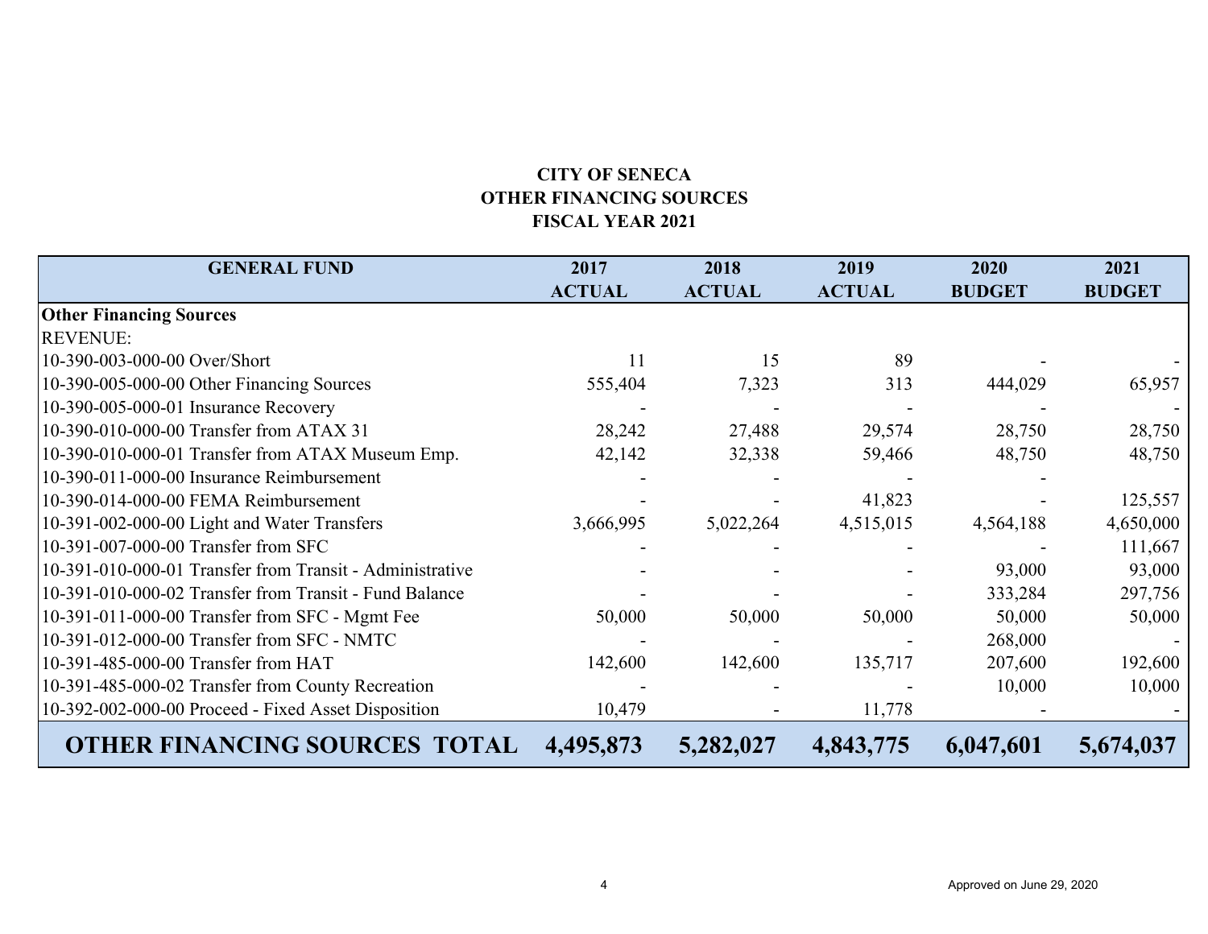# CITY OF SENECA
## OTHER FINANCING SOURCES
## FISCAL YEAR 2021

| GENERAL FUND | 2017 ACTUAL | 2018 ACTUAL | 2019 ACTUAL | 2020 BUDGET | 2021 BUDGET |
|---|---|---|---|---|---|
| **Other Financing Sources** | | | | | |
| REVENUE: | | | | | |
| 10-390-003-000-00 Over/Short | 11 | 15 | 89 | - | - |
| 10-390-005-000-00 Other Financing Sources | 555,404 | 7,323 | 313 | 444,029 | 65,957 |
| 10-390-005-000-01 Insurance Recovery | - | - | - | - | - |
| 10-390-010-000-00 Transfer from ATAX 31 | 28,242 | 27,488 | 29,574 | 28,750 | 28,750 |
| 10-390-010-000-01 Transfer from ATAX Museum Emp. | 42,142 | 32,338 | 59,466 | 48,750 | 48,750 |
| 10-390-011-000-00 Insurance Reimbursement | - | - | - | - | |
| 10-390-014-000-00 FEMA Reimbursement | - | - | 41,823 | - | 125,557 |
| 10-391-002-000-00 Light and Water Transfers | 3,666,995 | 5,022,264 | 4,515,015 | 4,564,188 | 4,650,000 |
| 10-391-007-000-00 Transfer from SFC | - | - | - | - | 111,667 |
| 10-391-010-000-01 Transfer from Transit - Administrative | - | - | - | 93,000 | 93,000 |
| 10-391-010-000-02 Transfer from Transit - Fund Balance | - | - | - | 333,284 | 297,756 |
| 10-391-011-000-00 Transfer from SFC - Mgmt Fee | 50,000 | 50,000 | 50,000 | 50,000 | 50,000 |
| 10-391-012-000-00 Transfer from SFC - NMTC | - | - | - | 268,000 | - |
| 10-391-485-000-00 Transfer from HAT | 142,600 | 142,600 | 135,717 | 207,600 | 192,600 |
| 10-391-485-000-02 Transfer from County Recreation | - | - | - | 10,000 | 10,000 |
| 10-392-002-000-00 Proceed - Fixed Asset Disposition | 10,479 | - | 11,778 | - | - |
| **OTHER FINANCING SOURCES TOTAL** | **4,495,873** | **5,282,027** | **4,843,775** | **6,047,601** | **5,674,037** |

Approved on June 29, 2020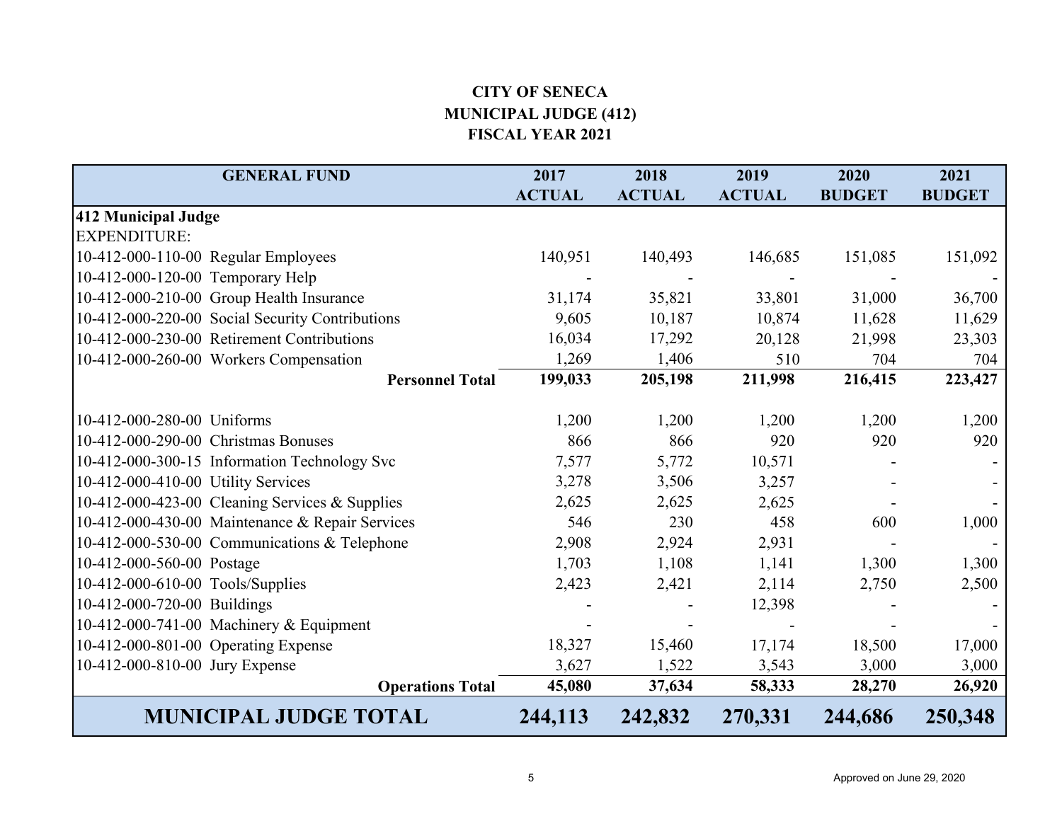# CITY OF SENECA
## MUNICIPAL JUDGE (412)
## FISCAL YEAR 2021

| GENERAL FUND | 2017 ACTUAL | 2018 ACTUAL | 2019 ACTUAL | 2020 BUDGET | 2021 BUDGET |
|---|---|---|---|---|---|
| **412 Municipal Judge** | | | | | |
| EXPENDITURE: | | | | | |
| 10-412-000-110-00 Regular Employees | 140,951 | 140,493 | 146,685 | 151,085 | 151,092 |
| 10-412-000-120-00 Temporary Help | - | - | - | - | - |
| 10-412-000-210-00 Group Health Insurance | 31,174 | 35,821 | 33,801 | 31,000 | 36,700 |
| 10-412-000-220-00 Social Security Contributions | 9,605 | 10,187 | 10,874 | 11,628 | 11,629 |
| 10-412-000-230-00 Retirement Contributions | 16,034 | 17,292 | 20,128 | 21,998 | 23,303 |
| 10-412-000-260-00 Workers Compensation | 1,269 | 1,406 | 510 | 704 | 704 |
| **Personnel Total** | **199,033** | **205,198** | **211,998** | **216,415** | **223,427** |
| 10-412-000-280-00 Uniforms | 1,200 | 1,200 | 1,200 | 1,200 | 1,200 |
| 10-412-000-290-00 Christmas Bonuses | 866 | 866 | 920 | 920 | 920 |
| 10-412-000-300-15 Information Technology Svc | 7,577 | 5,772 | 10,571 | - | - |
| 10-412-000-410-00 Utility Services | 3,278 | 3,506 | 3,257 | - | - |
| 10-412-000-423-00 Cleaning Services & Supplies | 2,625 | 2,625 | 2,625 | - | - |
| 10-412-000-430-00 Maintenance & Repair Services | 546 | 230 | 458 | 600 | 1,000 |
| 10-412-000-530-00 Communications & Telephone | 2,908 | 2,924 | 2,931 | - | - |
| 10-412-000-560-00 Postage | 1,703 | 1,108 | 1,141 | 1,300 | 1,300 |
| 10-412-000-610-00 Tools/Supplies | 2,423 | 2,421 | 2,114 | 2,750 | 2,500 |
| 10-412-000-720-00 Buildings | - | - | 12,398 | - | - |
| 10-412-000-741-00 Machinery & Equipment | - | - | - | - | - |
| 10-412-000-801-00 Operating Expense | 18,327 | 15,460 | 17,174 | 18,500 | 17,000 |
| 10-412-000-810-00 Jury Expense | 3,627 | 1,522 | 3,543 | 3,000 | 3,000 |
| **Operations Total** | **45,080** | **37,634** | **58,333** | **28,270** | **26,920** |
| **MUNICIPAL JUDGE TOTAL** | **244,113** | **242,832** | **270,331** | **244,686** | **250,348** |

Approved on June 29, 2020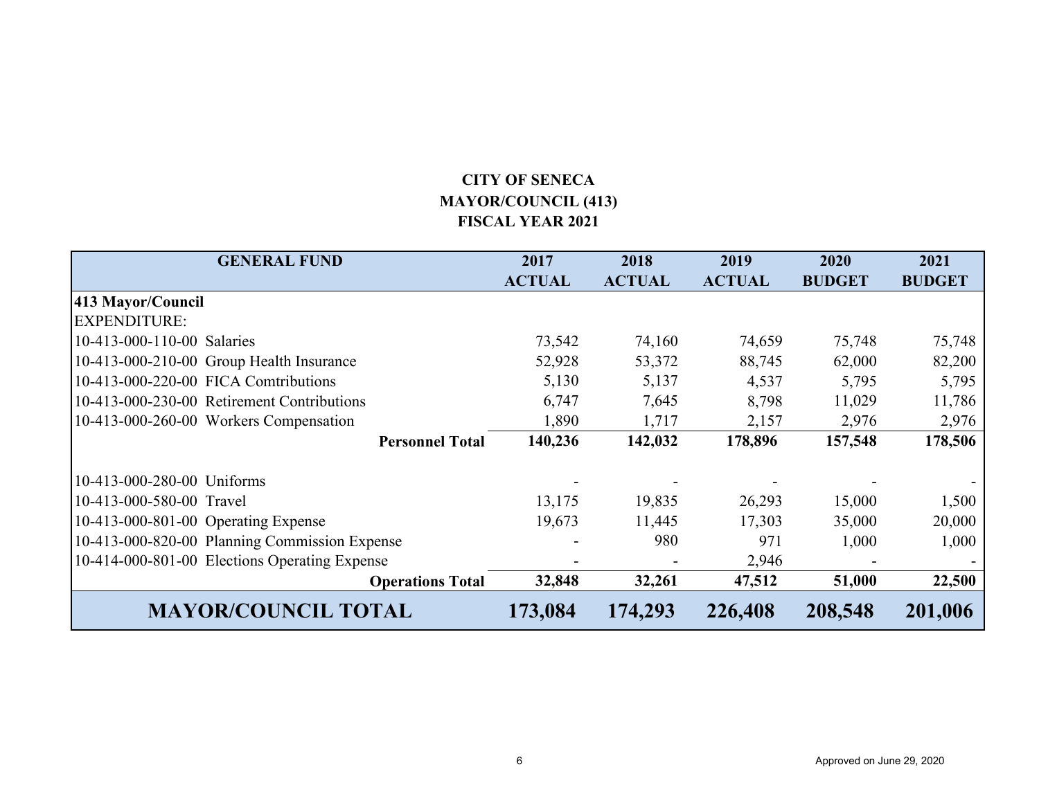**CITY OF SENECA**
**MAYOR/COUNCIL (413)**
**FISCAL YEAR 2021**

| GENERAL FUND | 2017 ACTUAL | 2018 ACTUAL | 2019 ACTUAL | 2020 BUDGET | 2021 BUDGET |
|---|---|---|---|---|---|
| **413 Mayor/Council** | | | | | |
| EXPENDITURE: | | | | | |
| 10-413-000-110-00 Salaries | 73,542 | 74,160 | 74,659 | 75,748 | 75,748 |
| 10-413-000-210-00 Group Health Insurance | 52,928 | 53,372 | 88,745 | 62,000 | 82,200 |
| 10-413-000-220-00 FICA Comtributions | 5,130 | 5,137 | 4,537 | 5,795 | 5,795 |
| 10-413-000-230-00 Retirement Contributions | 6,747 | 7,645 | 8,798 | 11,029 | 11,786 |
| 10-413-000-260-00 Workers Compensation | 1,890 | 1,717 | 2,157 | 2,976 | 2,976 |
| **Personnel Total** | **140,236** | **142,032** | **178,896** | **157,548** | **178,506** |
| 10-413-000-280-00 Uniforms | - | - | - | - | - |
| 10-413-000-580-00 Travel | 13,175 | 19,835 | 26,293 | 15,000 | 1,500 |
| 10-413-000-801-00 Operating Expense | 19,673 | 11,445 | 17,303 | 35,000 | 20,000 |
| 10-413-000-820-00 Planning Commission Expense | - | 980 | 971 | 1,000 | 1,000 |
| 10-414-000-801-00 Elections Operating Expense | - | - | 2,946 | - | - |
| **Operations Total** | **32,848** | **32,261** | **47,512** | **51,000** | **22,500** |
| **MAYOR/COUNCIL TOTAL** | **173,084** | **174,293** | **226,408** | **208,548** | **201,006** |

Approved on June 29, 2020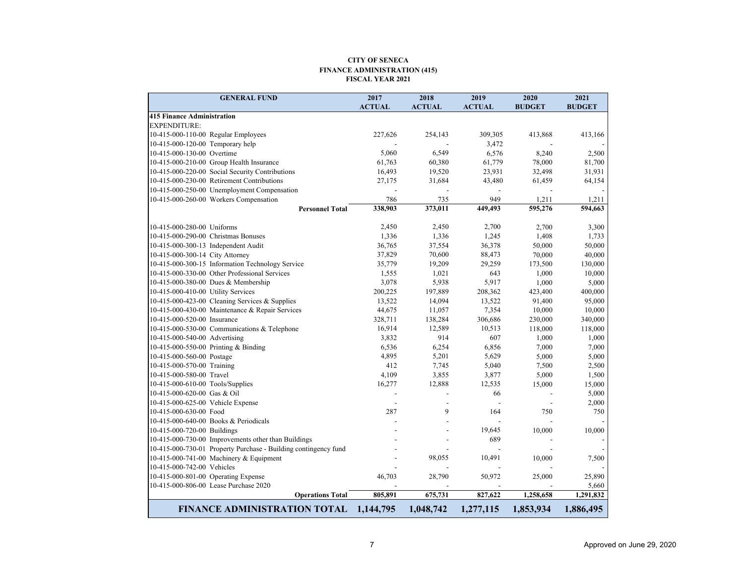**CITY OF SENECA**
**FINANCE ADMINISTRATION (415)**
**FISCAL YEAR 2021**

| GENERAL FUND | 2017 ACTUAL | 2018 ACTUAL | 2019 ACTUAL | 2020 BUDGET | 2021 BUDGET |
|---|---|---|---|---|---|
| **415 Finance Administration** | | | | | |
| EXPENDITURE: | | | | | |
| 10-415-000-110-00 Regular Employees | 227,626 | 254,143 | 309,305 | 413,868 | 413,166 |
| 10-415-000-120-00 Temporary help | - | - | 3,472 | - | - |
| 10-415-000-130-00 Overtime | 5,060 | 6,549 | 6,576 | 8,240 | 2,500 |
| 10-415-000-210-00 Group Health Insurance | 61,763 | 60,380 | 61,779 | 78,000 | 81,700 |
| 10-415-000-220-00 Social Security Contributions | 16,493 | 19,520 | 23,931 | 32,498 | 31,931 |
| 10-415-000-230-00 Retirement Contributions | 27,175 | 31,684 | 43,480 | 61,459 | 64,154 |
| 10-415-000-250-00 Unemployment Compensation | - | - | - | - | - |
| 10-415-000-260-00 Workers Compensation | 786 | 735 | 949 | 1,211 | 1,211 |
| **Personnel Total** | **338,903** | **373,011** | **449,493** | **595,276** | **594,663** |
| | | | | | |
| 10-415-000-280-00 Uniforms | 2,450 | 2,450 | 2,700 | 2,700 | 3,300 |
| 10-415-000-290-00 Christmas Bonuses | 1,336 | 1,336 | 1,245 | 1,408 | 1,733 |
| 10-415-000-300-13 Independent Audit | 36,765 | 37,554 | 36,378 | 50,000 | 50,000 |
| 10-415-000-300-14 City Attorney | 37,829 | 70,600 | 88,473 | 70,000 | 40,000 |
| 10-415-000-300-15 Information Technology Service | 35,779 | 19,209 | 29,259 | 173,500 | 130,000 |
| 10-415-000-330-00 Other Professional Services | 1,555 | 1,021 | 643 | 1,000 | 10,000 |
| 10-415-000-380-00 Dues & Membership | 3,078 | 5,938 | 5,917 | 1,000 | 5,000 |
| 10-415-000-410-00 Utility Services | 200,225 | 197,889 | 208,362 | 423,400 | 400,000 |
| 10-415-000-423-00 Cleaning Services & Supplies | 13,522 | 14,094 | 13,522 | 91,400 | 95,000 |
| 10-415-000-430-00 Maintenance & Repair Services | 44,675 | 11,057 | 7,354 | 10,000 | 10,000 |
| 10-415-000-520-00 Insurance | 328,711 | 138,284 | 306,686 | 230,000 | 340,000 |
| 10-415-000-530-00 Communications & Telephone | 16,914 | 12,589 | 10,513 | 118,000 | 118,000 |
| 10-415-000-540-00 Advertising | 3,832 | 914 | 607 | 1,000 | 1,000 |
| 10-415-000-550-00 Printing & Binding | 6,536 | 6,254 | 6,856 | 7,000 | 7,000 |
| 10-415-000-560-00 Postage | 4,895 | 5,201 | 5,629 | 5,000 | 5,000 |
| 10-415-000-570-00 Training | 412 | 7,745 | 5,040 | 7,500 | 2,500 |
| 10-415-000-580-00 Travel | 4,109 | 3,855 | 3,877 | 5,000 | 1,500 |
| 10-415-000-610-00 Tools/Supplies | 16,277 | 12,888 | 12,535 | 15,000 | 15,000 |
| 10-415-000-620-00 Gas & Oil | - | - | 66 | - | 5,000 |
| 10-415-000-625-00 Vehicle Expense | - | - | - | - | 2,000 |
| 10-415-000-630-00 Food | 287 | 9 | 164 | 750 | 750 |
| 10-415-000-640-00 Books & Periodicals | - | - | - | - | - |
| 10-415-000-720-00 Buildings | - | - | 19,645 | 10,000 | 10,000 |
| 10-415-000-730-00 Improvements other than Buildings | - | - | 689 | - | - |
| 10-415-000-730-01 Property Purchase - Building contingency fund | - | - | - | - | - |
| 10-415-000-741-00 Machinery & Equipment | - | 98,055 | 10,491 | 10,000 | 7,500 |
| 10-415-000-742-00 Vehicles | - | - | - | - | - |
| 10-415-000-801-00 Operating Expense | 46,703 | 28,790 | 50,972 | 25,000 | 25,890 |
| 10-415-000-806-00 Lease Purchase 2020 | - | - | - | - | 5,660 |
| **Operations Total** | **805,891** | **675,731** | **827,622** | **1,258,658** | **1,291,832** |
| **FINANCE ADMINISTRATION TOTAL** | **1,144,795** | **1,048,742** | **1,277,115** | **1,853,934** | **1,886,495** |

Approved on June 29, 2020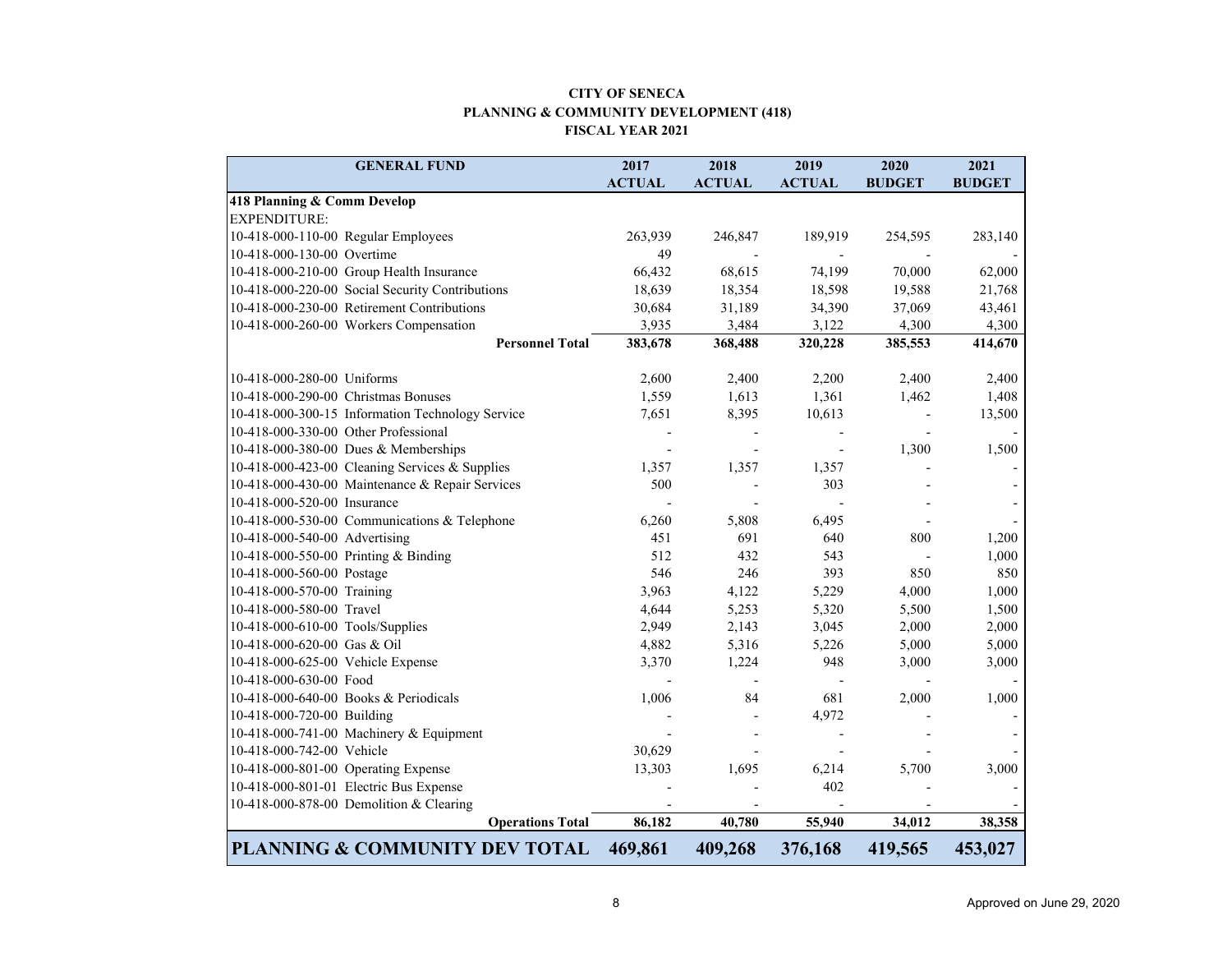**CITY OF SENECA**
**PLANNING & COMMUNITY DEVELOPMENT (418)**
**FISCAL YEAR 2021**

| GENERAL FUND | 2017 ACTUAL | 2018 ACTUAL | 2019 ACTUAL | 2020 BUDGET | 2021 BUDGET |
|---|---|---|---|---|---|
| **418 Planning & Comm Develop** | | | | | |
| EXPENDITURE: | | | | | |
| 10-418-000-110-00 Regular Employees | 263,939 | 246,847 | 189,919 | 254,595 | 283,140 |
| 10-418-000-130-00 Overtime | 49 | - | - | - | - |
| 10-418-000-210-00 Group Health Insurance | 66,432 | 68,615 | 74,199 | 70,000 | 62,000 |
| 10-418-000-220-00 Social Security Contributions | 18,639 | 18,354 | 18,598 | 19,588 | 21,768 |
| 10-418-000-230-00 Retirement Contributions | 30,684 | 31,189 | 34,390 | 37,069 | 43,461 |
| 10-418-000-260-00 Workers Compensation | 3,935 | 3,484 | 3,122 | 4,300 | 4,300 |
| **Personnel Total** | **383,678** | **368,488** | **320,228** | **385,553** | **414,670** |
| 10-418-000-280-00 Uniforms | 2,600 | 2,400 | 2,200 | 2,400 | 2,400 |
| 10-418-000-290-00 Christmas Bonuses | 1,559 | 1,613 | 1,361 | 1,462 | 1,408 |
| 10-418-000-300-15 Information Technology Service | 7,651 | 8,395 | 10,613 | - | 13,500 |
| 10-418-000-330-00 Other Professional | - | - | - | - | - |
| 10-418-000-380-00 Dues & Memberships | - | - | - | 1,300 | 1,500 |
| 10-418-000-423-00 Cleaning Services & Supplies | 1,357 | 1,357 | 1,357 | - | - |
| 10-418-000-430-00 Maintenance & Repair Services | 500 | - | 303 | - | - |
| 10-418-000-520-00 Insurance | - | - | - | - | - |
| 10-418-000-530-00 Communications & Telephone | 6,260 | 5,808 | 6,495 | - | - |
| 10-418-000-540-00 Advertising | 451 | 691 | 640 | 800 | 1,200 |
| 10-418-000-550-00 Printing & Binding | 512 | 432 | 543 | - | 1,000 |
| 10-418-000-560-00 Postage | 546 | 246 | 393 | 850 | 850 |
| 10-418-000-570-00 Training | 3,963 | 4,122 | 5,229 | 4,000 | 1,000 |
| 10-418-000-580-00 Travel | 4,644 | 5,253 | 5,320 | 5,500 | 1,500 |
| 10-418-000-610-00 Tools/Supplies | 2,949 | 2,143 | 3,045 | 2,000 | 2,000 |
| 10-418-000-620-00 Gas & Oil | 4,882 | 5,316 | 5,226 | 5,000 | 5,000 |
| 10-418-000-625-00 Vehicle Expense | 3,370 | 1,224 | 948 | 3,000 | 3,000 |
| 10-418-000-630-00 Food | - | - | - | - | - |
| 10-418-000-640-00 Books & Periodicals | 1,006 | 84 | 681 | 2,000 | 1,000 |
| 10-418-000-720-00 Building | - | - | 4,972 | - | - |
| 10-418-000-741-00 Machinery & Equipment | - | - | - | - | - |
| 10-418-000-742-00 Vehicle | 30,629 | - | - | - | - |
| 10-418-000-801-00 Operating Expense | 13,303 | 1,695 | 6,214 | 5,700 | 3,000 |
| 10-418-000-801-01 Electric Bus Expense | - | - | 402 | - | - |
| 10-418-000-878-00 Demolition & Clearing | - | - | - | - | - |
| **Operations Total** | **86,182** | **40,780** | **55,940** | **34,012** | **38,358** |
| **PLANNING & COMMUNITY DEV TOTAL** | **469,861** | **409,268** | **376,168** | **419,565** | **453,027** |

Approved on June 29, 2020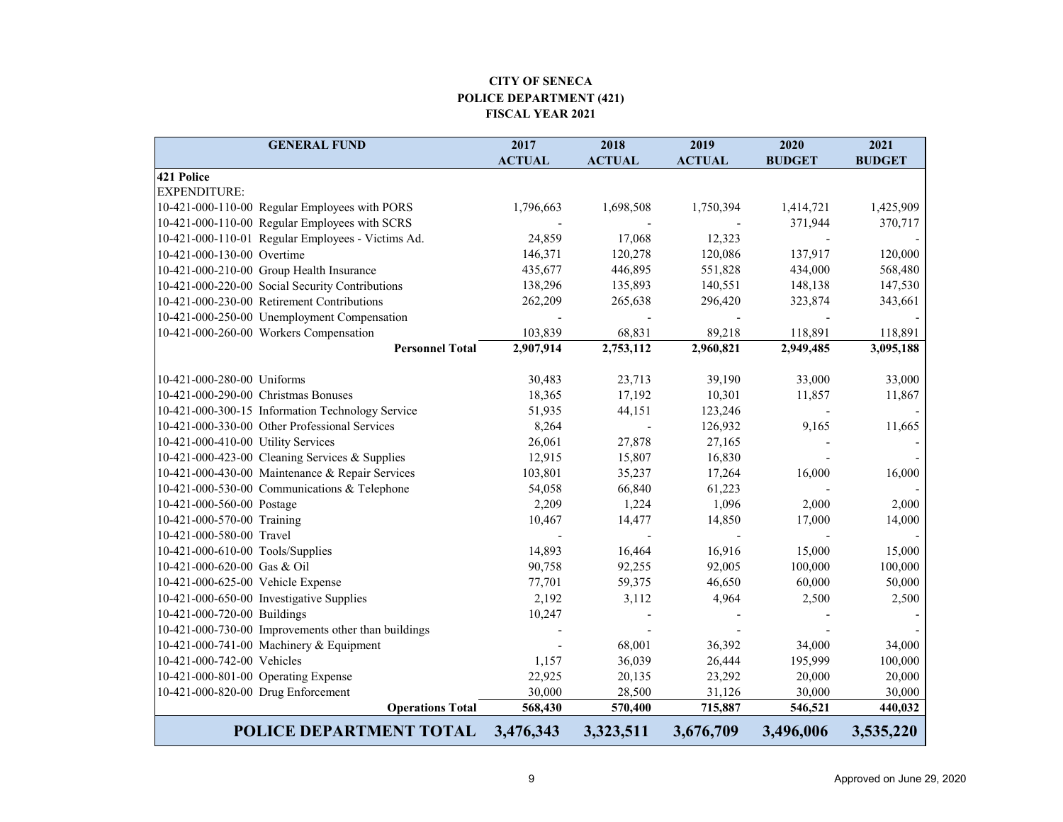**CITY OF SENECA**
**POLICE DEPARTMENT (421)**
**FISCAL YEAR 2021**

| GENERAL FUND | | 2017 ACTUAL | 2018 ACTUAL | 2019 ACTUAL | 2020 BUDGET | 2021 BUDGET |
|---|---|---|---|---|---|---|
| **421 Police** | | | | | | |
| EXPENDITURE: | | | | | | |
| 10-421-000-110-00 | Regular Employees with PORS | 1,796,663 | 1,698,508 | 1,750,394 | 1,414,721 | 1,425,909 |
| 10-421-000-110-00 | Regular Employees with SCRS | - | - | - | 371,944 | 370,717 |
| 10-421-000-110-01 | Regular Employees - Victims Ad. | 24,859 | 17,068 | 12,323 | - | - |
| 10-421-000-130-00 | Overtime | 146,371 | 120,278 | 120,086 | 137,917 | 120,000 |
| 10-421-000-210-00 | Group Health Insurance | 435,677 | 446,895 | 551,828 | 434,000 | 568,480 |
| 10-421-000-220-00 | Social Security Contributions | 138,296 | 135,893 | 140,551 | 148,138 | 147,530 |
| 10-421-000-230-00 | Retirement Contributions | 262,209 | 265,638 | 296,420 | 323,874 | 343,661 |
| 10-421-000-250-00 | Unemployment Compensation | - | - | - | - | - |
| 10-421-000-260-00 | Workers Compensation | 103,839 | 68,831 | 89,218 | 118,891 | 118,891 |
| | **Personnel Total** | **2,907,914** | **2,753,112** | **2,960,821** | **2,949,485** | **3,095,188** |
| 10-421-000-280-00 | Uniforms | 30,483 | 23,713 | 39,190 | 33,000 | 33,000 |
| 10-421-000-290-00 | Christmas Bonuses | 18,365 | 17,192 | 10,301 | 11,857 | 11,867 |
| 10-421-000-300-15 | Information Technology Service | 51,935 | 44,151 | 123,246 | - | - |
| 10-421-000-330-00 | Other Professional Services | 8,264 | - | 126,932 | 9,165 | 11,665 |
| 10-421-000-410-00 | Utility Services | 26,061 | 27,878 | 27,165 | - | - |
| 10-421-000-423-00 | Cleaning Services & Supplies | 12,915 | 15,807 | 16,830 | - | - |
| 10-421-000-430-00 | Maintenance & Repair Services | 103,801 | 35,237 | 17,264 | 16,000 | 16,000 |
| 10-421-000-530-00 | Communications & Telephone | 54,058 | 66,840 | 61,223 | - | - |
| 10-421-000-560-00 | Postage | 2,209 | 1,224 | 1,096 | 2,000 | 2,000 |
| 10-421-000-570-00 | Training | 10,467 | 14,477 | 14,850 | 17,000 | 14,000 |
| 10-421-000-580-00 | Travel | - | - | - | - | - |
| 10-421-000-610-00 | Tools/Supplies | 14,893 | 16,464 | 16,916 | 15,000 | 15,000 |
| 10-421-000-620-00 | Gas & Oil | 90,758 | 92,255 | 92,005 | 100,000 | 100,000 |
| 10-421-000-625-00 | Vehicle Expense | 77,701 | 59,375 | 46,650 | 60,000 | 50,000 |
| 10-421-000-650-00 | Investigative Supplies | 2,192 | 3,112 | 4,964 | 2,500 | 2,500 |
| 10-421-000-720-00 | Buildings | 10,247 | - | - | - | - |
| 10-421-000-730-00 | Improvements other than buildings | - | - | - | - | - |
| 10-421-000-741-00 | Machinery & Equipment | - | 68,001 | 36,392 | 34,000 | 34,000 |
| 10-421-000-742-00 | Vehicles | 1,157 | 36,039 | 26,444 | 195,999 | 100,000 |
| 10-421-000-801-00 | Operating Expense | 22,925 | 20,135 | 23,292 | 20,000 | 20,000 |
| 10-421-000-820-00 | Drug Enforcement | 30,000 | 28,500 | 31,126 | 30,000 | 30,000 |
| | **Operations Total** | **568,430** | **570,400** | **715,887** | **546,521** | **440,032** |
| | **POLICE DEPARTMENT TOTAL** | **3,476,343** | **3,323,511** | **3,676,709** | **3,496,006** | **3,535,220** |

Approved on June 29, 2020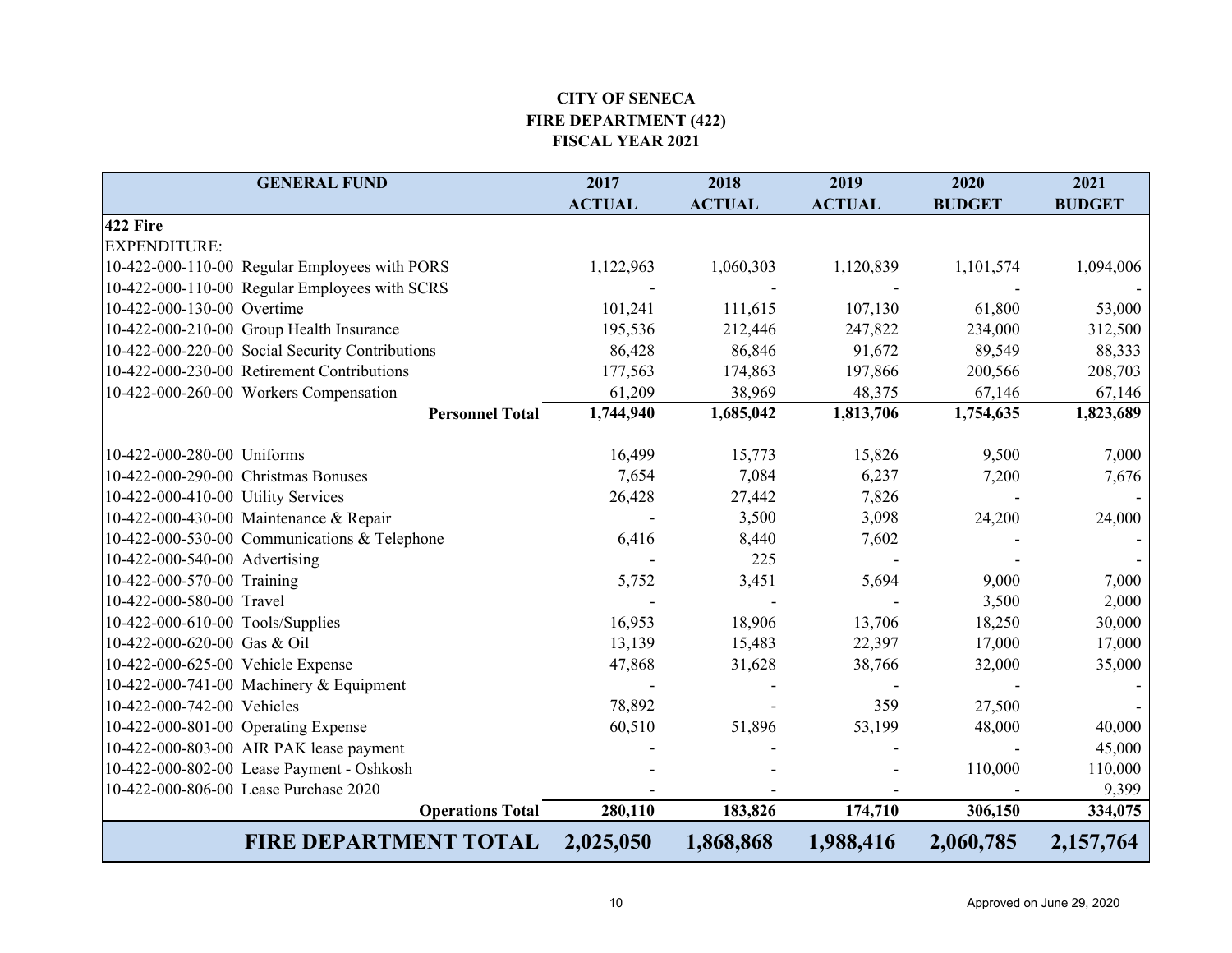**CITY OF SENECA**
**FIRE DEPARTMENT (422)**
**FISCAL YEAR 2021**

| GENERAL FUND | 2017 ACTUAL | 2018 ACTUAL | 2019 ACTUAL | 2020 BUDGET | 2021 BUDGET |
|---|---|---|---|---|---|
| **422 Fire** | | | | | |
| EXPENDITURE: | | | | | |
| 10-422-000-110-00 Regular Employees with PORS | 1,122,963 | 1,060,303 | 1,120,839 | 1,101,574 | 1,094,006 |
| 10-422-000-110-00 Regular Employees with SCRS | - | - | - | - | - |
| 10-422-000-130-00 Overtime | 101,241 | 111,615 | 107,130 | 61,800 | 53,000 |
| 10-422-000-210-00 Group Health Insurance | 195,536 | 212,446 | 247,822 | 234,000 | 312,500 |
| 10-422-000-220-00 Social Security Contributions | 86,428 | 86,846 | 91,672 | 89,549 | 88,333 |
| 10-422-000-230-00 Retirement Contributions | 177,563 | 174,863 | 197,866 | 200,566 | 208,703 |
| 10-422-000-260-00 Workers Compensation | 61,209 | 38,969 | 48,375 | 67,146 | 67,146 |
| **Personnel Total** | **1,744,940** | **1,685,042** | **1,813,706** | **1,754,635** | **1,823,689** |
| | | | | | |
| 10-422-000-280-00 Uniforms | 16,499 | 15,773 | 15,826 | 9,500 | 7,000 |
| 10-422-000-290-00 Christmas Bonuses | 7,654 | 7,084 | 6,237 | 7,200 | 7,676 |
| 10-422-000-410-00 Utility Services | 26,428 | 27,442 | 7,826 | - | - |
| 10-422-000-430-00 Maintenance & Repair | - | 3,500 | 3,098 | 24,200 | 24,000 |
| 10-422-000-530-00 Communications & Telephone | 6,416 | 8,440 | 7,602 | - | - |
| 10-422-000-540-00 Advertising | - | 225 | - | - | - |
| 10-422-000-570-00 Training | 5,752 | 3,451 | 5,694 | 9,000 | 7,000 |
| 10-422-000-580-00 Travel | - | - | - | 3,500 | 2,000 |
| 10-422-000-610-00 Tools/Supplies | 16,953 | 18,906 | 13,706 | 18,250 | 30,000 |
| 10-422-000-620-00 Gas & Oil | 13,139 | 15,483 | 22,397 | 17,000 | 17,000 |
| 10-422-000-625-00 Vehicle Expense | 47,868 | 31,628 | 38,766 | 32,000 | 35,000 |
| 10-422-000-741-00 Machinery & Equipment | - | - | - | - | - |
| 10-422-000-742-00 Vehicles | 78,892 | - | 359 | 27,500 | - |
| 10-422-000-801-00 Operating Expense | 60,510 | 51,896 | 53,199 | 48,000 | 40,000 |
| 10-422-000-803-00 AIR PAK lease payment | - | - | - | - | 45,000 |
| 10-422-000-802-00 Lease Payment - Oshkosh | - | - | - | 110,000 | 110,000 |
| 10-422-000-806-00 Lease Purchase 2020 | - | - | - | - | 9,399 |
| **Operations Total** | **280,110** | **183,826** | **174,710** | **306,150** | **334,075** |
| **FIRE DEPARTMENT TOTAL** | **2,025,050** | **1,868,868** | **1,988,416** | **2,060,785** | **2,157,764** |

Approved on June 29, 2020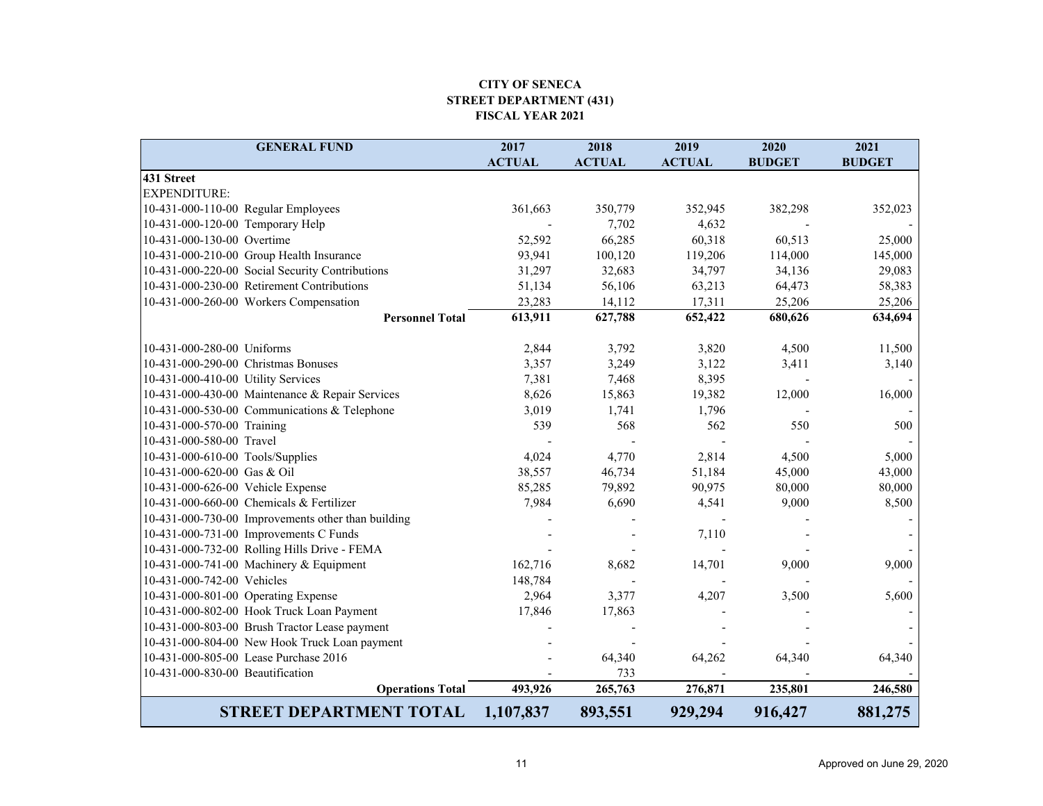**CITY OF SENECA**
**STREET DEPARTMENT (431)**
**FISCAL YEAR 2021**

| GENERAL FUND | | 2017 ACTUAL | 2018 ACTUAL | 2019 ACTUAL | 2020 BUDGET | 2021 BUDGET |
|---|---|---|---|---|---|---|
| **431 Street** | | | | | | |
| EXPENDITURE: | | | | | | |
| 10-431-000-110-00 | Regular Employees | 361,663 | 350,779 | 352,945 | 382,298 | 352,023 |
| 10-431-000-120-00 | Temporary Help | - | 7,702 | 4,632 | - | - |
| 10-431-000-130-00 | Overtime | 52,592 | 66,285 | 60,318 | 60,513 | 25,000 |
| 10-431-000-210-00 | Group Health Insurance | 93,941 | 100,120 | 119,206 | 114,000 | 145,000 |
| 10-431-000-220-00 | Social Security Contributions | 31,297 | 32,683 | 34,797 | 34,136 | 29,083 |
| 10-431-000-230-00 | Retirement Contributions | 51,134 | 56,106 | 63,213 | 64,473 | 58,383 |
| 10-431-000-260-00 | Workers Compensation | 23,283 | 14,112 | 17,311 | 25,206 | 25,206 |
| | **Personnel Total** | **613,911** | **627,788** | **652,422** | **680,626** | **634,694** |
| | | | | | | |
| 10-431-000-280-00 | Uniforms | 2,844 | 3,792 | 3,820 | 4,500 | 11,500 |
| 10-431-000-290-00 | Christmas Bonuses | 3,357 | 3,249 | 3,122 | 3,411 | 3,140 |
| 10-431-000-410-00 | Utility Services | 7,381 | 7,468 | 8,395 | - | - |
| 10-431-000-430-00 | Maintenance & Repair Services | 8,626 | 15,863 | 19,382 | 12,000 | 16,000 |
| 10-431-000-530-00 | Communications & Telephone | 3,019 | 1,741 | 1,796 | - | - |
| 10-431-000-570-00 | Training | 539 | 568 | 562 | 550 | 500 |
| 10-431-000-580-00 | Travel | - | - | - | - | - |
| 10-431-000-610-00 | Tools/Supplies | 4,024 | 4,770 | 2,814 | 4,500 | 5,000 |
| 10-431-000-620-00 | Gas & Oil | 38,557 | 46,734 | 51,184 | 45,000 | 43,000 |
| 10-431-000-626-00 | Vehicle Expense | 85,285 | 79,892 | 90,975 | 80,000 | 80,000 |
| 10-431-000-660-00 | Chemicals & Fertilizer | 7,984 | 6,690 | 4,541 | 9,000 | 8,500 |
| 10-431-000-730-00 | Improvements other than building | - | - | - | - | - |
| 10-431-000-731-00 | Improvements C Funds | - | - | 7,110 | - | - |
| 10-431-000-732-00 | Rolling Hills Drive - FEMA | - | - | - | - | - |
| 10-431-000-741-00 | Machinery & Equipment | 162,716 | 8,682 | 14,701 | 9,000 | 9,000 |
| 10-431-000-742-00 | Vehicles | 148,784 | - | - | - | - |
| 10-431-000-801-00 | Operating Expense | 2,964 | 3,377 | 4,207 | 3,500 | 5,600 |
| 10-431-000-802-00 | Hook Truck Loan Payment | 17,846 | 17,863 | - | - | - |
| 10-431-000-803-00 | Brush Tractor Lease payment | - | - | - | - | - |
| 10-431-000-804-00 | New Hook Truck Loan payment | - | - | - | - | - |
| 10-431-000-805-00 | Lease Purchase 2016 | - | 64,340 | 64,262 | 64,340 | 64,340 |
| 10-431-000-830-00 | Beautification | - | 733 | - | - | - |
| | **Operations Total** | **493,926** | **265,763** | **276,871** | **235,801** | **246,580** |
| | **STREET DEPARTMENT TOTAL** | **1,107,837** | **893,551** | **929,294** | **916,427** | **881,275** |

Approved on June 29, 2020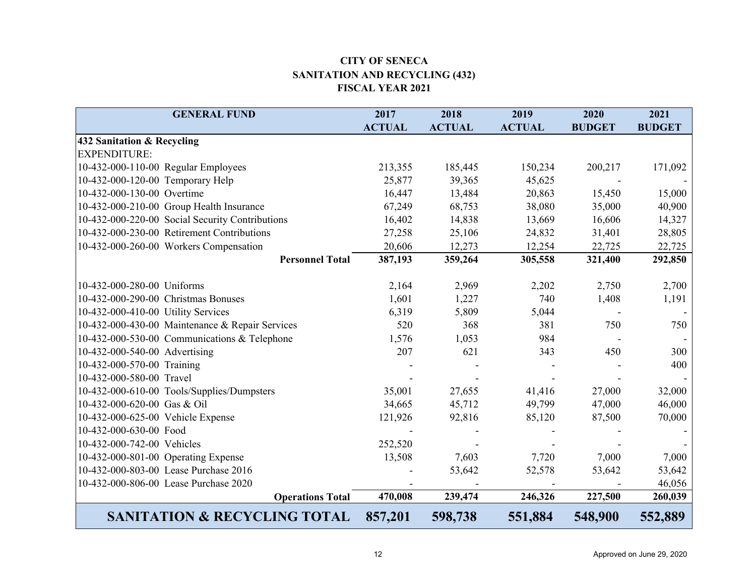**CITY OF SENECA**
**SANITATION AND RECYCLING (432)**
**FISCAL YEAR 2021**

| GENERAL FUND | 2017 ACTUAL | 2018 ACTUAL | 2019 ACTUAL | 2020 BUDGET | 2021 BUDGET |
|---|---|---|---|---|---|
| **432 Sanitation & Recycling** | | | | | |
| EXPENDITURE: | | | | | |
| 10-432-000-110-00 Regular Employees | 213,355 | 185,445 | 150,234 | 200,217 | 171,092 |
| 10-432-000-120-00 Temporary Help | 25,877 | 39,365 | 45,625 | - | - |
| 10-432-000-130-00 Overtime | 16,447 | 13,484 | 20,863 | 15,450 | 15,000 |
| 10-432-000-210-00 Group Health Insurance | 67,249 | 68,753 | 38,080 | 35,000 | 40,900 |
| 10-432-000-220-00 Social Security Contributions | 16,402 | 14,838 | 13,669 | 16,606 | 14,327 |
| 10-432-000-230-00 Retirement Contributions | 27,258 | 25,106 | 24,832 | 31,401 | 28,805 |
| 10-432-000-260-00 Workers Compensation | 20,606 | 12,273 | 12,254 | 22,725 | 22,725 |
| **Personnel Total** | **387,193** | **359,264** | **305,558** | **321,400** | **292,850** |
| 10-432-000-280-00 Uniforms | 2,164 | 2,969 | 2,202 | 2,750 | 2,700 |
| 10-432-000-290-00 Christmas Bonuses | 1,601 | 1,227 | 740 | 1,408 | 1,191 |
| 10-432-000-410-00 Utility Services | 6,319 | 5,809 | 5,044 | - | - |
| 10-432-000-430-00 Maintenance & Repair Services | 520 | 368 | 381 | 750 | 750 |
| 10-432-000-530-00 Communications & Telephone | 1,576 | 1,053 | 984 | - | - |
| 10-432-000-540-00 Advertising | 207 | 621 | 343 | 450 | 300 |
| 10-432-000-570-00 Training | - | - | - | - | 400 |
| 10-432-000-580-00 Travel | - | - | - | - | - |
| 10-432-000-610-00 Tools/Supplies/Dumpsters | 35,001 | 27,655 | 41,416 | 27,000 | 32,000 |
| 10-432-000-620-00 Gas & Oil | 34,665 | 45,712 | 49,799 | 47,000 | 46,000 |
| 10-432-000-625-00 Vehicle Expense | 121,926 | 92,816 | 85,120 | 87,500 | 70,000 |
| 10-432-000-630-00 Food | - | - | - | - | - |
| 10-432-000-742-00 Vehicles | 252,520 | - | - | - | - |
| 10-432-000-801-00 Operating Expense | 13,508 | 7,603 | 7,720 | 7,000 | 7,000 |
| 10-432-000-803-00 Lease Purchase 2016 | - | 53,642 | 52,578 | 53,642 | 53,642 |
| 10-432-000-806-00 Lease Purchase 2020 | - | - | - | - | 46,056 |
| **Operations Total** | **470,008** | **239,474** | **246,326** | **227,500** | **260,039** |
| **SANITATION & RECYCLING TOTAL** | **857,201** | **598,738** | **551,884** | **548,900** | **552,889** |

Approved on June 29, 2020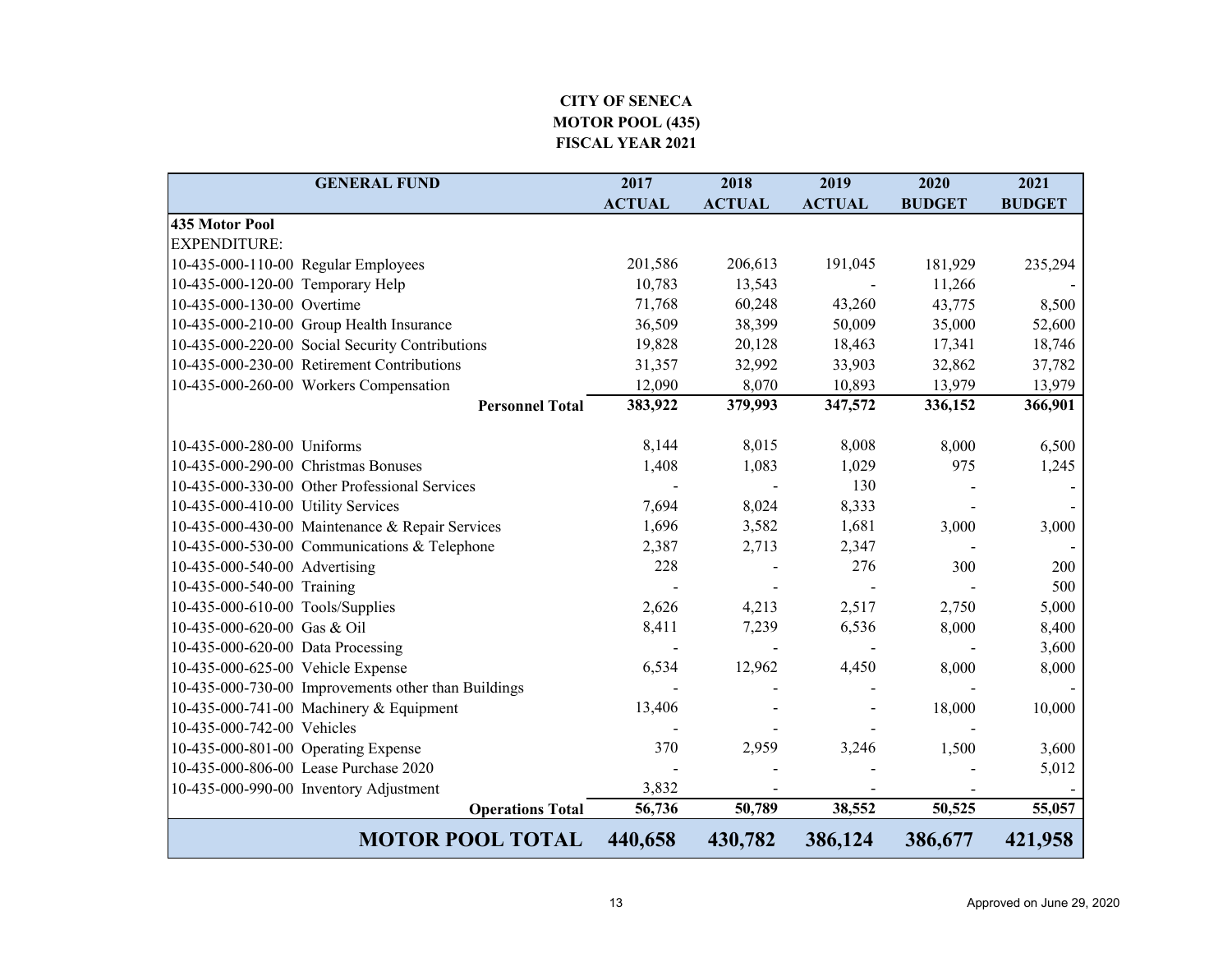**CITY OF SENECA**
**MOTOR POOL (435)**
**FISCAL YEAR 2021**

| GENERAL FUND | | 2017 ACTUAL | 2018 ACTUAL | 2019 ACTUAL | 2020 BUDGET | 2021 BUDGET |
|---|---|---|---|---|---|---|
| **435 Motor Pool** | | | | | | |
| EXPENDITURE: | | | | | | |
| 10-435-000-110-00 | Regular Employees | 201,586 | 206,613 | 191,045 | 181,929 | 235,294 |
| 10-435-000-120-00 | Temporary Help | 10,783 | 13,543 | - | 11,266 | - |
| 10-435-000-130-00 | Overtime | 71,768 | 60,248 | 43,260 | 43,775 | 8,500 |
| 10-435-000-210-00 | Group Health Insurance | 36,509 | 38,399 | 50,009 | 35,000 | 52,600 |
| 10-435-000-220-00 | Social Security Contributions | 19,828 | 20,128 | 18,463 | 17,341 | 18,746 |
| 10-435-000-230-00 | Retirement Contributions | 31,357 | 32,992 | 33,903 | 32,862 | 37,782 |
| 10-435-000-260-00 | Workers Compensation | 12,090 | 8,070 | 10,893 | 13,979 | 13,979 |
| | **Personnel Total** | **383,922** | **379,993** | **347,572** | **336,152** | **366,901** |
| 10-435-000-280-00 | Uniforms | 8,144 | 8,015 | 8,008 | 8,000 | 6,500 |
| 10-435-000-290-00 | Christmas Bonuses | 1,408 | 1,083 | 1,029 | 975 | 1,245 |
| 10-435-000-330-00 | Other Professional Services | - | - | 130 | - | - |
| 10-435-000-410-00 | Utility Services | 7,694 | 8,024 | 8,333 | - | - |
| 10-435-000-430-00 | Maintenance & Repair Services | 1,696 | 3,582 | 1,681 | 3,000 | 3,000 |
| 10-435-000-530-00 | Communications & Telephone | 2,387 | 2,713 | 2,347 | - | - |
| 10-435-000-540-00 | Advertising | 228 | - | 276 | 300 | 200 |
| 10-435-000-540-00 | Training | - | - | - | - | 500 |
| 10-435-000-610-00 | Tools/Supplies | 2,626 | 4,213 | 2,517 | 2,750 | 5,000 |
| 10-435-000-620-00 | Gas & Oil | 8,411 | 7,239 | 6,536 | 8,000 | 8,400 |
| 10-435-000-620-00 | Data Processing | - | - | - | - | 3,600 |
| 10-435-000-625-00 | Vehicle Expense | 6,534 | 12,962 | 4,450 | 8,000 | 8,000 |
| 10-435-000-730-00 | Improvements other than Buildings | - | - | - | - | - |
| 10-435-000-741-00 | Machinery & Equipment | 13,406 | - | - | 18,000 | 10,000 |
| 10-435-000-742-00 | Vehicles | - | - | - | - | |
| 10-435-000-801-00 | Operating Expense | 370 | 2,959 | 3,246 | 1,500 | 3,600 |
| 10-435-000-806-00 | Lease Purchase 2020 | - | - | - | - | 5,012 |
| 10-435-000-990-00 | Inventory Adjustment | 3,832 | - | - | - | - |
| | **Operations Total** | **56,736** | **50,789** | **38,552** | **50,525** | **55,057** |
| | **MOTOR POOL TOTAL** | **440,658** | **430,782** | **386,124** | **386,677** | **421,958** |

Approved on June 29, 2020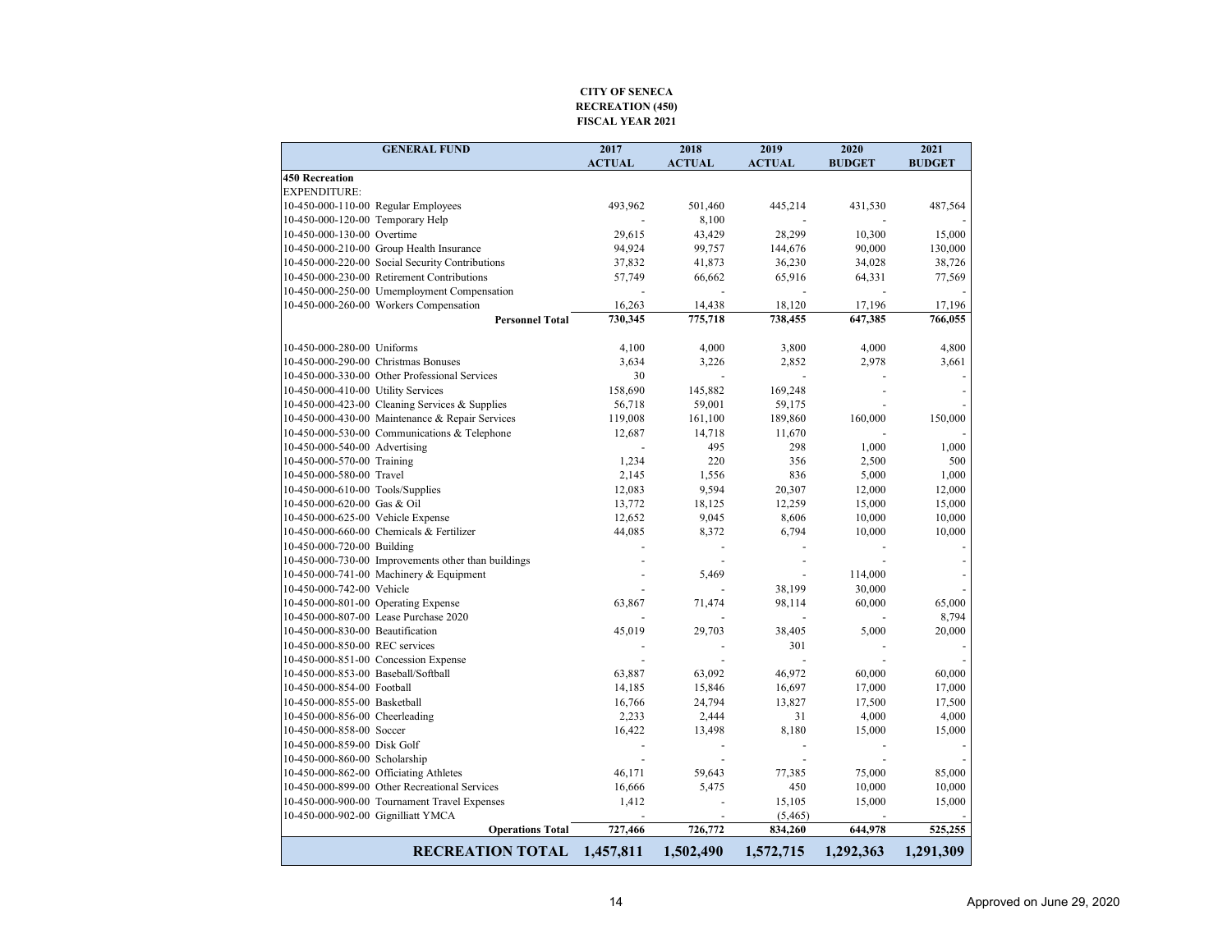**CITY OF SENECA**
**RECREATION (450)**
**FISCAL YEAR 2021**

| GENERAL FUND | 2017 ACTUAL | 2018 ACTUAL | 2019 ACTUAL | 2020 BUDGET | 2021 BUDGET |
|---|---|---|---|---|---|
| **450 Recreation** | | | | | |
| EXPENDITURE: | | | | | |
| 10-450-000-110-00 Regular Employees | 493,962 | 501,460 | 445,214 | 431,530 | 487,564 |
| 10-450-000-120-00 Temporary Help | - | 8,100 | - | - | - |
| 10-450-000-130-00 Overtime | 29,615 | 43,429 | 28,299 | 10,300 | 15,000 |
| 10-450-000-210-00 Group Health Insurance | 94,924 | 99,757 | 144,676 | 90,000 | 130,000 |
| 10-450-000-220-00 Social Security Contributions | 37,832 | 41,873 | 36,230 | 34,028 | 38,726 |
| 10-450-000-230-00 Retirement Contributions | 57,749 | 66,662 | 65,916 | 64,331 | 77,569 |
| 10-450-000-250-00 Umemployment Compensation | - | - | - | - | - |
| 10-450-000-260-00 Workers Compensation | 16,263 | 14,438 | 18,120 | 17,196 | 17,196 |
| **Personnel Total** | **730,345** | **775,718** | **738,455** | **647,385** | **766,055** |
| 10-450-000-280-00 Uniforms | 4,100 | 4,000 | 3,800 | 4,000 | 4,800 |
| 10-450-000-290-00 Christmas Bonuses | 3,634 | 3,226 | 2,852 | 2,978 | 3,661 |
| 10-450-000-330-00 Other Professional Services | 30 | - | - | - | - |
| 10-450-000-410-00 Utility Services | 158,690 | 145,882 | 169,248 | - | - |
| 10-450-000-423-00 Cleaning Services & Supplies | 56,718 | 59,001 | 59,175 | - | - |
| 10-450-000-430-00 Maintenance & Repair Services | 119,008 | 161,100 | 189,860 | 160,000 | 150,000 |
| 10-450-000-530-00 Communications & Telephone | 12,687 | 14,718 | 11,670 | - | - |
| 10-450-000-540-00 Advertising | - | 495 | 298 | 1,000 | 1,000 |
| 10-450-000-570-00 Training | 1,234 | 220 | 356 | 2,500 | 500 |
| 10-450-000-580-00 Travel | 2,145 | 1,556 | 836 | 5,000 | 1,000 |
| 10-450-000-610-00 Tools/Supplies | 12,083 | 9,594 | 20,307 | 12,000 | 12,000 |
| 10-450-000-620-00 Gas & Oil | 13,772 | 18,125 | 12,259 | 15,000 | 15,000 |
| 10-450-000-625-00 Vehicle Expense | 12,652 | 9,045 | 8,606 | 10,000 | 10,000 |
| 10-450-000-660-00 Chemicals & Fertilizer | 44,085 | 8,372 | 6,794 | 10,000 | 10,000 |
| 10-450-000-720-00 Building | - | - | - | - | - |
| 10-450-000-730-00 Improvements other than buildings | - | - | - | - | - |
| 10-450-000-741-00 Machinery & Equipment | - | 5,469 | - | 114,000 | - |
| 10-450-000-742-00 Vehicle | - | - | 38,199 | 30,000 | - |
| 10-450-000-801-00 Operating Expense | 63,867 | 71,474 | 98,114 | 60,000 | 65,000 |
| 10-450-000-807-00 Lease Purchase 2020 | - | - | - | - | 8,794 |
| 10-450-000-830-00 Beautification | 45,019 | 29,703 | 38,405 | 5,000 | 20,000 |
| 10-450-000-850-00 REC services | - | - | 301 | - | - |
| 10-450-000-851-00 Concession Expense | - | - | - | - | - |
| 10-450-000-853-00 Baseball/Softball | 63,887 | 63,092 | 46,972 | 60,000 | 60,000 |
| 10-450-000-854-00 Football | 14,185 | 15,846 | 16,697 | 17,000 | 17,000 |
| 10-450-000-855-00 Basketball | 16,766 | 24,794 | 13,827 | 17,500 | 17,500 |
| 10-450-000-856-00 Cheerleading | 2,233 | 2,444 | 31 | 4,000 | 4,000 |
| 10-450-000-858-00 Soccer | 16,422 | 13,498 | 8,180 | 15,000 | 15,000 |
| 10-450-000-859-00 Disk Golf | - | - | - | - | - |
| 10-450-000-860-00 Scholarship | - | - | - | - | - |
| 10-450-000-862-00 Officiating Athletes | 46,171 | 59,643 | 77,385 | 75,000 | 85,000 |
| 10-450-000-899-00 Other Recreational Services | 16,666 | 5,475 | 450 | 10,000 | 10,000 |
| 10-450-000-900-00 Tournament Travel Expenses | 1,412 | - | 15,105 | 15,000 | 15,000 |
| 10-450-000-902-00 Gignilliatt YMCA | - | - | (5,465) | - | - |
| **Operations Total** | **727,466** | **726,772** | **834,260** | **644,978** | **525,255** |
| **RECREATION TOTAL** | **1,457,811** | **1,502,490** | **1,572,715** | **1,292,363** | **1,291,309** |

Approved on June 29, 2020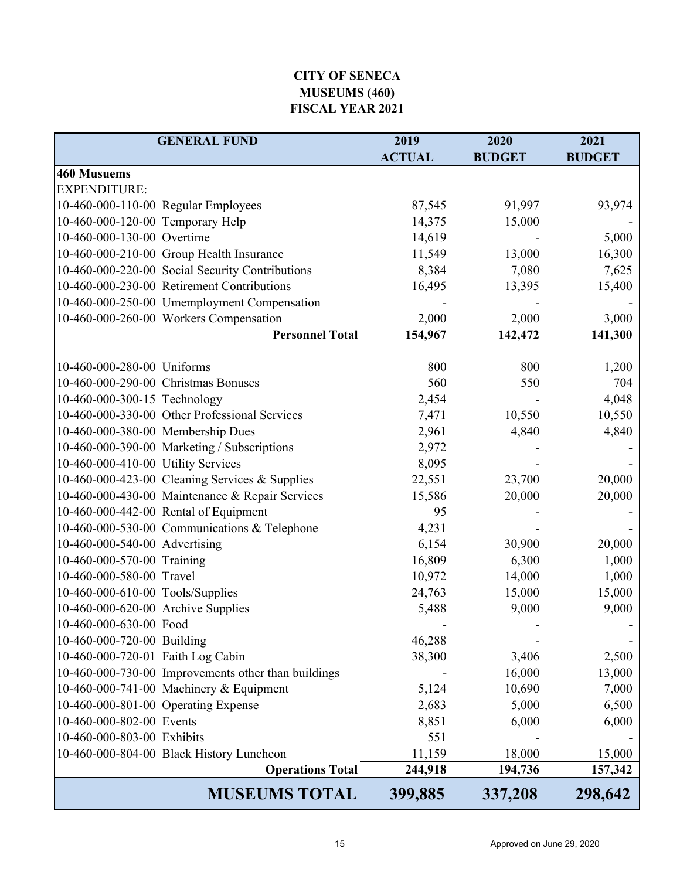**CITY OF SENECA**
**MUSEUMS (460)**
**FISCAL YEAR 2021**

| GENERAL FUND | | 2019 ACTUAL | 2020 BUDGET | 2021 BUDGET |
|---|---|---|---|---|
| **460 Musuems** | | | | |
| EXPENDITURE: | | | | |
| 10-460-000-110-00 | Regular Employees | 87,545 | 91,997 | 93,974 |
| 10-460-000-120-00 | Temporary Help | 14,375 | 15,000 | - |
| 10-460-000-130-00 | Overtime | 14,619 | - | 5,000 |
| 10-460-000-210-00 | Group Health Insurance | 11,549 | 13,000 | 16,300 |
| 10-460-000-220-00 | Social Security Contributions | 8,384 | 7,080 | 7,625 |
| 10-460-000-230-00 | Retirement Contributions | 16,495 | 13,395 | 15,400 |
| 10-460-000-250-00 | Umemployment Compensation | - | - | - |
| 10-460-000-260-00 | Workers Compensation | 2,000 | 2,000 | 3,000 |
| | **Personnel Total** | **154,967** | **142,472** | **141,300** |
| 10-460-000-280-00 | Uniforms | 800 | 800 | 1,200 |
| 10-460-000-290-00 | Christmas Bonuses | 560 | 550 | 704 |
| 10-460-000-300-15 | Technology | 2,454 | - | 4,048 |
| 10-460-000-330-00 | Other Professional Services | 7,471 | 10,550 | 10,550 |
| 10-460-000-380-00 | Membership Dues | 2,961 | 4,840 | 4,840 |
| 10-460-000-390-00 | Marketing / Subscriptions | 2,972 | - | - |
| 10-460-000-410-00 | Utility Services | 8,095 | - | - |
| 10-460-000-423-00 | Cleaning Services & Supplies | 22,551 | 23,700 | 20,000 |
| 10-460-000-430-00 | Maintenance & Repair Services | 15,586 | 20,000 | 20,000 |
| 10-460-000-442-00 | Rental of Equipment | 95 | - | - |
| 10-460-000-530-00 | Communications & Telephone | 4,231 | - | - |
| 10-460-000-540-00 | Advertising | 6,154 | 30,900 | 20,000 |
| 10-460-000-570-00 | Training | 16,809 | 6,300 | 1,000 |
| 10-460-000-580-00 | Travel | 10,972 | 14,000 | 1,000 |
| 10-460-000-610-00 | Tools/Supplies | 24,763 | 15,000 | 15,000 |
| 10-460-000-620-00 | Archive Supplies | 5,488 | 9,000 | 9,000 |
| 10-460-000-630-00 | Food | - | - | - |
| 10-460-000-720-00 | Building | 46,288 | - | - |
| 10-460-000-720-01 | Faith Log Cabin | 38,300 | 3,406 | 2,500 |
| 10-460-000-730-00 | Improvements other than buildings | - | 16,000 | 13,000 |
| 10-460-000-741-00 | Machinery & Equipment | 5,124 | 10,690 | 7,000 |
| 10-460-000-801-00 | Operating Expense | 2,683 | 5,000 | 6,500 |
| 10-460-000-802-00 | Events | 8,851 | 6,000 | 6,000 |
| 10-460-000-803-00 | Exhibits | 551 | - | - |
| 10-460-000-804-00 | Black History Luncheon | 11,159 | 18,000 | 15,000 |
| | **Operations Total** | **244,918** | **194,736** | **157,342** |
| | **MUSEUMS TOTAL** | **399,885** | **337,208** | **298,642** |

Approved on June 29, 2020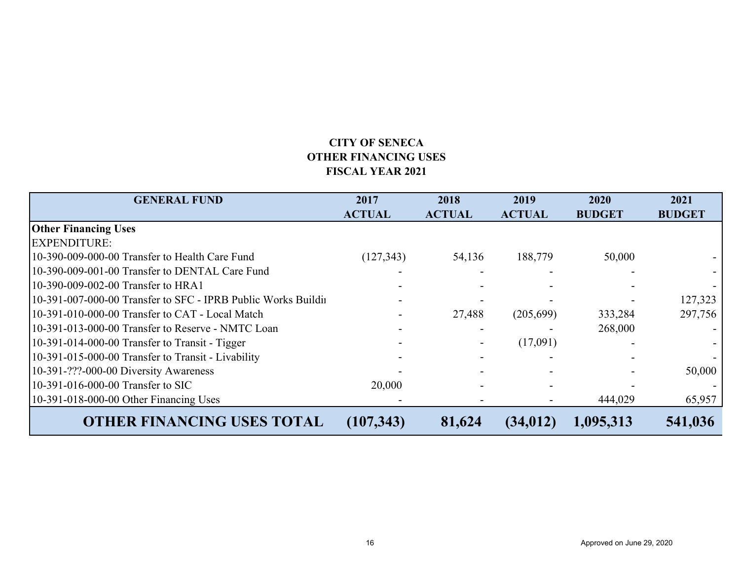**CITY OF SENECA**
**OTHER FINANCING USES**
**FISCAL YEAR 2021**

| GENERAL FUND | 2017 ACTUAL | 2018 ACTUAL | 2019 ACTUAL | 2020 BUDGET | 2021 BUDGET |
|---|---|---|---|---|---|
| **Other Financing Uses** | | | | | |
| EXPENDITURE: | | | | | |
| 10-390-009-000-00 Transfer to Health Care Fund | (127,343) | 54,136 | 188,779 | 50,000 | - |
| 10-390-009-001-00 Transfer to DENTAL Care Fund | - | - | - | - | - |
| 10-390-009-002-00 Transfer to HRA1 | - | - | - | - | - |
| 10-391-007-000-00 Transfer to SFC - IPRB Public Works Buildi | - | - | - | - | 127,323 |
| 10-391-010-000-00 Transfer to CAT - Local Match | - | 27,488 | (205,699) | 333,284 | 297,756 |
| 10-391-013-000-00 Transfer to Reserve - NMTC Loan | - | - | - | 268,000 | - |
| 10-391-014-000-00 Transfer to Transit - Tigger | - | - | (17,091) | - | - |
| 10-391-015-000-00 Transfer to Transit - Livability | - | - | - | - | - |
| 10-391-???-000-00 Diversity Awareness | - | - | - | - | 50,000 |
| 10-391-016-000-00 Transfer to SIC | 20,000 | - | - | - | - |
| 10-391-018-000-00 Other Financing Uses | - | - | - | 444,029 | 65,957 |
| **OTHER FINANCING USES TOTAL** | **(107,343)** | **81,624** | **(34,012)** | **1,095,313** | **541,036** |

Approved on June 29, 2020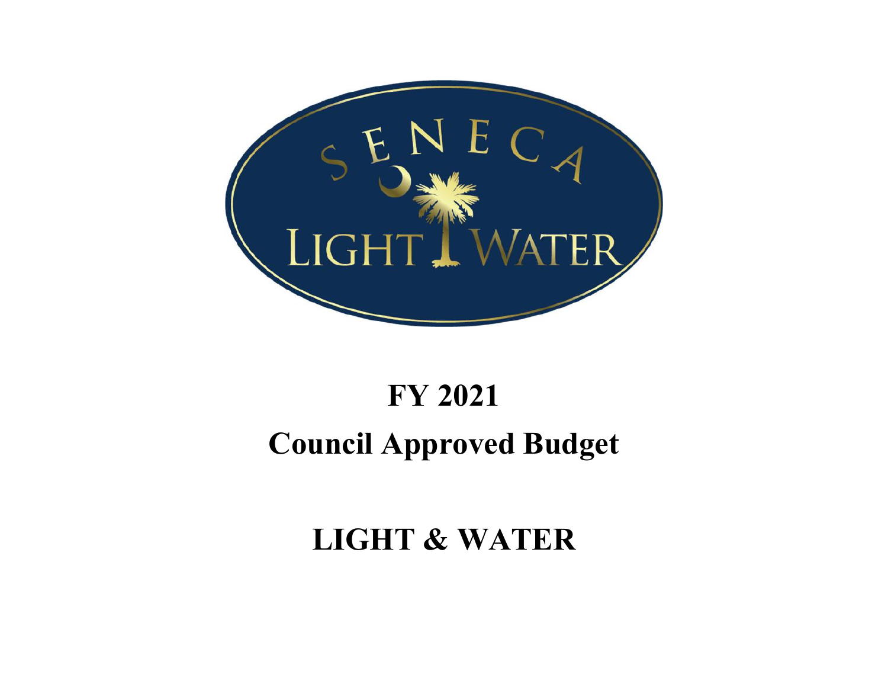# FY 2021

# Council Approved Budget

# LIGHT & WATER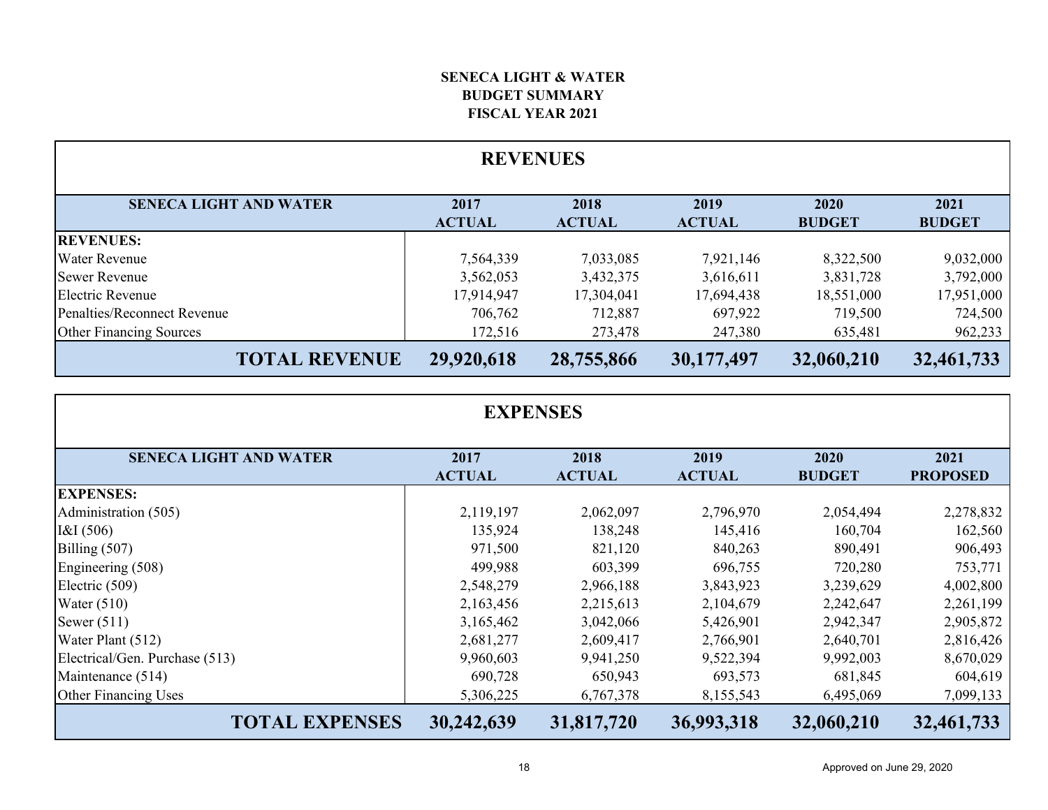**SENECA LIGHT & WATER**
**BUDGET SUMMARY**
**FISCAL YEAR 2021**

## REVENUES

| SENECA LIGHT AND WATER | 2017 ACTUAL | 2018 ACTUAL | 2019 ACTUAL | 2020 BUDGET | 2021 BUDGET |
|---|---|---|---|---|---|
| **REVENUES:** | | | | | |
| Water Revenue | 7,564,339 | 7,033,085 | 7,921,146 | 8,322,500 | 9,032,000 |
| Sewer Revenue | 3,562,053 | 3,432,375 | 3,616,611 | 3,831,728 | 3,792,000 |
| Electric Revenue | 17,914,947 | 17,304,041 | 17,694,438 | 18,551,000 | 17,951,000 |
| Penalties/Reconnect Revenue | 706,762 | 712,887 | 697,922 | 719,500 | 724,500 |
| Other Financing Sources | 172,516 | 273,478 | 247,380 | 635,481 | 962,233 |
| **TOTAL REVENUE** | **29,920,618** | **28,755,866** | **30,177,497** | **32,060,210** | **32,461,733** |

## EXPENSES

| SENECA LIGHT AND WATER | 2017 ACTUAL | 2018 ACTUAL | 2019 ACTUAL | 2020 BUDGET | 2021 PROPOSED |
|---|---|---|---|---|---|
| **EXPENSES:** | | | | | |
| Administration (505) | 2,119,197 | 2,062,097 | 2,796,970 | 2,054,494 | 2,278,832 |
| I&I (506) | 135,924 | 138,248 | 145,416 | 160,704 | 162,560 |
| Billing (507) | 971,500 | 821,120 | 840,263 | 890,491 | 906,493 |
| Engineering (508) | 499,988 | 603,399 | 696,755 | 720,280 | 753,771 |
| Electric (509) | 2,548,279 | 2,966,188 | 3,843,923 | 3,239,629 | 4,002,800 |
| Water (510) | 2,163,456 | 2,215,613 | 2,104,679 | 2,242,647 | 2,261,199 |
| Sewer (511) | 3,165,462 | 3,042,066 | 5,426,901 | 2,942,347 | 2,905,872 |
| Water Plant (512) | 2,681,277 | 2,609,417 | 2,766,901 | 2,640,701 | 2,816,426 |
| Electrical/Gen. Purchase (513) | 9,960,603 | 9,941,250 | 9,522,394 | 9,992,003 | 8,670,029 |
| Maintenance (514) | 690,728 | 650,943 | 693,573 | 681,845 | 604,619 |
| Other Financing Uses | 5,306,225 | 6,767,378 | 8,155,543 | 6,495,069 | 7,099,133 |
| **TOTAL EXPENSES** | **30,242,639** | **31,817,720** | **36,993,318** | **32,060,210** | **32,461,733** |

Approved on June 29, 2020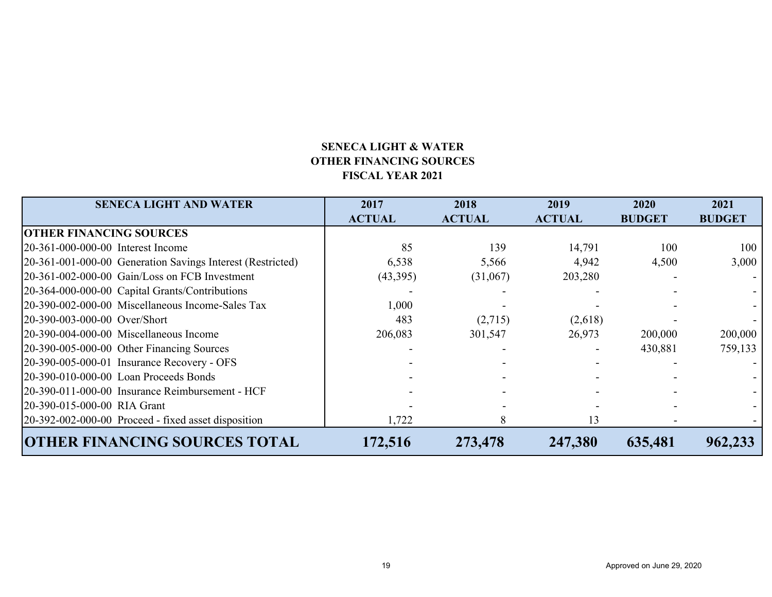**SENECA LIGHT & WATER**
**OTHER FINANCING SOURCES**
**FISCAL YEAR 2021**

| SENECA LIGHT AND WATER | 2017 ACTUAL | 2018 ACTUAL | 2019 ACTUAL | 2020 BUDGET | 2021 BUDGET |
|---|---|---|---|---|---|
| **OTHER FINANCING SOURCES** | | | | | |
| 20-361-000-000-00 Interest Income | 85 | 139 | 14,791 | 100 | 100 |
| 20-361-001-000-00 Generation Savings Interest (Restricted) | 6,538 | 5,566 | 4,942 | 4,500 | 3,000 |
| 20-361-002-000-00 Gain/Loss on FCB Investment | (43,395) | (31,067) | 203,280 | - | - |
| 20-364-000-000-00 Capital Grants/Contributions | - | - | - | - | - |
| 20-390-002-000-00 Miscellaneous Income-Sales Tax | 1,000 | - | - | - | - |
| 20-390-003-000-00 Over/Short | 483 | (2,715) | (2,618) | - | - |
| 20-390-004-000-00 Miscellaneous Income | 206,083 | 301,547 | 26,973 | 200,000 | 200,000 |
| 20-390-005-000-00 Other Financing Sources | - | - | - | 430,881 | 759,133 |
| 20-390-005-000-01 Insurance Recovery - OFS | - | - | - | - | - |
| 20-390-010-000-00 Loan Proceeds Bonds | - | - | - | - | - |
| 20-390-011-000-00 Insurance Reimbursement - HCF | - | - | - | - | - |
| 20-390-015-000-00 RIA Grant | - | - | - | - | - |
| 20-392-002-000-00 Proceed - fixed asset disposition | 1,722 | 8 | 13 | - | - |
| **OTHER FINANCING SOURCES TOTAL** | **172,516** | **273,478** | **247,380** | **635,481** | **962,233** |

Approved on June 29, 2020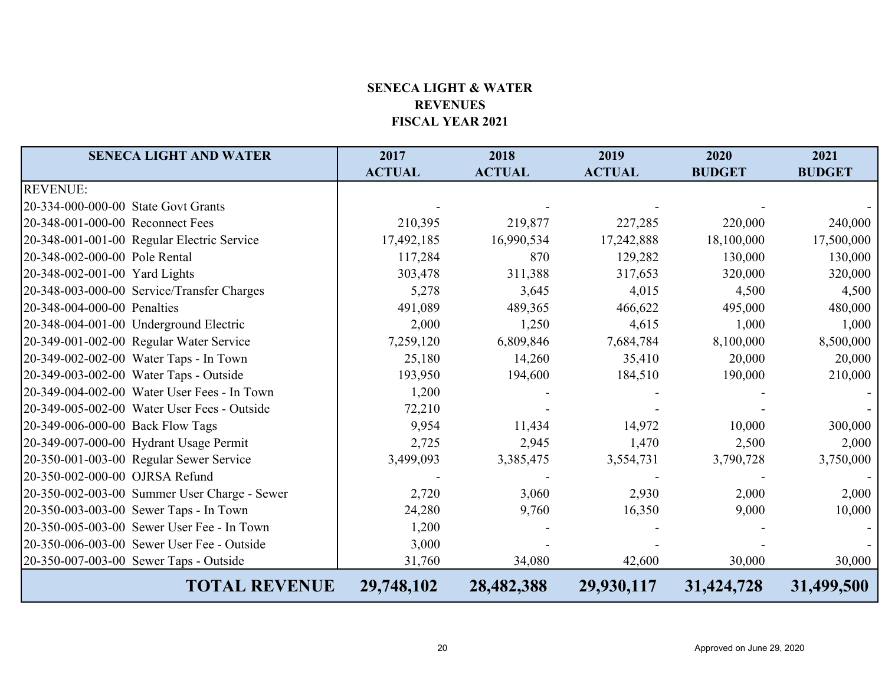**SENECA LIGHT & WATER**
**REVENUES**
**FISCAL YEAR 2021**

| SENECA LIGHT AND WATER | 2017 ACTUAL | 2018 ACTUAL | 2019 ACTUAL | 2020 BUDGET | 2021 BUDGET |
|---|---|---|---|---|---|
| REVENUE: | | | | | |
| 20-334-000-000-00 State Govt Grants | - | - | - | - | - |
| 20-348-001-000-00 Reconnect Fees | 210,395 | 219,877 | 227,285 | 220,000 | 240,000 |
| 20-348-001-001-00 Regular Electric Service | 17,492,185 | 16,990,534 | 17,242,888 | 18,100,000 | 17,500,000 |
| 20-348-002-000-00 Pole Rental | 117,284 | 870 | 129,282 | 130,000 | 130,000 |
| 20-348-002-001-00 Yard Lights | 303,478 | 311,388 | 317,653 | 320,000 | 320,000 |
| 20-348-003-000-00 Service/Transfer Charges | 5,278 | 3,645 | 4,015 | 4,500 | 4,500 |
| 20-348-004-000-00 Penalties | 491,089 | 489,365 | 466,622 | 495,000 | 480,000 |
| 20-348-004-001-00 Underground Electric | 2,000 | 1,250 | 4,615 | 1,000 | 1,000 |
| 20-349-001-002-00 Regular Water Service | 7,259,120 | 6,809,846 | 7,684,784 | 8,100,000 | 8,500,000 |
| 20-349-002-002-00 Water Taps - In Town | 25,180 | 14,260 | 35,410 | 20,000 | 20,000 |
| 20-349-003-002-00 Water Taps - Outside | 193,950 | 194,600 | 184,510 | 190,000 | 210,000 |
| 20-349-004-002-00 Water User Fees - In Town | 1,200 | - | - | - | - |
| 20-349-005-002-00 Water User Fees - Outside | 72,210 | - | - | - | - |
| 20-349-006-000-00 Back Flow Tags | 9,954 | 11,434 | 14,972 | 10,000 | 300,000 |
| 20-349-007-000-00 Hydrant Usage Permit | 2,725 | 2,945 | 1,470 | 2,500 | 2,000 |
| 20-350-001-003-00 Regular Sewer Service | 3,499,093 | 3,385,475 | 3,554,731 | 3,790,728 | 3,750,000 |
| 20-350-002-000-00 OJRSA Refund | - | - | - | - | - |
| 20-350-002-003-00 Summer User Charge - Sewer | 2,720 | 3,060 | 2,930 | 2,000 | 2,000 |
| 20-350-003-003-00 Sewer Taps - In Town | 24,280 | 9,760 | 16,350 | 9,000 | 10,000 |
| 20-350-005-003-00 Sewer User Fee - In Town | 1,200 | - | - | - | - |
| 20-350-006-003-00 Sewer User Fee - Outside | 3,000 | - | - | - | - |
| 20-350-007-003-00 Sewer Taps - Outside | 31,760 | 34,080 | 42,600 | 30,000 | 30,000 |
| **TOTAL REVENUE** | **29,748,102** | **28,482,388** | **29,930,117** | **31,424,728** | **31,499,500** |

Approved on June 29, 2020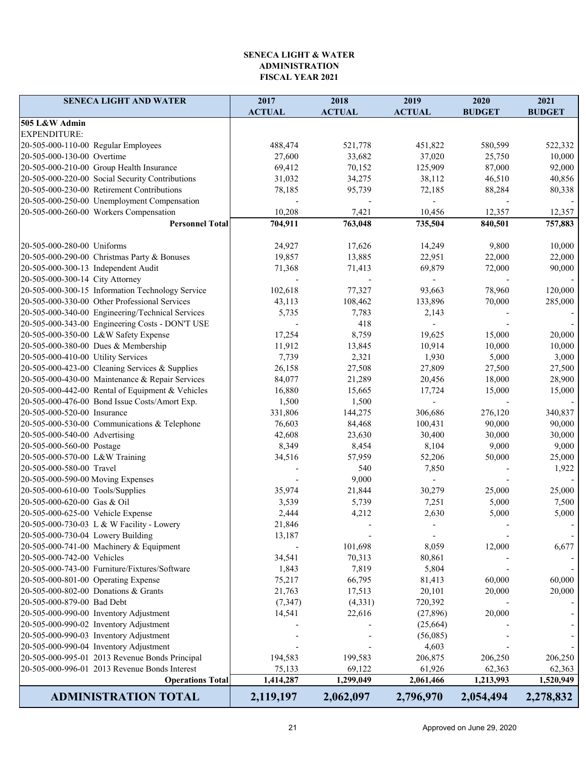**SENECA LIGHT & WATER**
**ADMINISTRATION**
**FISCAL YEAR 2021**

| SENECA LIGHT AND WATER | 2017 ACTUAL | 2018 ACTUAL | 2019 ACTUAL | 2020 BUDGET | 2021 BUDGET |
|---|---|---|---|---|---|
| **505 L&W Admin** | | | | | |
| EXPENDITURE: | | | | | |
| 20-505-000-110-00 Regular Employees | 488,474 | 521,778 | 451,822 | 580,599 | 522,332 |
| 20-505-000-130-00 Overtime | 27,600 | 33,682 | 37,020 | 25,750 | 10,000 |
| 20-505-000-210-00 Group Health Insurance | 69,412 | 70,152 | 125,909 | 87,000 | 92,000 |
| 20-505-000-220-00 Social Security Contributions | 31,032 | 34,275 | 38,112 | 46,510 | 40,856 |
| 20-505-000-230-00 Retirement Contributions | 78,185 | 95,739 | 72,185 | 88,284 | 80,338 |
| 20-505-000-250-00 Unemployment Compensation | - | - | - | - | - |
| 20-505-000-260-00 Workers Compensation | 10,208 | 7,421 | 10,456 | 12,357 | 12,357 |
| **Personnel Total** | **704,911** | **763,048** | **735,504** | **840,501** | **757,883** |
| 20-505-000-280-00 Uniforms | 24,927 | 17,626 | 14,249 | 9,800 | 10,000 |
| 20-505-000-290-00 Christmas Party & Bonuses | 19,857 | 13,885 | 22,951 | 22,000 | 22,000 |
| 20-505-000-300-13 Independent Audit | 71,368 | 71,413 | 69,879 | 72,000 | 90,000 |
| 20-505-000-300-14 City Attorney | - | - | - | - | - |
| 20-505-000-300-15 Information Technology Service | 102,618 | 77,327 | 93,663 | 78,960 | 120,000 |
| 20-505-000-330-00 Other Professional Services | 43,113 | 108,462 | 133,896 | 70,000 | 285,000 |
| 20-505-000-340-00 Engineering/Technical Services | 5,735 | 7,783 | 2,143 | - | - |
| 20-505-000-343-00 Engineering Costs - DON'T USE | - | 418 | - | - | - |
| 20-505-000-350-00 L&W Safety Expense | 17,254 | 8,759 | 19,625 | 15,000 | 20,000 |
| 20-505-000-380-00 Dues & Membership | 11,912 | 13,845 | 10,914 | 10,000 | 10,000 |
| 20-505-000-410-00 Utility Services | 7,739 | 2,321 | 1,930 | 5,000 | 3,000 |
| 20-505-000-423-00 Cleaning Services & Supplies | 26,158 | 27,508 | 27,809 | 27,500 | 27,500 |
| 20-505-000-430-00 Maintenance & Repair Services | 84,077 | 21,289 | 20,456 | 18,000 | 28,900 |
| 20-505-000-442-00 Rental of Equipment & Vehicles | 16,880 | 15,665 | 17,724 | 15,000 | 15,000 |
| 20-505-000-476-00 Bond Issue Costs/Amort Exp. | 1,500 | 1,500 | - | - | - |
| 20-505-000-520-00 Insurance | 331,806 | 144,275 | 306,686 | 276,120 | 340,837 |
| 20-505-000-530-00 Communications & Telephone | 76,603 | 84,468 | 100,431 | 90,000 | 90,000 |
| 20-505-000-540-00 Advertising | 42,608 | 23,630 | 30,400 | 30,000 | 30,000 |
| 20-505-000-560-00 Postage | 8,349 | 8,454 | 8,104 | 9,000 | 9,000 |
| 20-505-000-570-00 L&W Training | 34,516 | 57,959 | 52,206 | 50,000 | 25,000 |
| 20-505-000-580-00 Travel | - | 540 | 7,850 | - | 1,922 |
| 20-505-000-590-00 Moving Expenses | - | 9,000 | - | - | - |
| 20-505-000-610-00 Tools/Supplies | 35,974 | 21,844 | 30,279 | 25,000 | 25,000 |
| 20-505-000-620-00 Gas & Oil | 3,539 | 5,739 | 7,251 | 5,000 | 7,500 |
| 20-505-000-625-00 Vehicle Expense | 2,444 | 4,212 | 2,630 | 5,000 | 5,000 |
| 20-505-000-730-03 L & W Facility - Lowery | 21,846 | - | - | - | - |
| 20-505-000-730-04 Lowery Building | 13,187 | - | - | - | - |
| 20-505-000-741-00 Machinery & Equipment | - | 101,698 | 8,059 | 12,000 | 6,677 |
| 20-505-000-742-00 Vehicles | 34,541 | 70,313 | 80,861 | - | - |
| 20-505-000-743-00 Furniture/Fixtures/Software | 1,843 | 7,819 | 5,804 | - | - |
| 20-505-000-801-00 Operating Expense | 75,217 | 66,795 | 81,413 | 60,000 | 60,000 |
| 20-505-000-802-00 Donations & Grants | 21,763 | 17,513 | 20,101 | 20,000 | 20,000 |
| 20-505-000-879-00 Bad Debt | (7,347) | (4,331) | 720,392 | - | - |
| 20-505-000-990-00 Inventory Adjustment | 14,541 | 22,616 | (27,896) | 20,000 | - |
| 20-505-000-990-02 Inventory Adjustment | - | - | (25,664) | - | - |
| 20-505-000-990-03 Inventory Adjustment | - | - | (56,085) | - | - |
| 20-505-000-990-04 Inventory Adjustment | - | - | 4,603 | - | - |
| 20-505-000-995-01 2013 Revenue Bonds Principal | 194,583 | 199,583 | 206,875 | 206,250 | 206,250 |
| 20-505-000-996-01 2013 Revenue Bonds Interest | 75,133 | 69,122 | 61,926 | 62,363 | 62,363 |
| **Operations Total** | **1,414,287** | **1,299,049** | **2,061,466** | **1,213,993** | **1,520,949** |
| **ADMINISTRATION TOTAL** | **2,119,197** | **2,062,097** | **2,796,970** | **2,054,494** | **2,278,832** |

Approved on June 29, 2020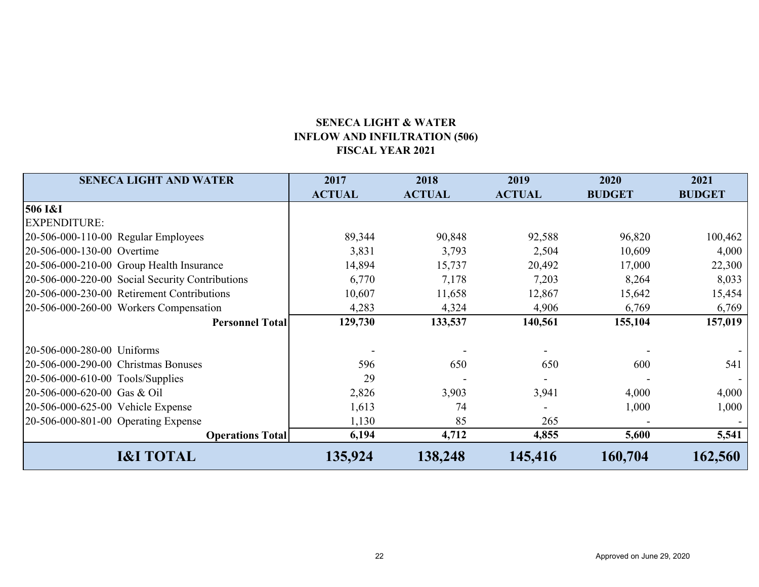**SENECA LIGHT & WATER**
**INFLOW AND INFILTRATION (506)**
**FISCAL YEAR 2021**

| SENECA LIGHT AND WATER | 2017 ACTUAL | 2018 ACTUAL | 2019 ACTUAL | 2020 BUDGET | 2021 BUDGET |
|---|---|---|---|---|---|
| **506 I&I** | | | | | |
| EXPENDITURE: | | | | | |
| 20-506-000-110-00 Regular Employees | 89,344 | 90,848 | 92,588 | 96,820 | 100,462 |
| 20-506-000-130-00 Overtime | 3,831 | 3,793 | 2,504 | 10,609 | 4,000 |
| 20-506-000-210-00 Group Health Insurance | 14,894 | 15,737 | 20,492 | 17,000 | 22,300 |
| 20-506-000-220-00 Social Security Contributions | 6,770 | 7,178 | 7,203 | 8,264 | 8,033 |
| 20-506-000-230-00 Retirement Contributions | 10,607 | 11,658 | 12,867 | 15,642 | 15,454 |
| 20-506-000-260-00 Workers Compensation | 4,283 | 4,324 | 4,906 | 6,769 | 6,769 |
| **Personnel Total** | **129,730** | **133,537** | **140,561** | **155,104** | **157,019** |
| | | | | | |
| 20-506-000-280-00 Uniforms | - | - | - | - | - |
| 20-506-000-290-00 Christmas Bonuses | 596 | 650 | 650 | 600 | 541 |
| 20-506-000-610-00 Tools/Supplies | 29 | - | - | - | - |
| 20-506-000-620-00 Gas & Oil | 2,826 | 3,903 | 3,941 | 4,000 | 4,000 |
| 20-506-000-625-00 Vehicle Expense | 1,613 | 74 | - | 1,000 | 1,000 |
| 20-506-000-801-00 Operating Expense | 1,130 | 85 | 265 | - | - |
| **Operations Total** | **6,194** | **4,712** | **4,855** | **5,600** | **5,541** |
| **I&I TOTAL** | **135,924** | **138,248** | **145,416** | **160,704** | **162,560** |

Approved on June 29, 2020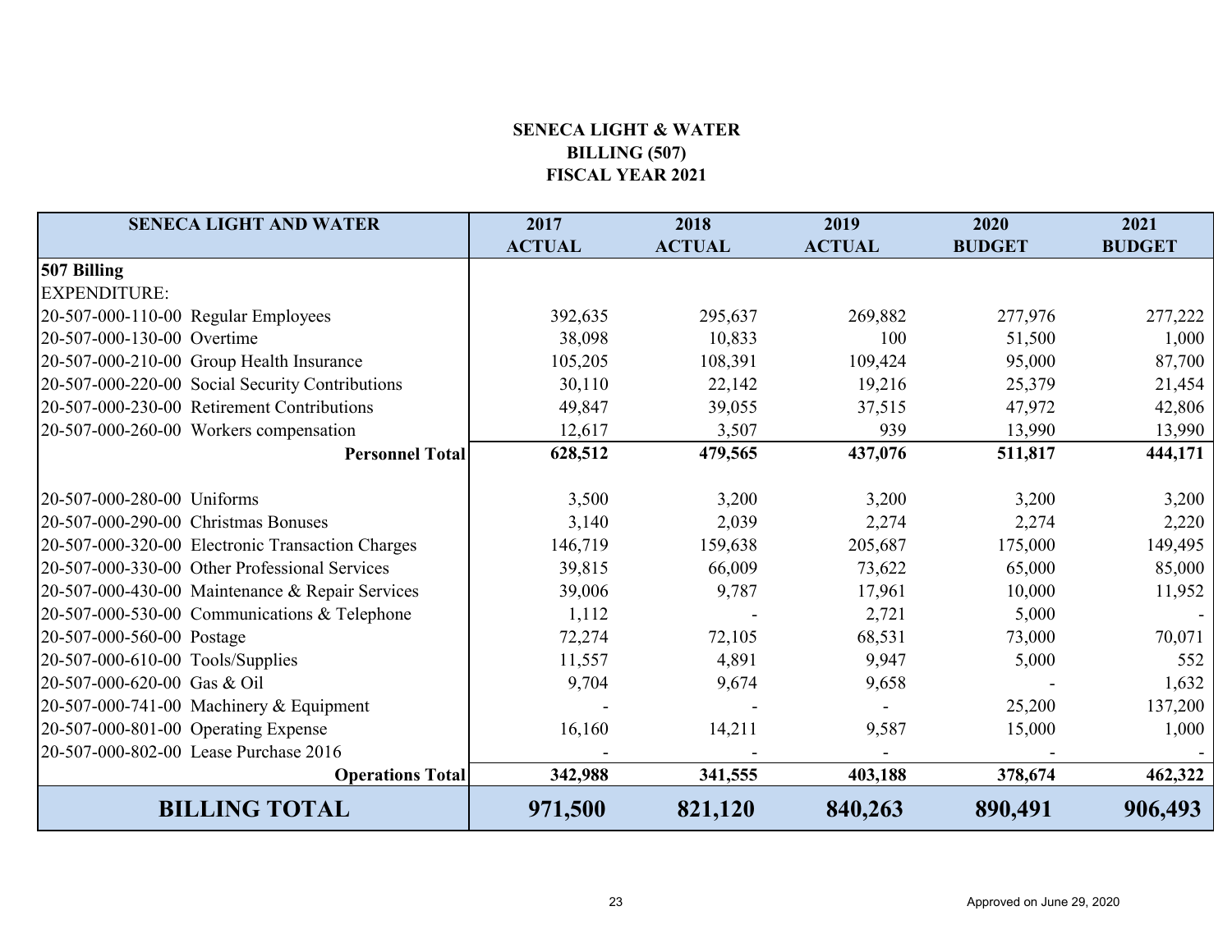**SENECA LIGHT & WATER**
**BILLING (507)**
**FISCAL YEAR 2021**

| SENECA LIGHT AND WATER | 2017 ACTUAL | 2018 ACTUAL | 2019 ACTUAL | 2020 BUDGET | 2021 BUDGET |
|---|---|---|---|---|---|
| **507 Billing** | | | | | |
| EXPENDITURE: | | | | | |
| 20-507-000-110-00 Regular Employees | 392,635 | 295,637 | 269,882 | 277,976 | 277,222 |
| 20-507-000-130-00 Overtime | 38,098 | 10,833 | 100 | 51,500 | 1,000 |
| 20-507-000-210-00 Group Health Insurance | 105,205 | 108,391 | 109,424 | 95,000 | 87,700 |
| 20-507-000-220-00 Social Security Contributions | 30,110 | 22,142 | 19,216 | 25,379 | 21,454 |
| 20-507-000-230-00 Retirement Contributions | 49,847 | 39,055 | 37,515 | 47,972 | 42,806 |
| 20-507-000-260-00 Workers compensation | 12,617 | 3,507 | 939 | 13,990 | 13,990 |
| **Personnel Total** | **628,512** | **479,565** | **437,076** | **511,817** | **444,171** |
| | | | | | |
| 20-507-000-280-00 Uniforms | 3,500 | 3,200 | 3,200 | 3,200 | 3,200 |
| 20-507-000-290-00 Christmas Bonuses | 3,140 | 2,039 | 2,274 | 2,274 | 2,220 |
| 20-507-000-320-00 Electronic Transaction Charges | 146,719 | 159,638 | 205,687 | 175,000 | 149,495 |
| 20-507-000-330-00 Other Professional Services | 39,815 | 66,009 | 73,622 | 65,000 | 85,000 |
| 20-507-000-430-00 Maintenance & Repair Services | 39,006 | 9,787 | 17,961 | 10,000 | 11,952 |
| 20-507-000-530-00 Communications & Telephone | 1,112 | - | 2,721 | 5,000 | - |
| 20-507-000-560-00 Postage | 72,274 | 72,105 | 68,531 | 73,000 | 70,071 |
| 20-507-000-610-00 Tools/Supplies | 11,557 | 4,891 | 9,947 | 5,000 | 552 |
| 20-507-000-620-00 Gas & Oil | 9,704 | 9,674 | 9,658 | - | 1,632 |
| 20-507-000-741-00 Machinery & Equipment | - | - | - | 25,200 | 137,200 |
| 20-507-000-801-00 Operating Expense | 16,160 | 14,211 | 9,587 | 15,000 | 1,000 |
| 20-507-000-802-00 Lease Purchase 2016 | - | - | - | - | - |
| **Operations Total** | **342,988** | **341,555** | **403,188** | **378,674** | **462,322** |
| **BILLING TOTAL** | **971,500** | **821,120** | **840,263** | **890,491** | **906,493** |

Approved on June 29, 2020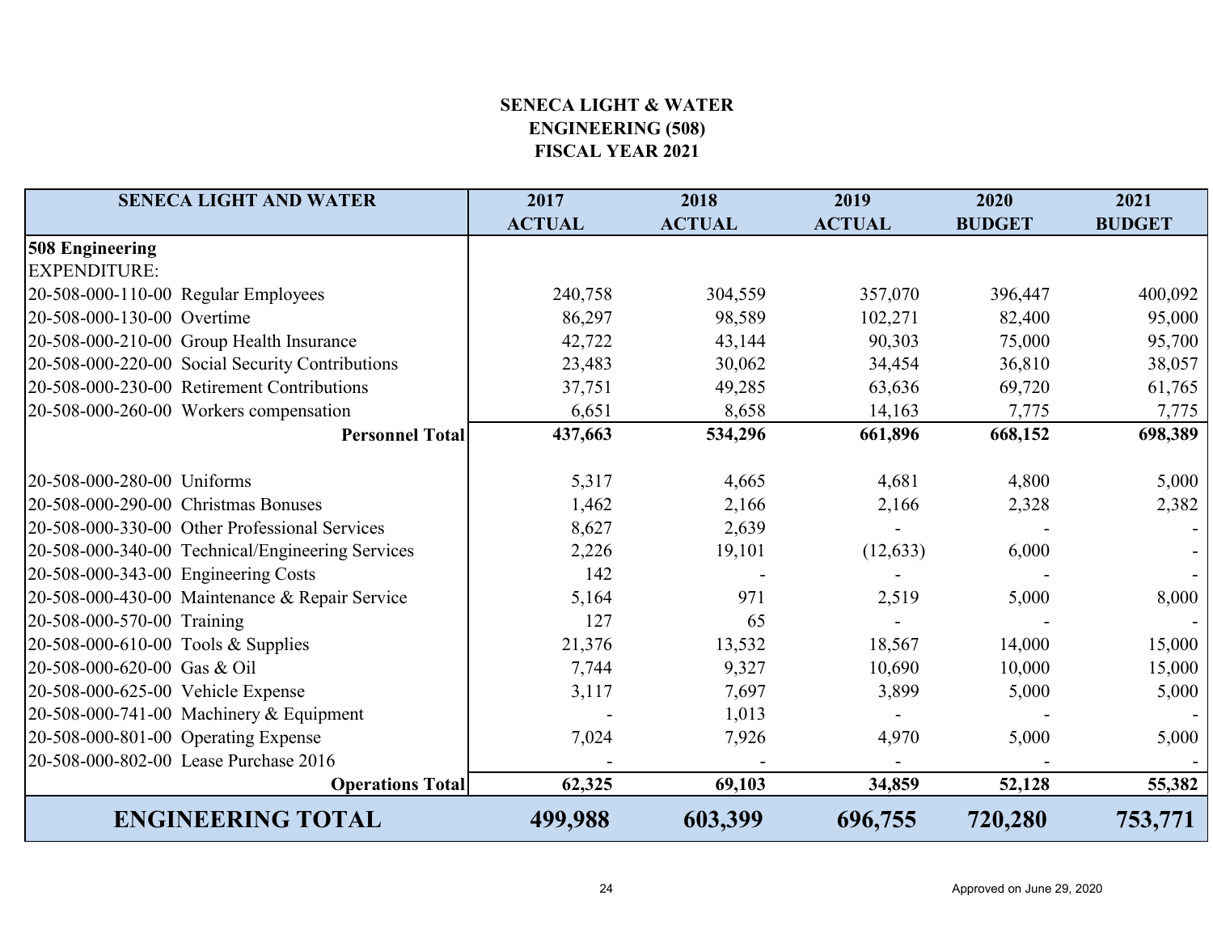**SENECA LIGHT & WATER**
**ENGINEERING (508)**
**FISCAL YEAR 2021**

| SENECA LIGHT AND WATER | 2017 ACTUAL | 2018 ACTUAL | 2019 ACTUAL | 2020 BUDGET | 2021 BUDGET |
|---|---|---|---|---|---|
| **508 Engineering** | | | | | |
| EXPENDITURE: | | | | | |
| 20-508-000-110-00 Regular Employees | 240,758 | 304,559 | 357,070 | 396,447 | 400,092 |
| 20-508-000-130-00 Overtime | 86,297 | 98,589 | 102,271 | 82,400 | 95,000 |
| 20-508-000-210-00 Group Health Insurance | 42,722 | 43,144 | 90,303 | 75,000 | 95,700 |
| 20-508-000-220-00 Social Security Contributions | 23,483 | 30,062 | 34,454 | 36,810 | 38,057 |
| 20-508-000-230-00 Retirement Contributions | 37,751 | 49,285 | 63,636 | 69,720 | 61,765 |
| 20-508-000-260-00 Workers compensation | 6,651 | 8,658 | 14,163 | 7,775 | 7,775 |
| **Personnel Total** | **437,663** | **534,296** | **661,896** | **668,152** | **698,389** |
| | | | | | |
| 20-508-000-280-00 Uniforms | 5,317 | 4,665 | 4,681 | 4,800 | 5,000 |
| 20-508-000-290-00 Christmas Bonuses | 1,462 | 2,166 | 2,166 | 2,328 | 2,382 |
| 20-508-000-330-00 Other Professional Services | 8,627 | 2,639 | - | - | - |
| 20-508-000-340-00 Technical/Engineering Services | 2,226 | 19,101 | (12,633) | 6,000 | - |
| 20-508-000-343-00 Engineering Costs | 142 | - | - | - | - |
| 20-508-000-430-00 Maintenance & Repair Service | 5,164 | 971 | 2,519 | 5,000 | 8,000 |
| 20-508-000-570-00 Training | 127 | 65 | - | - | - |
| 20-508-000-610-00 Tools & Supplies | 21,376 | 13,532 | 18,567 | 14,000 | 15,000 |
| 20-508-000-620-00 Gas & Oil | 7,744 | 9,327 | 10,690 | 10,000 | 15,000 |
| 20-508-000-625-00 Vehicle Expense | 3,117 | 7,697 | 3,899 | 5,000 | 5,000 |
| 20-508-000-741-00 Machinery & Equipment | - | 1,013 | - | - | - |
| 20-508-000-801-00 Operating Expense | 7,024 | 7,926 | 4,970 | 5,000 | 5,000 |
| 20-508-000-802-00 Lease Purchase 2016 | - | - | - | - | - |
| **Operations Total** | **62,325** | **69,103** | **34,859** | **52,128** | **55,382** |
| **ENGINEERING TOTAL** | **499,988** | **603,399** | **696,755** | **720,280** | **753,771** |

Approved on June 29, 2020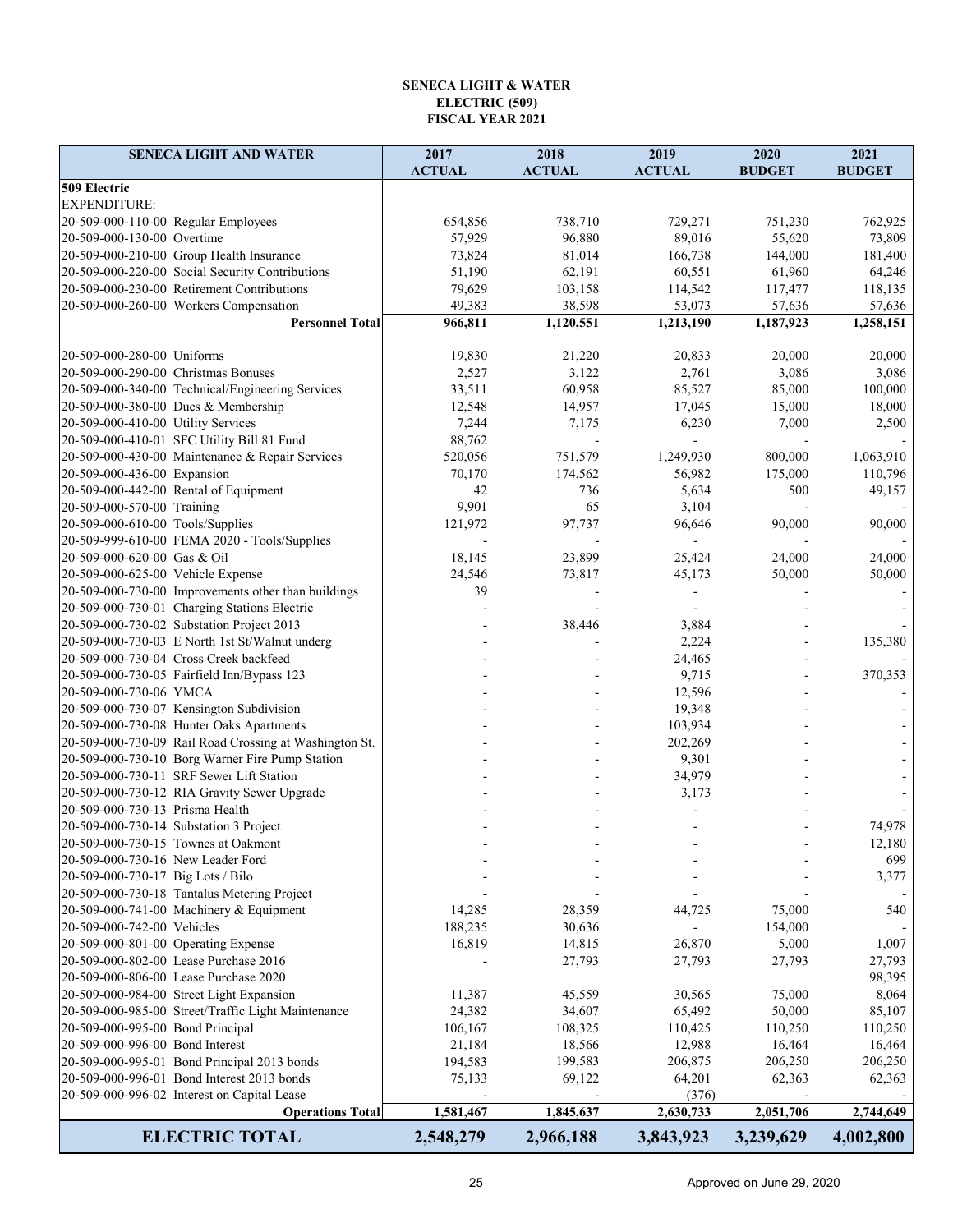**SENECA LIGHT & WATER**
**ELECTRIC (509)**
**FISCAL YEAR 2021**

| SENECA LIGHT AND WATER | 2017 ACTUAL | 2018 ACTUAL | 2019 ACTUAL | 2020 BUDGET | 2021 BUDGET |
|---|---|---|---|---|---|
| **509 Electric** | | | | | |
| EXPENDITURE: | | | | | |
| 20-509-000-110-00 Regular Employees | 654,856 | 738,710 | 729,271 | 751,230 | 762,925 |
| 20-509-000-130-00 Overtime | 57,929 | 96,880 | 89,016 | 55,620 | 73,809 |
| 20-509-000-210-00 Group Health Insurance | 73,824 | 81,014 | 166,738 | 144,000 | 181,400 |
| 20-509-000-220-00 Social Security Contributions | 51,190 | 62,191 | 60,551 | 61,960 | 64,246 |
| 20-509-000-230-00 Retirement Contributions | 79,629 | 103,158 | 114,542 | 117,477 | 118,135 |
| 20-509-000-260-00 Workers Compensation | 49,383 | 38,598 | 53,073 | 57,636 | 57,636 |
| **Personnel Total** | **966,811** | **1,120,551** | **1,213,190** | **1,187,923** | **1,258,151** |
| | | | | | |
| 20-509-000-280-00 Uniforms | 19,830 | 21,220 | 20,833 | 20,000 | 20,000 |
| 20-509-000-290-00 Christmas Bonuses | 2,527 | 3,122 | 2,761 | 3,086 | 3,086 |
| 20-509-000-340-00 Technical/Engineering Services | 33,511 | 60,958 | 85,527 | 85,000 | 100,000 |
| 20-509-000-380-00 Dues & Membership | 12,548 | 14,957 | 17,045 | 15,000 | 18,000 |
| 20-509-000-410-00 Utility Services | 7,244 | 7,175 | 6,230 | 7,000 | 2,500 |
| 20-509-000-410-01 SFC Utility Bill 81 Fund | 88,762 | - | - | - | - |
| 20-509-000-430-00 Maintenance & Repair Services | 520,056 | 751,579 | 1,249,930 | 800,000 | 1,063,910 |
| 20-509-000-436-00 Expansion | 70,170 | 174,562 | 56,982 | 175,000 | 110,796 |
| 20-509-000-442-00 Rental of Equipment | 42 | 736 | 5,634 | 500 | 49,157 |
| 20-509-000-570-00 Training | 9,901 | 65 | 3,104 | - | - |
| 20-509-000-610-00 Tools/Supplies | 121,972 | 97,737 | 96,646 | 90,000 | 90,000 |
| 20-509-999-610-00 FEMA 2020 - Tools/Supplies | - | - | - | - | - |
| 20-509-000-620-00 Gas & Oil | 18,145 | 23,899 | 25,424 | 24,000 | 24,000 |
| 20-509-000-625-00 Vehicle Expense | 24,546 | 73,817 | 45,173 | 50,000 | 50,000 |
| 20-509-000-730-00 Improvements other than buildings | 39 | - | - | - | - |
| 20-509-000-730-01 Charging Stations Electric | - | - | - | - | - |
| 20-509-000-730-02 Substation Project 2013 | - | 38,446 | 3,884 | - | - |
| 20-509-000-730-03 E North 1st St/Walnut underg | - | - | 2,224 | - | 135,380 |
| 20-509-000-730-04 Cross Creek backfeed | - | - | 24,465 | - | - |
| 20-509-000-730-05 Fairfield Inn/Bypass 123 | - | - | 9,715 | - | 370,353 |
| 20-509-000-730-06 YMCA | - | - | 12,596 | - | - |
| 20-509-000-730-07 Kensington Subdivision | - | - | 19,348 | - | - |
| 20-509-000-730-08 Hunter Oaks Apartments | - | - | 103,934 | - | - |
| 20-509-000-730-09 Rail Road Crossing at Washington St. | - | - | 202,269 | - | - |
| 20-509-000-730-10 Borg Warner Fire Pump Station | - | - | 9,301 | - | - |
| 20-509-000-730-11 SRF Sewer Lift Station | - | - | 34,979 | - | - |
| 20-509-000-730-12 RIA Gravity Sewer Upgrade | - | - | 3,173 | - | - |
| 20-509-000-730-13 Prisma Health | - | - | - | - | - |
| 20-509-000-730-14 Substation 3 Project | - | - | - | - | 74,978 |
| 20-509-000-730-15 Townes at Oakmont | - | - | - | - | 12,180 |
| 20-509-000-730-16 New Leader Ford | - | - | - | - | 699 |
| 20-509-000-730-17 Big Lots / Bilo | - | - | - | - | 3,377 |
| 20-509-000-730-18 Tantalus Metering Project | - | - | - | - | - |
| 20-509-000-741-00 Machinery & Equipment | 14,285 | 28,359 | 44,725 | 75,000 | 540 |
| 20-509-000-742-00 Vehicles | 188,235 | 30,636 | - | 154,000 | - |
| 20-509-000-801-00 Operating Expense | 16,819 | 14,815 | 26,870 | 5,000 | 1,007 |
| 20-509-000-802-00 Lease Purchase 2016 | - | 27,793 | 27,793 | 27,793 | 27,793 |
| 20-509-000-806-00 Lease Purchase 2020 | | | | | 98,395 |
| 20-509-000-984-00 Street Light Expansion | 11,387 | 45,559 | 30,565 | 75,000 | 8,064 |
| 20-509-000-985-00 Street/Traffic Light Maintenance | 24,382 | 34,607 | 65,492 | 50,000 | 85,107 |
| 20-509-000-995-00 Bond Principal | 106,167 | 108,325 | 110,425 | 110,250 | 110,250 |
| 20-509-000-996-00 Bond Interest | 21,184 | 18,566 | 12,988 | 16,464 | 16,464 |
| 20-509-000-995-01 Bond Principal 2013 bonds | 194,583 | 199,583 | 206,875 | 206,250 | 206,250 |
| 20-509-000-996-01 Bond Interest 2013 bonds | 75,133 | 69,122 | 64,201 | 62,363 | 62,363 |
| 20-509-000-996-02 Interest on Capital Lease | - | - | (376) | - | - |
| **Operations Total** | **1,581,467** | **1,845,637** | **2,630,733** | **2,051,706** | **2,744,649** |
| **ELECTRIC TOTAL** | **2,548,279** | **2,966,188** | **3,843,923** | **3,239,629** | **4,002,800** |

Approved on June 29, 2020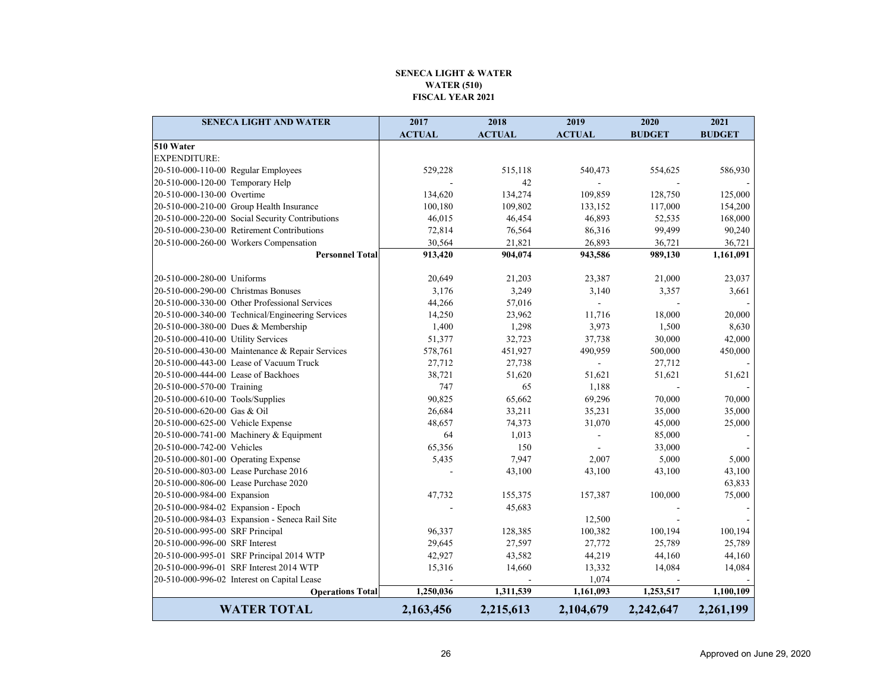**SENECA LIGHT & WATER**
**WATER (510)**
**FISCAL YEAR 2021**

| SENECA LIGHT AND WATER | 2017 ACTUAL | 2018 ACTUAL | 2019 ACTUAL | 2020 BUDGET | 2021 BUDGET |
|---|---|---|---|---|---|
| **510 Water** | | | | | |
| EXPENDITURE: | | | | | |
| 20-510-000-110-00 Regular Employees | 529,228 | 515,118 | 540,473 | 554,625 | 586,930 |
| 20-510-000-120-00 Temporary Help | - | 42 | - | - | - |
| 20-510-000-130-00 Overtime | 134,620 | 134,274 | 109,859 | 128,750 | 125,000 |
| 20-510-000-210-00 Group Health Insurance | 100,180 | 109,802 | 133,152 | 117,000 | 154,200 |
| 20-510-000-220-00 Social Security Contributions | 46,015 | 46,454 | 46,893 | 52,535 | 168,000 |
| 20-510-000-230-00 Retirement Contributions | 72,814 | 76,564 | 86,316 | 99,499 | 90,240 |
| 20-510-000-260-00 Workers Compensation | 30,564 | 21,821 | 26,893 | 36,721 | 36,721 |
| **Personnel Total** | **913,420** | **904,074** | **943,586** | **989,130** | **1,161,091** |
| 20-510-000-280-00 Uniforms | 20,649 | 21,203 | 23,387 | 21,000 | 23,037 |
| 20-510-000-290-00 Christmas Bonuses | 3,176 | 3,249 | 3,140 | 3,357 | 3,661 |
| 20-510-000-330-00 Other Professional Services | 44,266 | 57,016 | - | - | - |
| 20-510-000-340-00 Technical/Engineering Services | 14,250 | 23,962 | 11,716 | 18,000 | 20,000 |
| 20-510-000-380-00 Dues & Membership | 1,400 | 1,298 | 3,973 | 1,500 | 8,630 |
| 20-510-000-410-00 Utility Services | 51,377 | 32,723 | 37,738 | 30,000 | 42,000 |
| 20-510-000-430-00 Maintenance & Repair Services | 578,761 | 451,927 | 490,959 | 500,000 | 450,000 |
| 20-510-000-443-00 Lease of Vacuum Truck | 27,712 | 27,738 | - | 27,712 | - |
| 20-510-000-444-00 Lease of Backhoes | 38,721 | 51,620 | 51,621 | 51,621 | 51,621 |
| 20-510-000-570-00 Training | 747 | 65 | 1,188 | - | - |
| 20-510-000-610-00 Tools/Supplies | 90,825 | 65,662 | 69,296 | 70,000 | 70,000 |
| 20-510-000-620-00 Gas & Oil | 26,684 | 33,211 | 35,231 | 35,000 | 35,000 |
| 20-510-000-625-00 Vehicle Expense | 48,657 | 74,373 | 31,070 | 45,000 | 25,000 |
| 20-510-000-741-00 Machinery & Equipment | 64 | 1,013 | - | 85,000 | - |
| 20-510-000-742-00 Vehicles | 65,356 | 150 | - | 33,000 | - |
| 20-510-000-801-00 Operating Expense | 5,435 | 7,947 | 2,007 | 5,000 | 5,000 |
| 20-510-000-803-00 Lease Purchase 2016 | - | 43,100 | 43,100 | 43,100 | 43,100 |
| 20-510-000-806-00 Lease Purchase 2020 | | | | | 63,833 |
| 20-510-000-984-00 Expansion | 47,732 | 155,375 | 157,387 | 100,000 | 75,000 |
| 20-510-000-984-02 Expansion - Epoch | - | 45,683 | | - | - |
| 20-510-000-984-03 Expansion - Seneca Rail Site | | | 12,500 | - | - |
| 20-510-000-995-00 SRF Principal | 96,337 | 128,385 | 100,382 | 100,194 | 100,194 |
| 20-510-000-996-00 SRF Interest | 29,645 | 27,597 | 27,772 | 25,789 | 25,789 |
| 20-510-000-995-01 SRF Principal 2014 WTP | 42,927 | 43,582 | 44,219 | 44,160 | 44,160 |
| 20-510-000-996-01 SRF Interest 2014 WTP | 15,316 | 14,660 | 13,332 | 14,084 | 14,084 |
| 20-510-000-996-02 Interest on Capital Lease | - | - | 1,074 | - | - |
| **Operations Total** | **1,250,036** | **1,311,539** | **1,161,093** | **1,253,517** | **1,100,109** |
| **WATER TOTAL** | **2,163,456** | **2,215,613** | **2,104,679** | **2,242,647** | **2,261,199** |

Approved on June 29, 2020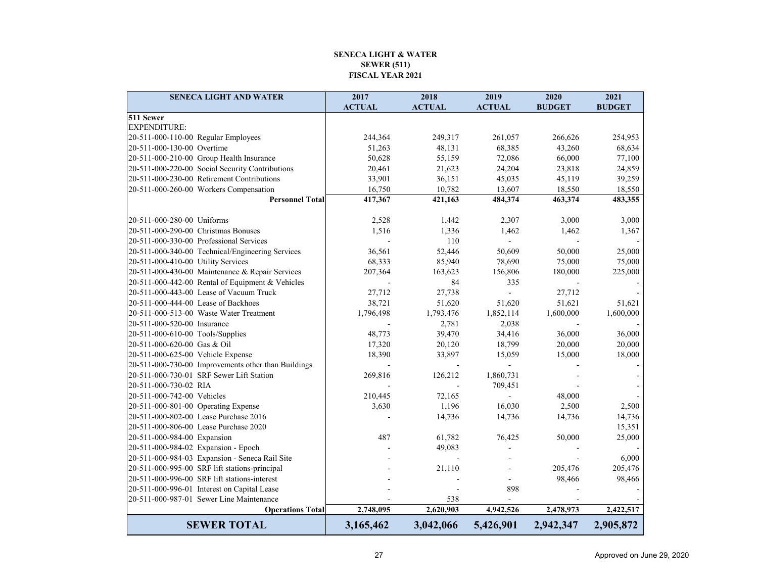**SENECA LIGHT & WATER**
**SEWER (511)**
**FISCAL YEAR 2021**

| SENECA LIGHT AND WATER | 2017 ACTUAL | 2018 ACTUAL | 2019 ACTUAL | 2020 BUDGET | 2021 BUDGET |
|---|---|---|---|---|---|
| **511 Sewer** | | | | | |
| EXPENDITURE: | | | | | |
| 20-511-000-110-00 Regular Employees | 244,364 | 249,317 | 261,057 | 266,626 | 254,953 |
| 20-511-000-130-00 Overtime | 51,263 | 48,131 | 68,385 | 43,260 | 68,634 |
| 20-511-000-210-00 Group Health Insurance | 50,628 | 55,159 | 72,086 | 66,000 | 77,100 |
| 20-511-000-220-00 Social Security Contributions | 20,461 | 21,623 | 24,204 | 23,818 | 24,859 |
| 20-511-000-230-00 Retirement Contributions | 33,901 | 36,151 | 45,035 | 45,119 | 39,259 |
| 20-511-000-260-00 Workers Compensation | 16,750 | 10,782 | 13,607 | 18,550 | 18,550 |
| **Personnel Total** | **417,367** | **421,163** | **484,374** | **463,374** | **483,355** |
| 20-511-000-280-00 Uniforms | 2,528 | 1,442 | 2,307 | 3,000 | 3,000 |
| 20-511-000-290-00 Christmas Bonuses | 1,516 | 1,336 | 1,462 | 1,462 | 1,367 |
| 20-511-000-330-00 Professional Services | - | 110 | - | - | - |
| 20-511-000-340-00 Technical/Engineering Services | 36,561 | 52,446 | 50,609 | 50,000 | 25,000 |
| 20-511-000-410-00 Utility Services | 68,333 | 85,940 | 78,690 | 75,000 | 75,000 |
| 20-511-000-430-00 Maintenance & Repair Services | 207,364 | 163,623 | 156,806 | 180,000 | 225,000 |
| 20-511-000-442-00 Rental of Equipment & Vehicles | - | 84 | 335 | - | - |
| 20-511-000-443-00 Lease of Vacuum Truck | 27,712 | 27,738 | - | 27,712 | - |
| 20-511-000-444-00 Lease of Backhoes | 38,721 | 51,620 | 51,620 | 51,621 | 51,621 |
| 20-511-000-513-00 Waste Water Treatment | 1,796,498 | 1,793,476 | 1,852,114 | 1,600,000 | 1,600,000 |
| 20-511-000-520-00 Insurance | - | 2,781 | 2,038 | - | - |
| 20-511-000-610-00 Tools/Supplies | 48,773 | 39,470 | 34,416 | 36,000 | 36,000 |
| 20-511-000-620-00 Gas & Oil | 17,320 | 20,120 | 18,799 | 20,000 | 20,000 |
| 20-511-000-625-00 Vehicle Expense | 18,390 | 33,897 | 15,059 | 15,000 | 18,000 |
| 20-511-000-730-00 Improvements other than Buildings | - | - | - | - | - |
| 20-511-000-730-01 SRF Sewer Lift Station | 269,816 | 126,212 | 1,860,731 | - | - |
| 20-511-000-730-02 RIA | - | - | 709,451 | - | - |
| 20-511-000-742-00 Vehicles | 210,445 | 72,165 | - | 48,000 | - |
| 20-511-000-801-00 Operating Expense | 3,630 | 1,196 | 16,030 | 2,500 | 2,500 |
| 20-511-000-802-00 Lease Purchase 2016 | - | 14,736 | 14,736 | 14,736 | 14,736 |
| 20-511-000-806-00 Lease Purchase 2020 | | | | | 15,351 |
| 20-511-000-984-00 Expansion | 487 | 61,782 | 76,425 | 50,000 | 25,000 |
| 20-511-000-984-02 Expansion - Epoch | - | 49,083 | - | - | - |
| 20-511-000-984-03 Expansion - Seneca Rail Site | - | - | - | - | 6,000 |
| 20-511-000-995-00 SRF lift stations-principal | - | 21,110 | - | 205,476 | 205,476 |
| 20-511-000-996-00 SRF lift stations-interest | - | - | - | 98,466 | 98,466 |
| 20-511-000-996-01 Interest on Capital Lease | - | - | 898 | - | - |
| 20-511-000-987-01 Sewer Line Maintenance | - | 538 | - | - | - |
| **Operations Total** | **2,748,095** | **2,620,903** | **4,942,526** | **2,478,973** | **2,422,517** |
| **SEWER TOTAL** | **3,165,462** | **3,042,066** | **5,426,901** | **2,942,347** | **2,905,872** |

Approved on June 29, 2020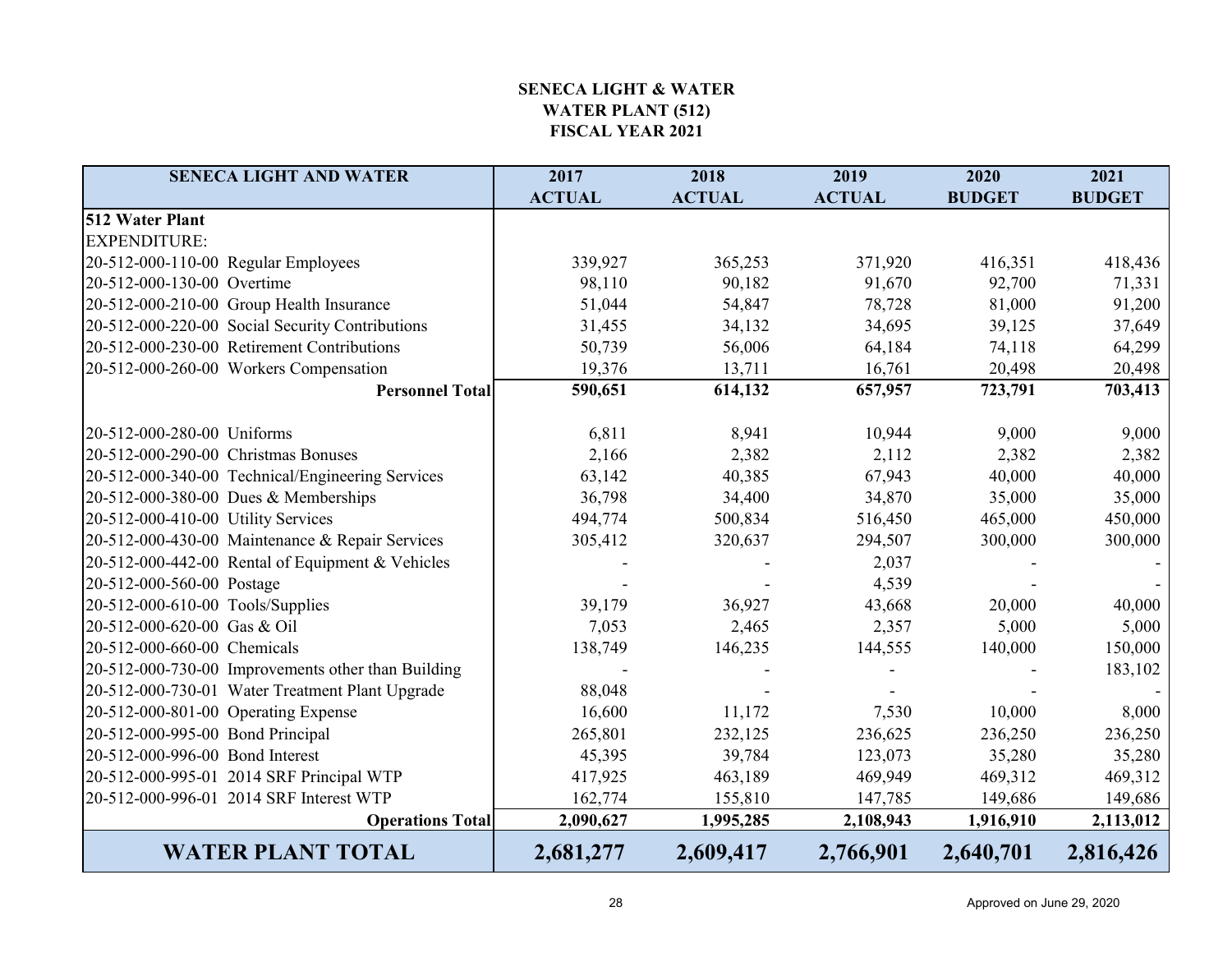# SENECA LIGHT & WATER
## WATER PLANT (512)
## FISCAL YEAR 2021

| SENECA LIGHT AND WATER | 2017 ACTUAL | 2018 ACTUAL | 2019 ACTUAL | 2020 BUDGET | 2021 BUDGET |
|---|---|---|---|---|---|
| **512 Water Plant** | | | | | |
| EXPENDITURE: | | | | | |
| 20-512-000-110-00 Regular Employees | 339,927 | 365,253 | 371,920 | 416,351 | 418,436 |
| 20-512-000-130-00 Overtime | 98,110 | 90,182 | 91,670 | 92,700 | 71,331 |
| 20-512-000-210-00 Group Health Insurance | 51,044 | 54,847 | 78,728 | 81,000 | 91,200 |
| 20-512-000-220-00 Social Security Contributions | 31,455 | 34,132 | 34,695 | 39,125 | 37,649 |
| 20-512-000-230-00 Retirement Contributions | 50,739 | 56,006 | 64,184 | 74,118 | 64,299 |
| 20-512-000-260-00 Workers Compensation | 19,376 | 13,711 | 16,761 | 20,498 | 20,498 |
| **Personnel Total** | **590,651** | **614,132** | **657,957** | **723,791** | **703,413** |
| | | | | | |
| 20-512-000-280-00 Uniforms | 6,811 | 8,941 | 10,944 | 9,000 | 9,000 |
| 20-512-000-290-00 Christmas Bonuses | 2,166 | 2,382 | 2,112 | 2,382 | 2,382 |
| 20-512-000-340-00 Technical/Engineering Services | 63,142 | 40,385 | 67,943 | 40,000 | 40,000 |
| 20-512-000-380-00 Dues & Memberships | 36,798 | 34,400 | 34,870 | 35,000 | 35,000 |
| 20-512-000-410-00 Utility Services | 494,774 | 500,834 | 516,450 | 465,000 | 450,000 |
| 20-512-000-430-00 Maintenance & Repair Services | 305,412 | 320,637 | 294,507 | 300,000 | 300,000 |
| 20-512-000-442-00 Rental of Equipment & Vehicles | - | - | 2,037 | - | - |
| 20-512-000-560-00 Postage | - | - | 4,539 | - | - |
| 20-512-000-610-00 Tools/Supplies | 39,179 | 36,927 | 43,668 | 20,000 | 40,000 |
| 20-512-000-620-00 Gas & Oil | 7,053 | 2,465 | 2,357 | 5,000 | 5,000 |
| 20-512-000-660-00 Chemicals | 138,749 | 146,235 | 144,555 | 140,000 | 150,000 |
| 20-512-000-730-00 Improvements other than Building | - | - | - | - | 183,102 |
| 20-512-000-730-01 Water Treatment Plant Upgrade | 88,048 | - | - | - | - |
| 20-512-000-801-00 Operating Expense | 16,600 | 11,172 | 7,530 | 10,000 | 8,000 |
| 20-512-000-995-00 Bond Principal | 265,801 | 232,125 | 236,625 | 236,250 | 236,250 |
| 20-512-000-996-00 Bond Interest | 45,395 | 39,784 | 123,073 | 35,280 | 35,280 |
| 20-512-000-995-01 2014 SRF Principal WTP | 417,925 | 463,189 | 469,949 | 469,312 | 469,312 |
| 20-512-000-996-01 2014 SRF Interest WTP | 162,774 | 155,810 | 147,785 | 149,686 | 149,686 |
| **Operations Total** | **2,090,627** | **1,995,285** | **2,108,943** | **1,916,910** | **2,113,012** |
| **WATER PLANT TOTAL** | **2,681,277** | **2,609,417** | **2,766,901** | **2,640,701** | **2,816,426** |

Approved on June 29, 2020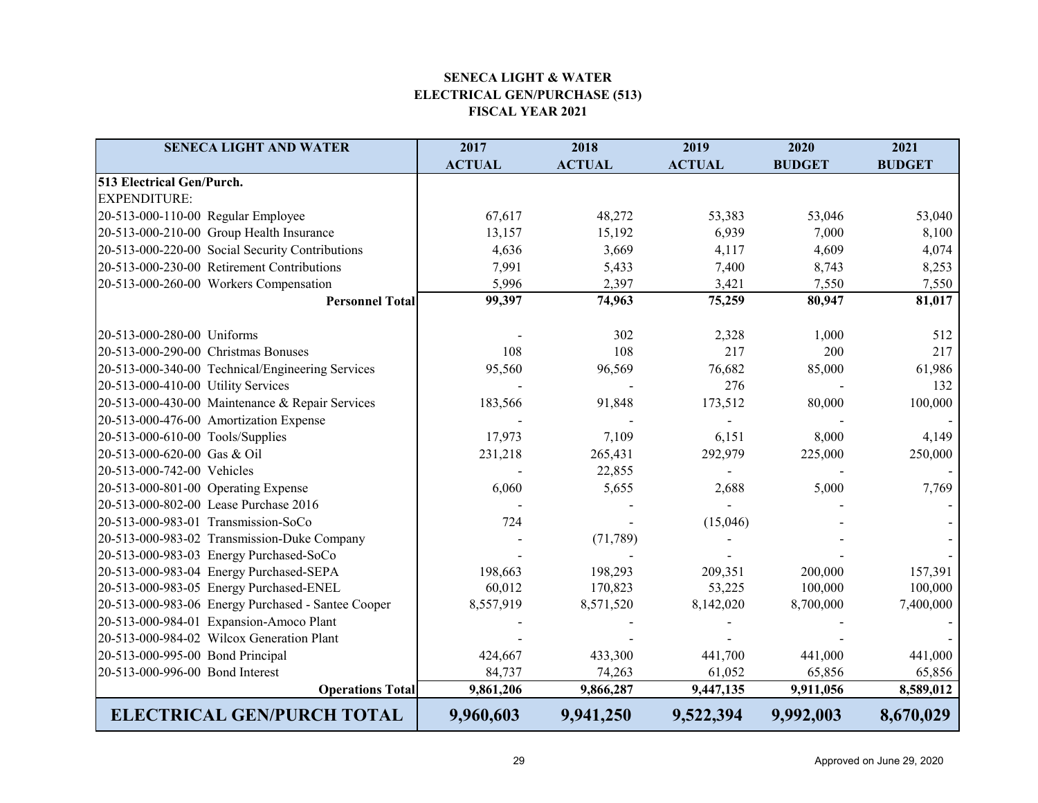**SENECA LIGHT & WATER**
**ELECTRICAL GEN/PURCHASE (513)**
**FISCAL YEAR 2021**

| SENECA LIGHT AND WATER | 2017 ACTUAL | 2018 ACTUAL | 2019 ACTUAL | 2020 BUDGET | 2021 BUDGET |
|---|---|---|---|---|---|
| **513 Electrical Gen/Purch.** | | | | | |
| EXPENDITURE: | | | | | |
| 20-513-000-110-00 Regular Employee | 67,617 | 48,272 | 53,383 | 53,046 | 53,040 |
| 20-513-000-210-00 Group Health Insurance | 13,157 | 15,192 | 6,939 | 7,000 | 8,100 |
| 20-513-000-220-00 Social Security Contributions | 4,636 | 3,669 | 4,117 | 4,609 | 4,074 |
| 20-513-000-230-00 Retirement Contributions | 7,991 | 5,433 | 7,400 | 8,743 | 8,253 |
| 20-513-000-260-00 Workers Compensation | 5,996 | 2,397 | 3,421 | 7,550 | 7,550 |
| **Personnel Total** | **99,397** | **74,963** | **75,259** | **80,947** | **81,017** |
| 20-513-000-280-00 Uniforms | - | 302 | 2,328 | 1,000 | 512 |
| 20-513-000-290-00 Christmas Bonuses | 108 | 108 | 217 | 200 | 217 |
| 20-513-000-340-00 Technical/Engineering Services | 95,560 | 96,569 | 76,682 | 85,000 | 61,986 |
| 20-513-000-410-00 Utility Services | - | - | 276 | - | 132 |
| 20-513-000-430-00 Maintenance & Repair Services | 183,566 | 91,848 | 173,512 | 80,000 | 100,000 |
| 20-513-000-476-00 Amortization Expense | - | - | - | - | - |
| 20-513-000-610-00 Tools/Supplies | 17,973 | 7,109 | 6,151 | 8,000 | 4,149 |
| 20-513-000-620-00 Gas & Oil | 231,218 | 265,431 | 292,979 | 225,000 | 250,000 |
| 20-513-000-742-00 Vehicles | - | 22,855 | - | - | - |
| 20-513-000-801-00 Operating Expense | 6,060 | 5,655 | 2,688 | 5,000 | 7,769 |
| 20-513-000-802-00 Lease Purchase 2016 | - | - | - | - | - |
| 20-513-000-983-01 Transmission-SoCo | 724 | - | (15,046) | - | - |
| 20-513-000-983-02 Transmission-Duke Company | - | (71,789) | - | - | - |
| 20-513-000-983-03 Energy Purchased-SoCo | - | - | - | - | - |
| 20-513-000-983-04 Energy Purchased-SEPA | 198,663 | 198,293 | 209,351 | 200,000 | 157,391 |
| 20-513-000-983-05 Energy Purchased-ENEL | 60,012 | 170,823 | 53,225 | 100,000 | 100,000 |
| 20-513-000-983-06 Energy Purchased - Santee Cooper | 8,557,919 | 8,571,520 | 8,142,020 | 8,700,000 | 7,400,000 |
| 20-513-000-984-01 Expansion-Amoco Plant | - | - | - | - | - |
| 20-513-000-984-02 Wilcox Generation Plant | - | - | - | - | - |
| 20-513-000-995-00 Bond Principal | 424,667 | 433,300 | 441,700 | 441,000 | 441,000 |
| 20-513-000-996-00 Bond Interest | 84,737 | 74,263 | 61,052 | 65,856 | 65,856 |
| **Operations Total** | **9,861,206** | **9,866,287** | **9,447,135** | **9,911,056** | **8,589,012** |
| **ELECTRICAL GEN/PURCH TOTAL** | **9,960,603** | **9,941,250** | **9,522,394** | **9,992,003** | **8,670,029** |

Approved on June 29, 2020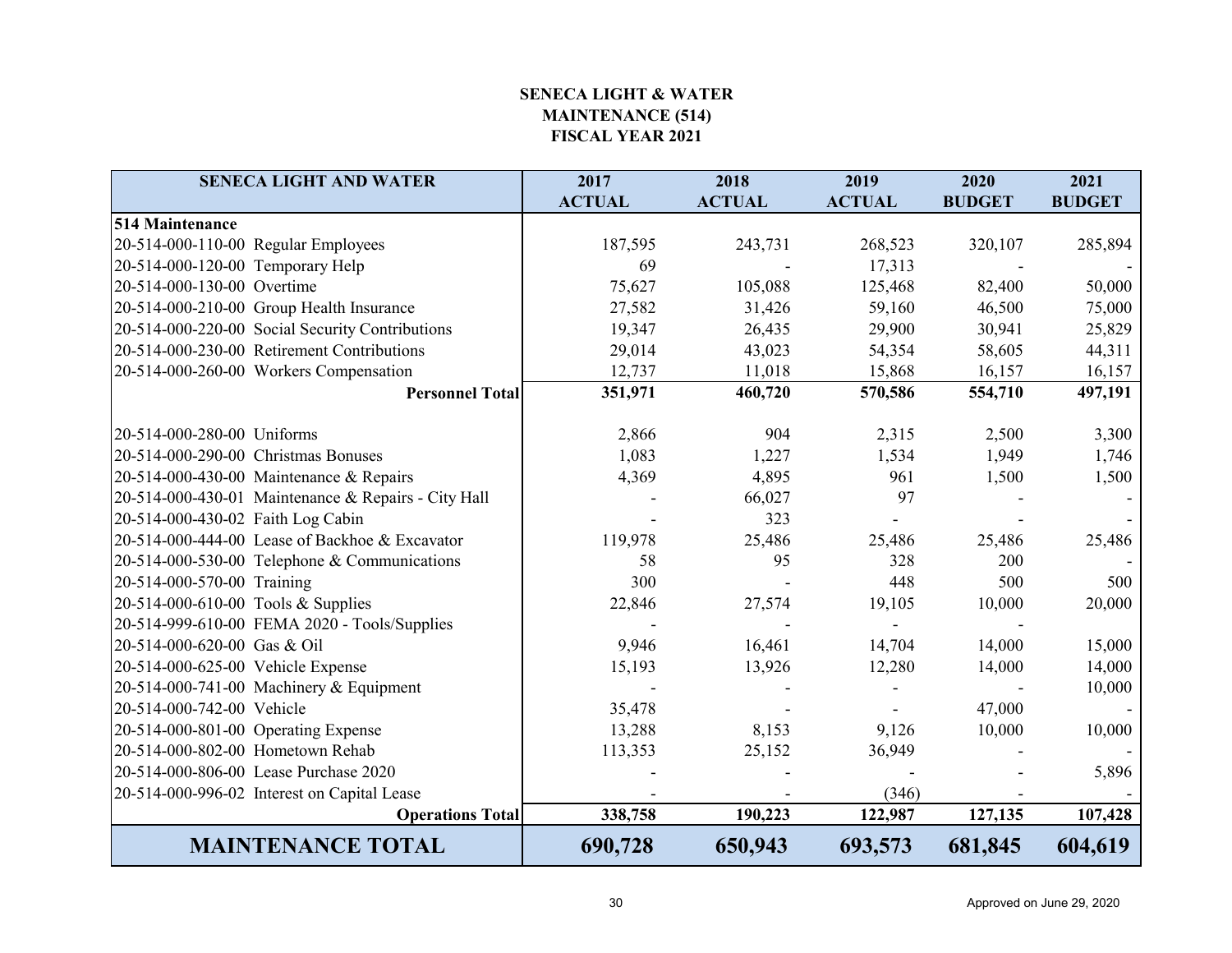**SENECA LIGHT & WATER**
**MAINTENANCE (514)**
**FISCAL YEAR 2021**

| SENECA LIGHT AND WATER | 2017 ACTUAL | 2018 ACTUAL | 2019 ACTUAL | 2020 BUDGET | 2021 BUDGET |
|---|---|---|---|---|---|
| **514 Maintenance** | | | | | |
| 20-514-000-110-00 Regular Employees | 187,595 | 243,731 | 268,523 | 320,107 | 285,894 |
| 20-514-000-120-00 Temporary Help | 69 | - | 17,313 | - | - |
| 20-514-000-130-00 Overtime | 75,627 | 105,088 | 125,468 | 82,400 | 50,000 |
| 20-514-000-210-00 Group Health Insurance | 27,582 | 31,426 | 59,160 | 46,500 | 75,000 |
| 20-514-000-220-00 Social Security Contributions | 19,347 | 26,435 | 29,900 | 30,941 | 25,829 |
| 20-514-000-230-00 Retirement Contributions | 29,014 | 43,023 | 54,354 | 58,605 | 44,311 |
| 20-514-000-260-00 Workers Compensation | 12,737 | 11,018 | 15,868 | 16,157 | 16,157 |
| **Personnel Total** | **351,971** | **460,720** | **570,586** | **554,710** | **497,191** |
| | | | | | |
| 20-514-000-280-00 Uniforms | 2,866 | 904 | 2,315 | 2,500 | 3,300 |
| 20-514-000-290-00 Christmas Bonuses | 1,083 | 1,227 | 1,534 | 1,949 | 1,746 |
| 20-514-000-430-00 Maintenance & Repairs | 4,369 | 4,895 | 961 | 1,500 | 1,500 |
| 20-514-000-430-01 Maintenance & Repairs - City Hall | - | 66,027 | 97 | - | - |
| 20-514-000-430-02 Faith Log Cabin | - | 323 | - | - | - |
| 20-514-000-444-00 Lease of Backhoe & Excavator | 119,978 | 25,486 | 25,486 | 25,486 | 25,486 |
| 20-514-000-530-00 Telephone & Communications | 58 | 95 | 328 | 200 | - |
| 20-514-000-570-00 Training | 300 | - | 448 | 500 | 500 |
| 20-514-000-610-00 Tools & Supplies | 22,846 | 27,574 | 19,105 | 10,000 | 20,000 |
| 20-514-999-610-00 FEMA 2020 - Tools/Supplies | - | - | - | - | |
| 20-514-000-620-00 Gas & Oil | 9,946 | 16,461 | 14,704 | 14,000 | 15,000 |
| 20-514-000-625-00 Vehicle Expense | 15,193 | 13,926 | 12,280 | 14,000 | 14,000 |
| 20-514-000-741-00 Machinery & Equipment | - | - | - | - | 10,000 |
| 20-514-000-742-00 Vehicle | 35,478 | - | - | 47,000 | - |
| 20-514-000-801-00 Operating Expense | 13,288 | 8,153 | 9,126 | 10,000 | 10,000 |
| 20-514-000-802-00 Hometown Rehab | 113,353 | 25,152 | 36,949 | - | - |
| 20-514-000-806-00 Lease Purchase 2020 | - | - | - | - | 5,896 |
| 20-514-000-996-02 Interest on Capital Lease | - | - | (346) | - | - |
| **Operations Total** | **338,758** | **190,223** | **122,987** | **127,135** | **107,428** |
| **MAINTENANCE TOTAL** | **690,728** | **650,943** | **693,573** | **681,845** | **604,619** |

Approved on June 29, 2020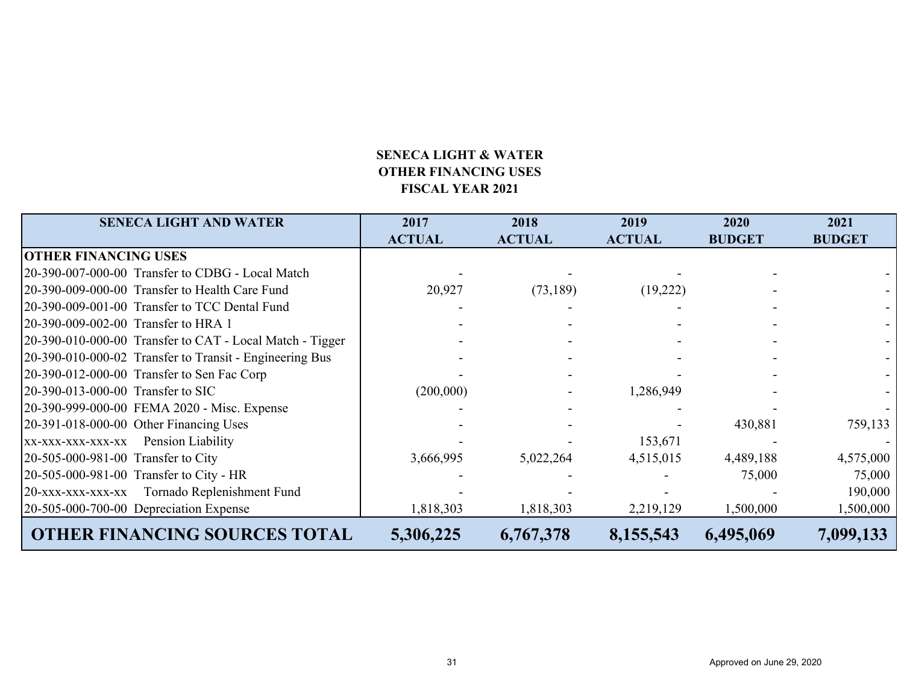**SENECA LIGHT & WATER**
**OTHER FINANCING USES**
**FISCAL YEAR 2021**

| SENECA LIGHT AND WATER | 2017 ACTUAL | 2018 ACTUAL | 2019 ACTUAL | 2020 BUDGET | 2021 BUDGET |
|---|---|---|---|---|---|
| **OTHER FINANCING USES** | | | | | |
| 20-390-007-000-00 Transfer to CDBG - Local Match | - | - | - | - | - |
| 20-390-009-000-00 Transfer to Health Care Fund | 20,927 | (73,189) | (19,222) | - | - |
| 20-390-009-001-00 Transfer to TCC Dental Fund | - | - | - | - | - |
| 20-390-009-002-00 Transfer to HRA 1 | - | - | - | - | - |
| 20-390-010-000-00 Transfer to CAT - Local Match - Tigger | - | - | - | - | - |
| 20-390-010-000-02 Transfer to Transit - Engineering Bus | - | - | - | - | - |
| 20-390-012-000-00 Transfer to Sen Fac Corp | - | - | - | - | - |
| 20-390-013-000-00 Transfer to SIC | (200,000) | - | 1,286,949 | - | - |
| 20-390-999-000-00 FEMA 2020 - Misc. Expense | - | - | - | - | - |
| 20-391-018-000-00 Other Financing Uses | - | - | - | 430,881 | 759,133 |
| xx-xxx-xxx-xxx-xx Pension Liability | - | - | 153,671 | - | - |
| 20-505-000-981-00 Transfer to City | 3,666,995 | 5,022,264 | 4,515,015 | 4,489,188 | 4,575,000 |
| 20-505-000-981-00 Transfer to City - HR | - | - | - | 75,000 | 75,000 |
| 20-xxx-xxx-xxx-xx Tornado Replenishment Fund | - | - | - | - | 190,000 |
| 20-505-000-700-00 Depreciation Expense | 1,818,303 | 1,818,303 | 2,219,129 | 1,500,000 | 1,500,000 |
| **OTHER FINANCING SOURCES TOTAL** | **5,306,225** | **6,767,378** | **8,155,543** | **6,495,069** | **7,099,133** |

Approved on June 29, 2020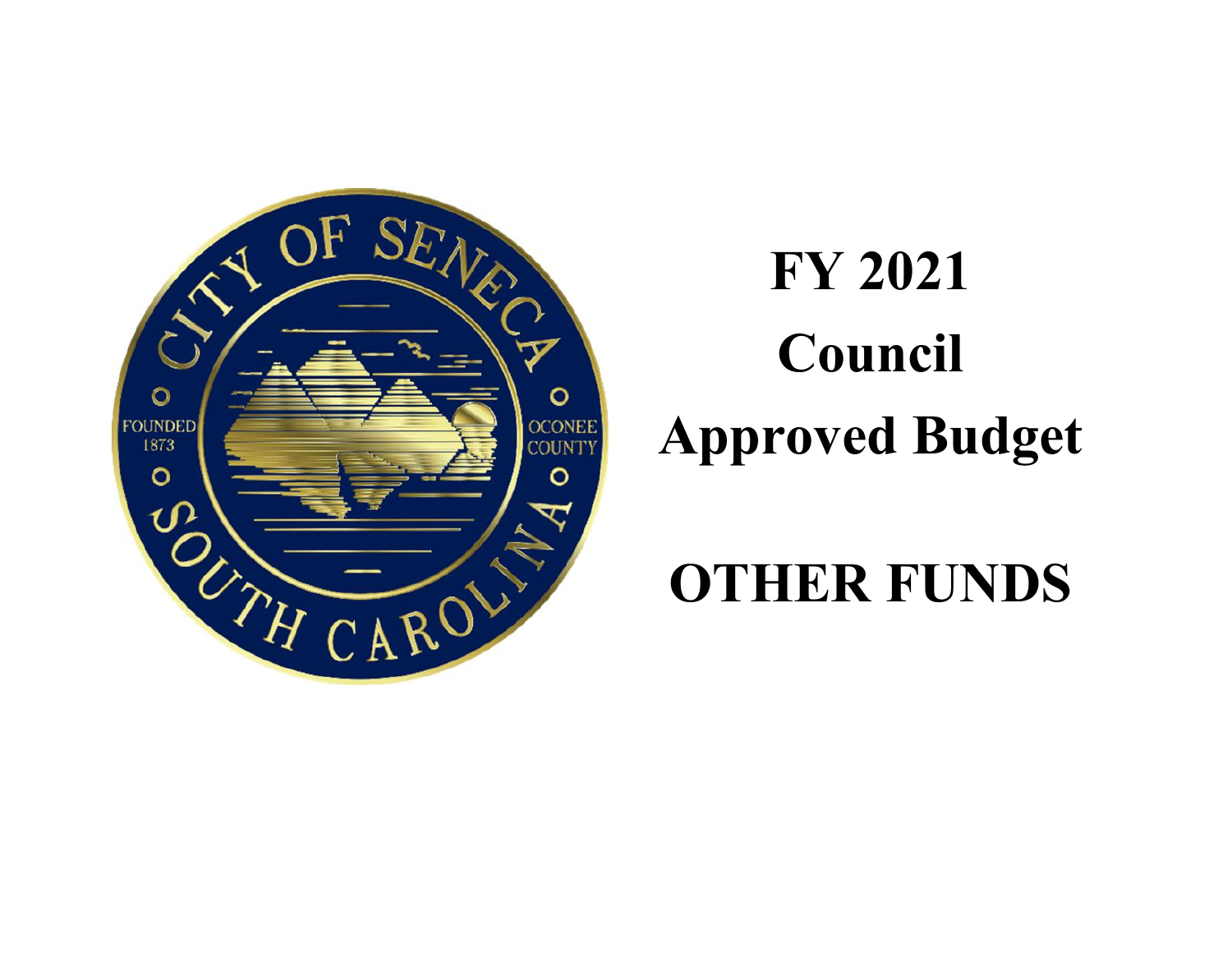# FY 2021

# Council

# Approved Budget

# OTHER FUNDS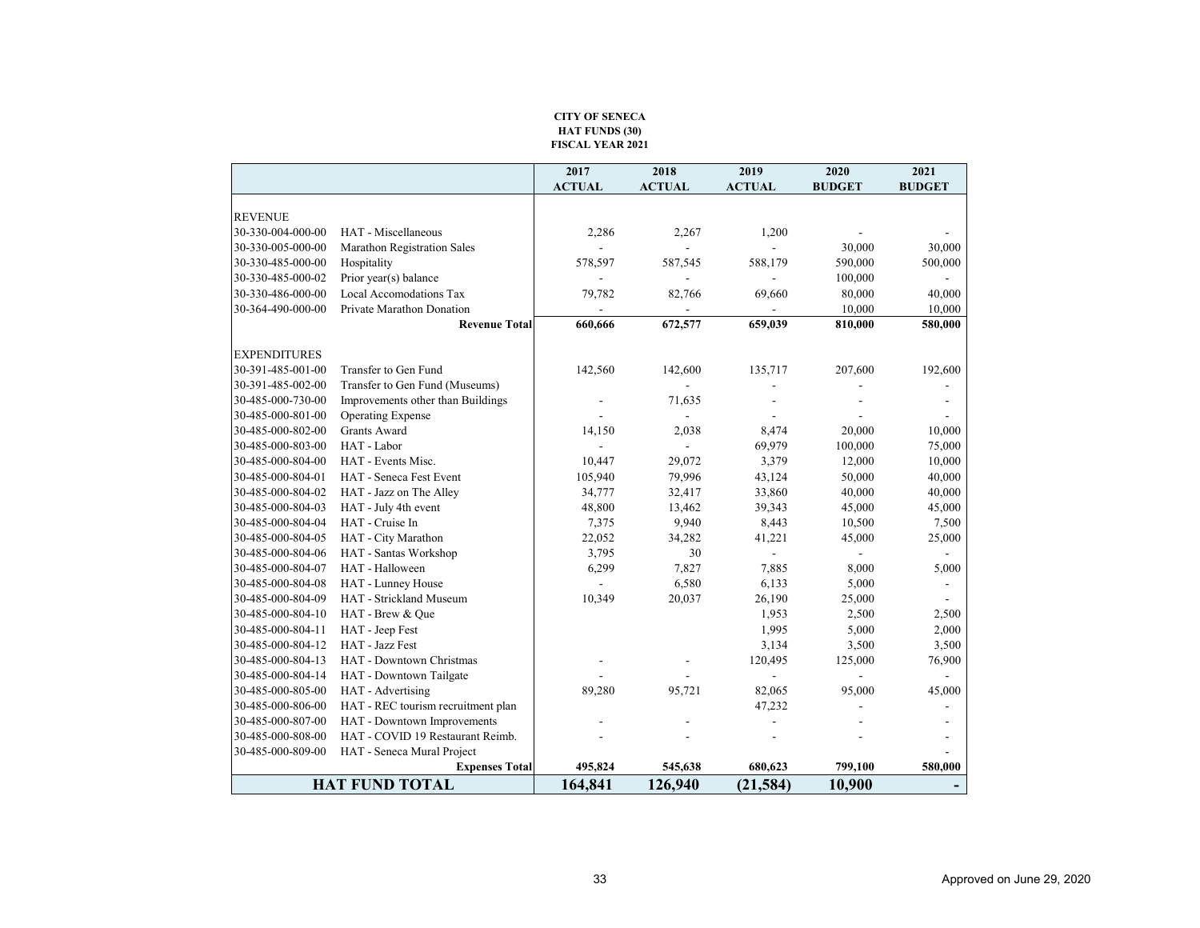**CITY OF SENECA**
**HAT FUNDS (30)**
**FISCAL YEAR 2021**

| | | 2017 ACTUAL | 2018 ACTUAL | 2019 ACTUAL | 2020 BUDGET | 2021 BUDGET |
|---|---|---|---|---|---|---|
| REVENUE | | | | | | |
| 30-330-004-000-00 | HAT - Miscellaneous | 2,286 | 2,267 | 1,200 | - | - |
| 30-330-005-000-00 | Marathon Registration Sales | - | - | - | 30,000 | 30,000 |
| 30-330-485-000-00 | Hospitality | 578,597 | 587,545 | 588,179 | 590,000 | 500,000 |
| 30-330-485-000-02 | Prior year(s) balance | - | - | - | 100,000 | - |
| 30-330-486-000-00 | Local Accomodations Tax | 79,782 | 82,766 | 69,660 | 80,000 | 40,000 |
| 30-364-490-000-00 | Private Marathon Donation | - | - | - | 10,000 | 10,000 |
| | **Revenue Total** | **660,666** | **672,577** | **659,039** | **810,000** | **580,000** |
| EXPENDITURES | | | | | | |
| 30-391-485-001-00 | Transfer to Gen Fund | 142,560 | 142,600 | 135,717 | 207,600 | 192,600 |
| 30-391-485-002-00 | Transfer to Gen Fund (Museums) | | - | - | - | - |
| 30-485-000-730-00 | Improvements other than Buildings | - | 71,635 | - | - | - |
| 30-485-000-801-00 | Operating Expense | - | - | - | - | - |
| 30-485-000-802-00 | Grants Award | 14,150 | 2,038 | 8,474 | 20,000 | 10,000 |
| 30-485-000-803-00 | HAT - Labor | - | - | 69,979 | 100,000 | 75,000 |
| 30-485-000-804-00 | HAT - Events Misc. | 10,447 | 29,072 | 3,379 | 12,000 | 10,000 |
| 30-485-000-804-01 | HAT - Seneca Fest Event | 105,940 | 79,996 | 43,124 | 50,000 | 40,000 |
| 30-485-000-804-02 | HAT - Jazz on The Alley | 34,777 | 32,417 | 33,860 | 40,000 | 40,000 |
| 30-485-000-804-03 | HAT - July 4th event | 48,800 | 13,462 | 39,343 | 45,000 | 45,000 |
| 30-485-000-804-04 | HAT - Cruise In | 7,375 | 9,940 | 8,443 | 10,500 | 7,500 |
| 30-485-000-804-05 | HAT - City Marathon | 22,052 | 34,282 | 41,221 | 45,000 | 25,000 |
| 30-485-000-804-06 | HAT - Santas Workshop | 3,795 | 30 | - | - | - |
| 30-485-000-804-07 | HAT - Halloween | 6,299 | 7,827 | 7,885 | 8,000 | 5,000 |
| 30-485-000-804-08 | HAT - Lunney House | - | 6,580 | 6,133 | 5,000 | - |
| 30-485-000-804-09 | HAT - Strickland Museum | 10,349 | 20,037 | 26,190 | 25,000 | - |
| 30-485-000-804-10 | HAT - Brew & Que | | | 1,953 | 2,500 | 2,500 |
| 30-485-000-804-11 | HAT - Jeep Fest | | | 1,995 | 5,000 | 2,000 |
| 30-485-000-804-12 | HAT - Jazz Fest | | | 3,134 | 3,500 | 3,500 |
| 30-485-000-804-13 | HAT - Downtown Christmas | - | - | 120,495 | 125,000 | 76,900 |
| 30-485-000-804-14 | HAT - Downtown Tailgate | - | - | - | - | - |
| 30-485-000-805-00 | HAT - Advertising | 89,280 | 95,721 | 82,065 | 95,000 | 45,000 |
| 30-485-000-806-00 | HAT - REC tourism recruitment plan | | | 47,232 | - | - |
| 30-485-000-807-00 | HAT - Downtown Improvements | - | - | - | - | - |
| 30-485-000-808-00 | HAT - COVID 19 Restaurant Reimb. | - | - | - | - | - |
| 30-485-000-809-00 | HAT - Seneca Mural Project | | | | | - |
| | **Expenses Total** | **495,824** | **545,638** | **680,623** | **799,100** | **580,000** |
| **HAT FUND TOTAL** | | **164,841** | **126,940** | **(21,584)** | **10,900** | **-** |

Approved on June 29, 2020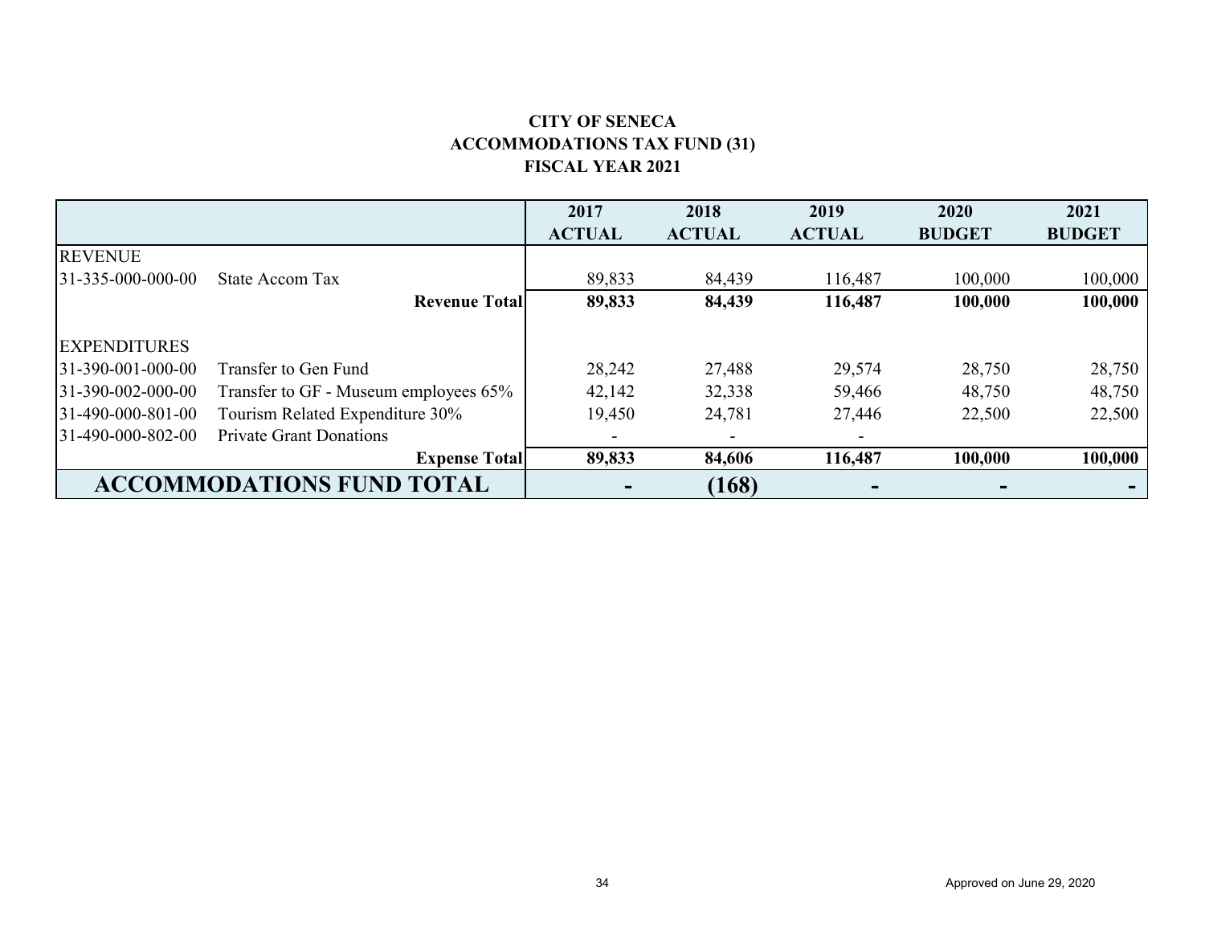**CITY OF SENECA**
**ACCOMMODATIONS TAX FUND (31)**
**FISCAL YEAR 2021**

| | | 2017 ACTUAL | 2018 ACTUAL | 2019 ACTUAL | 2020 BUDGET | 2021 BUDGET |
|---|---|---|---|---|---|---|
| REVENUE | | | | | | |
| 31-335-000-000-00 | State Accom Tax | 89,833 | 84,439 | 116,487 | 100,000 | 100,000 |
| | **Revenue Total** | **89,833** | **84,439** | **116,487** | **100,000** | **100,000** |
| | | | | | | |
| EXPENDITURES | | | | | | |
| 31-390-001-000-00 | Transfer to Gen Fund | 28,242 | 27,488 | 29,574 | 28,750 | 28,750 |
| 31-390-002-000-00 | Transfer to GF - Museum employees 65% | 42,142 | 32,338 | 59,466 | 48,750 | 48,750 |
| 31-490-000-801-00 | Tourism Related Expenditure 30% | 19,450 | 24,781 | 27,446 | 22,500 | 22,500 |
| 31-490-000-802-00 | Private Grant Donations | - | - | - | | |
| | **Expense Total** | **89,833** | **84,606** | **116,487** | **100,000** | **100,000** |
| **ACCOMMODATIONS FUND TOTAL** | | **-** | **(168)** | **-** | **-** | **-** |

Approved on June 29, 2020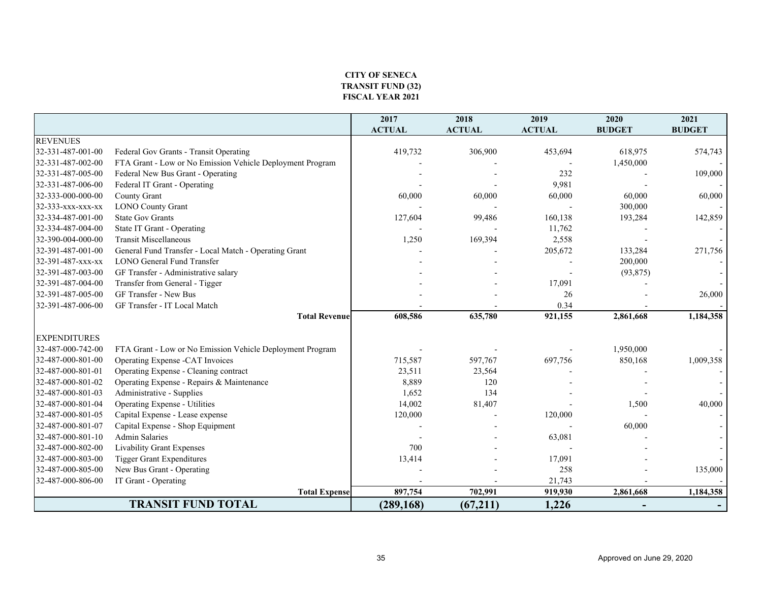**CITY OF SENECA**
**TRANSIT FUND (32)**
**FISCAL YEAR 2021**

| | | 2017 ACTUAL | 2018 ACTUAL | 2019 ACTUAL | 2020 BUDGET | 2021 BUDGET |
|---|---|---|---|---|---|---|
| REVENUES | | | | | | |
| 32-331-487-001-00 | Federal Gov Grants - Transit Operating | 419,732 | 306,900 | 453,694 | 618,975 | 574,743 |
| 32-331-487-002-00 | FTA Grant - Low or No Emission Vehicle Deployment Program | - | - | - | 1,450,000 | - |
| 32-331-487-005-00 | Federal New Bus Grant - Operating | - | - | 232 | - | 109,000 |
| 32-331-487-006-00 | Federal IT Grant - Operating | - | - | 9,981 | - | - |
| 32-333-000-000-00 | County Grant | 60,000 | 60,000 | 60,000 | 60,000 | 60,000 |
| 32-333-xxx-xxx-xx | LONO County Grant | - | - | - | 300,000 | - |
| 32-334-487-001-00 | State Gov Grants | 127,604 | 99,486 | 160,138 | 193,284 | 142,859 |
| 32-334-487-004-00 | State IT Grant - Operating | - | - | 11,762 | - | - |
| 32-390-004-000-00 | Transit Miscellaneous | 1,250 | 169,394 | 2,558 | - | - |
| 32-391-487-001-00 | General Fund Transfer - Local Match - Operating Grant | - | - | 205,672 | 133,284 | 271,756 |
| 32-391-487-xxx-xx | LONO General Fund Transfer | - | - | - | 200,000 | - |
| 32-391-487-003-00 | GF Transfer - Administrative salary | - | - | - | (93,875) | - |
| 32-391-487-004-00 | Transfer from General - Tigger | - | - | 17,091 | - | - |
| 32-391-487-005-00 | GF Transfer - New Bus | - | - | 26 | - | 26,000 |
| 32-391-487-006-00 | GF Transfer - IT Local Match | - | - | 0.34 | - | - |
| | **Total Revenue** | **608,586** | **635,780** | **921,155** | **2,861,668** | **1,184,358** |
| EXPENDITURES | | | | | | |
| 32-487-000-742-00 | FTA Grant - Low or No Emission Vehicle Deployment Program | - | - | - | 1,950,000 | - |
| 32-487-000-801-00 | Operating Expense -CAT Invoices | 715,587 | 597,767 | 697,756 | 850,168 | 1,009,358 |
| 32-487-000-801-01 | Operating Expense - Cleaning contract | 23,511 | 23,564 | - | - | - |
| 32-487-000-801-02 | Operating Expense - Repairs & Maintenance | 8,889 | 120 | - | - | - |
| 32-487-000-801-03 | Administrative - Supplies | 1,652 | 134 | - | - | - |
| 32-487-000-801-04 | Operating Expense - Utilities | 14,002 | 81,407 | - | 1,500 | 40,000 |
| 32-487-000-801-05 | Capital Expense - Lease expense | 120,000 | - | 120,000 | - | - |
| 32-487-000-801-07 | Capital Expense - Shop Equipment | - | - | - | 60,000 | - |
| 32-487-000-801-10 | Admin Salaries | - | - | 63,081 | - | - |
| 32-487-000-802-00 | Livability Grant Expenses | 700 | - | - | - | - |
| 32-487-000-803-00 | Tigger Grant Expenditures | 13,414 | - | 17,091 | - | - |
| 32-487-000-805-00 | New Bus Grant - Operating | - | - | 258 | - | 135,000 |
| 32-487-000-806-00 | IT Grant - Operating | - | - | 21,743 | - | - |
| | **Total Expense** | **897,754** | **702,991** | **919,930** | **2,861,668** | **1,184,358** |
| **TRANSIT FUND TOTAL** | | **(289,168)** | **(67,211)** | **1,226** | **-** | **-** |

Approved on June 29, 2020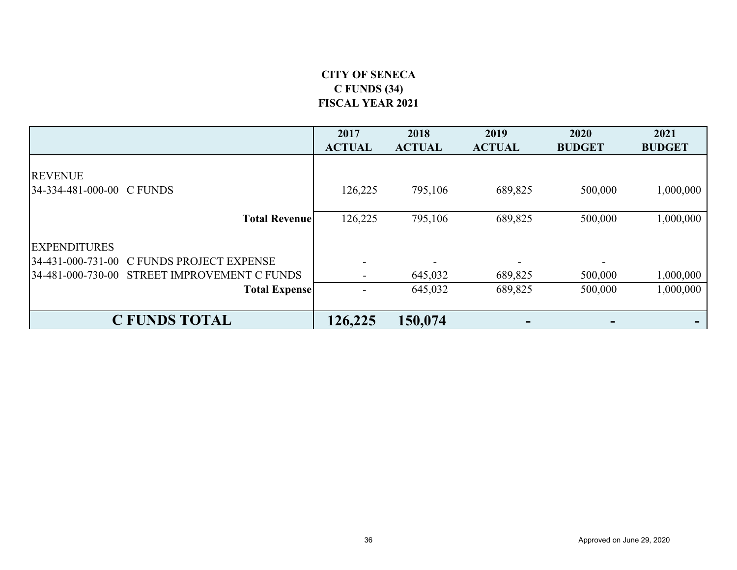**CITY OF SENECA**
**C FUNDS (34)**
**FISCAL YEAR 2021**

| | 2017 ACTUAL | 2018 ACTUAL | 2019 ACTUAL | 2020 BUDGET | 2021 BUDGET |
|---|---|---|---|---|---|
| REVENUE | | | | | |
| 34-334-481-000-00 C FUNDS | 126,225 | 795,106 | 689,825 | 500,000 | 1,000,000 |
| **Total Revenue** | 126,225 | 795,106 | 689,825 | 500,000 | 1,000,000 |
| EXPENDITURES | | | | | |
| 34-431-000-731-00 C FUNDS PROJECT EXPENSE | - | - | - | - | |
| 34-481-000-730-00 STREET IMPROVEMENT C FUNDS | - | 645,032 | 689,825 | 500,000 | 1,000,000 |
| **Total Expense** | - | 645,032 | 689,825 | 500,000 | 1,000,000 |
| **C FUNDS TOTAL** | **126,225** | **150,074** | **-** | **-** | **-** |

Approved on June 29, 2020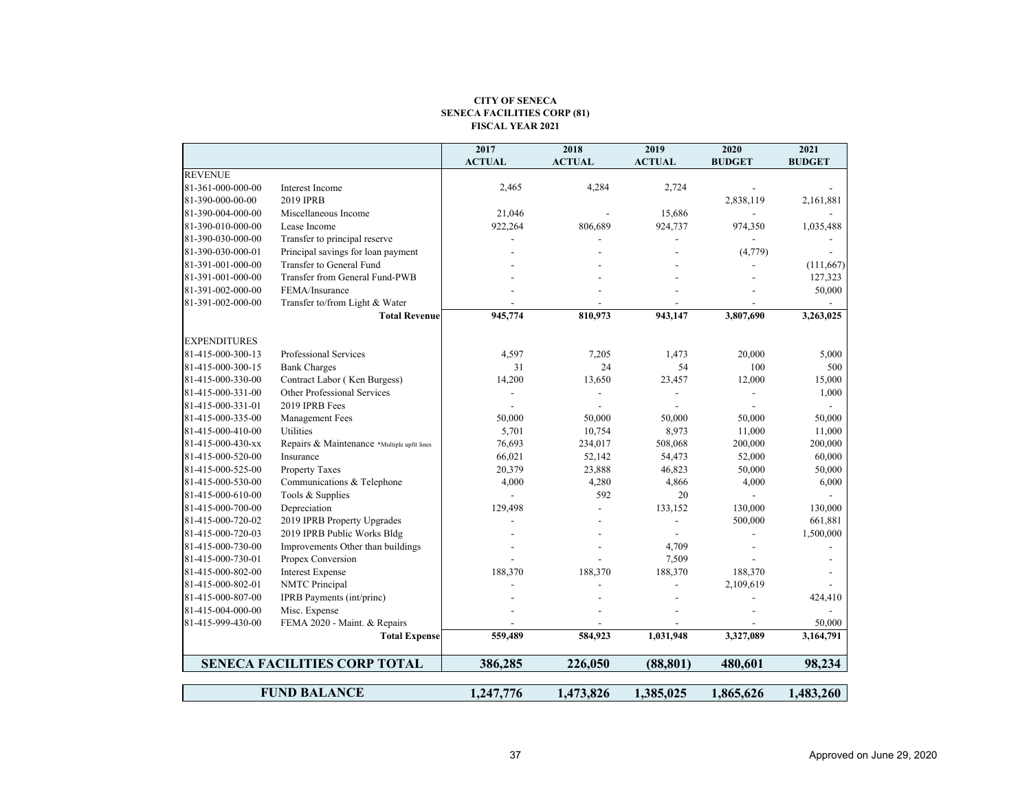**CITY OF SENECA**
**SENECA FACILITIES CORP (81)**
**FISCAL YEAR 2021**

| | | 2017 ACTUAL | 2018 ACTUAL | 2019 ACTUAL | 2020 BUDGET | 2021 BUDGET |
|---|---|---|---|---|---|---|
| REVENUE | | | | | | |
| 81-361-000-000-00 | Interest Income | 2,465 | 4,284 | 2,724 | - | - |
| 81-390-000-00-00 | 2019 IPRB | | | | 2,838,119 | 2,161,881 |
| 81-390-004-000-00 | Miscellaneous Income | 21,046 | - | 15,686 | - | - |
| 81-390-010-000-00 | Lease Income | 922,264 | 806,689 | 924,737 | 974,350 | 1,035,488 |
| 81-390-030-000-00 | Transfer to principal reserve | - | - | - | - | - |
| 81-390-030-000-01 | Principal savings for loan payment | - | - | - | (4,779) | - |
| 81-391-001-000-00 | Transfer to General Fund | - | - | - | - | (111,667) |
| 81-391-001-000-00 | Transfer from General Fund-PWB | - | - | - | - | 127,323 |
| 81-391-002-000-00 | FEMA/Insurance | - | - | - | - | 50,000 |
| 81-391-002-000-00 | Transfer to/from Light & Water | - | - | - | - | - |
| | **Total Revenue** | **945,774** | **810,973** | **943,147** | **3,807,690** | **3,263,025** |
| EXPENDITURES | | | | | | |
| 81-415-000-300-13 | Professional Services | 4,597 | 7,205 | 1,473 | 20,000 | 5,000 |
| 81-415-000-300-15 | Bank Charges | 31 | 24 | 54 | 100 | 500 |
| 81-415-000-330-00 | Contract Labor ( Ken Burgess) | 14,200 | 13,650 | 23,457 | 12,000 | 15,000 |
| 81-415-000-331-00 | Other Professional Services | - | - | - | - | 1,000 |
| 81-415-000-331-01 | 2019 IPRB Fees | - | - | - | - | - |
| 81-415-000-335-00 | Management Fees | 50,000 | 50,000 | 50,000 | 50,000 | 50,000 |
| 81-415-000-410-00 | Utilities | 5,701 | 10,754 | 8,973 | 11,000 | 11,000 |
| 81-415-000-430-xx | Repairs & Maintenance *Multiple upfit lines | 76,693 | 234,017 | 508,068 | 200,000 | 200,000 |
| 81-415-000-520-00 | Insurance | 66,021 | 52,142 | 54,473 | 52,000 | 60,000 |
| 81-415-000-525-00 | Property Taxes | 20,379 | 23,888 | 46,823 | 50,000 | 50,000 |
| 81-415-000-530-00 | Communications & Telephone | 4,000 | 4,280 | 4,866 | 4,000 | 6,000 |
| 81-415-000-610-00 | Tools & Supplies | - | 592 | 20 | - | - |
| 81-415-000-700-00 | Depreciation | 129,498 | - | 133,152 | 130,000 | 130,000 |
| 81-415-000-720-02 | 2019 IPRB Property Upgrades | - | - | - | 500,000 | 661,881 |
| 81-415-000-720-03 | 2019 IPRB Public Works Bldg | - | - | - | - | 1,500,000 |
| 81-415-000-730-00 | Improvements Other than buildings | - | - | 4,709 | - | - |
| 81-415-000-730-01 | Propex Conversion | - | - | 7,509 | - | - |
| 81-415-000-802-00 | Interest Expense | 188,370 | 188,370 | 188,370 | 188,370 | - |
| 81-415-000-802-01 | NMTC Principal | - | - | - | 2,109,619 | - |
| 81-415-000-807-00 | IPRB Payments (int/princ) | - | - | - | - | 424,410 |
| 81-415-004-000-00 | Misc. Expense | - | - | - | - | - |
| 81-415-999-430-00 | FEMA 2020 - Maint. & Repairs | - | - | - | - | 50,000 |
| | **Total Expense** | **559,489** | **584,923** | **1,031,948** | **3,327,089** | **3,164,791** |
| **SENECA FACILITIES CORP TOTAL** | | **386,285** | **226,050** | **(88,801)** | **480,601** | **98,234** |
| **FUND BALANCE** | | **1,247,776** | **1,473,826** | **1,385,025** | **1,865,626** | **1,483,260** |

Approved on June 29, 2020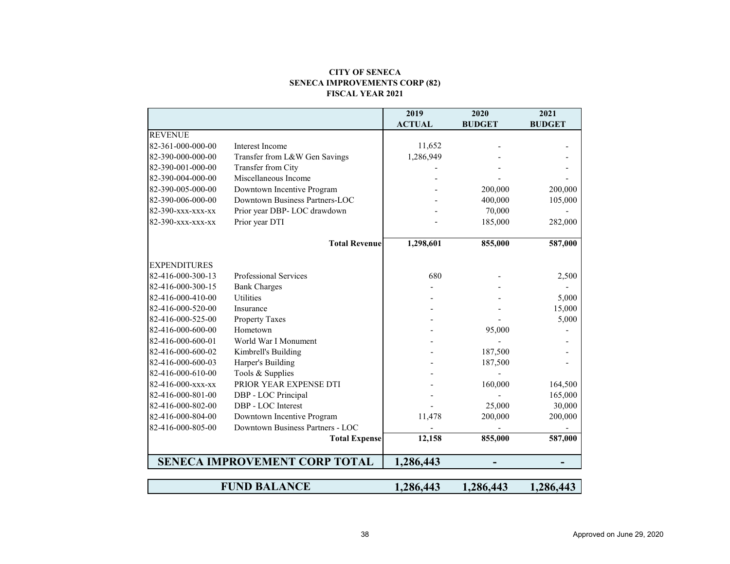**CITY OF SENECA**
**SENECA IMPROVEMENTS CORP (82)**
**FISCAL YEAR 2021**

| | | 2019 ACTUAL | 2020 BUDGET | 2021 BUDGET |
|---|---|---|---|---|
| REVENUE | | | | |
| 82-361-000-000-00 | Interest Income | 11,652 | - | - |
| 82-390-000-000-00 | Transfer from L&W Gen Savings | 1,286,949 | - | - |
| 82-390-001-000-00 | Transfer from City | - | - | - |
| 82-390-004-000-00 | Miscellaneous Income | - | - | - |
| 82-390-005-000-00 | Downtown Incentive Program | - | 200,000 | 200,000 |
| 82-390-006-000-00 | Downtown Business Partners-LOC | - | 400,000 | 105,000 |
| 82-390-xxx-xxx-xx | Prior year DBP- LOC drawdown | - | 70,000 | - |
| 82-390-xxx-xxx-xx | Prior year DTI | - | 185,000 | 282,000 |
| | **Total Revenue** | **1,298,601** | **855,000** | **587,000** |
| EXPENDITURES | | | | |
| 82-416-000-300-13 | Professional Services | 680 | - | 2,500 |
| 82-416-000-300-15 | Bank Charges | - | - | - |
| 82-416-000-410-00 | Utilities | - | - | 5,000 |
| 82-416-000-520-00 | Insurance | - | - | 15,000 |
| 82-416-000-525-00 | Property Taxes | - | - | 5,000 |
| 82-416-000-600-00 | Hometown | - | 95,000 | - |
| 82-416-000-600-01 | World War I Monument | - | - | - |
| 82-416-000-600-02 | Kimbrell's Building | - | 187,500 | - |
| 82-416-000-600-03 | Harper's Building | - | 187,500 | - |
| 82-416-000-610-00 | Tools & Supplies | - | - | |
| 82-416-000-xxx-xx | PRIOR YEAR EXPENSE DTI | - | 160,000 | 164,500 |
| 82-416-000-801-00 | DBP - LOC Principal | - | - | 165,000 |
| 82-416-000-802-00 | DBP - LOC Interest | - | 25,000 | 30,000 |
| 82-416-000-804-00 | Downtown Incentive Program | 11,478 | 200,000 | 200,000 |
| 82-416-000-805-00 | Downtown Business Partners - LOC | - | - | - |
| | **Total Expense** | **12,158** | **855,000** | **587,000** |
| **SENECA IMPROVEMENT CORP TOTAL** | | **1,286,443** | **-** | **-** |
| **FUND BALANCE** | | **1,286,443** | **1,286,443** | **1,286,443** |

Approved on June 29, 2020